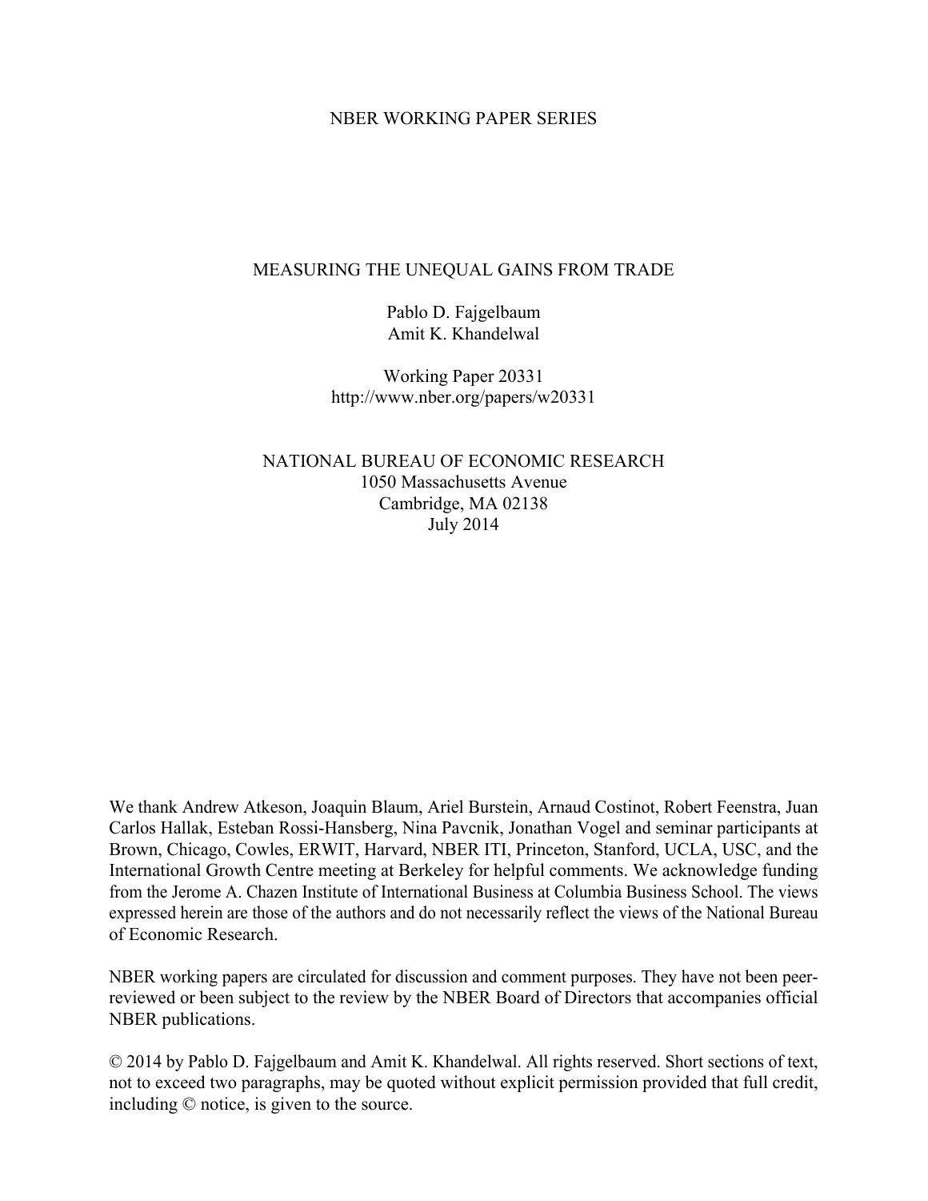NBER WORKING PAPER SERIES

# MEASURING THE UNEQUAL GAINS FROM TRADE

Pablo D. Fajgelbaum
Amit K. Khandelwal

Working Paper 20331
http://www.nber.org/papers/w20331

NATIONAL BUREAU OF ECONOMIC RESEARCH
1050 Massachusetts Avenue
Cambridge, MA 02138
July 2014

We thank Andrew Atkeson, Joaquin Blaum, Ariel Burstein, Arnaud Costinot, Robert Feenstra, Juan Carlos Hallak, Esteban Rossi-Hansberg, Nina Pavcnik, Jonathan Vogel and seminar participants at Brown, Chicago, Cowles, ERWIT, Harvard, NBER ITI, Princeton, Stanford, UCLA, USC, and the International Growth Centre meeting at Berkeley for helpful comments. We acknowledge funding from the Jerome A. Chazen Institute of International Business at Columbia Business School. The views expressed herein are those of the authors and do not necessarily reflect the views of the National Bureau of Economic Research.

NBER working papers are circulated for discussion and comment purposes. They have not been peer-reviewed or been subject to the review by the NBER Board of Directors that accompanies official NBER publications.

© 2014 by Pablo D. Fajgelbaum and Amit K. Khandelwal. All rights reserved. Short sections of text, not to exceed two paragraphs, may be quoted without explicit permission provided that full credit, including © notice, is given to the source.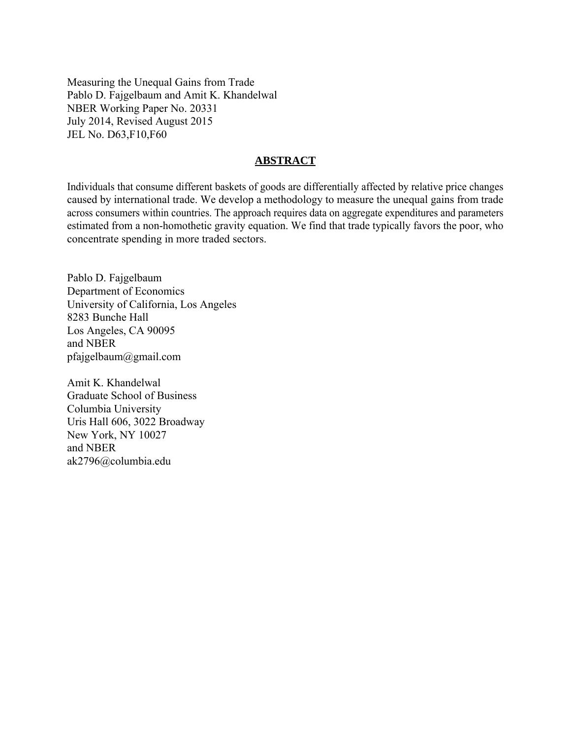Measuring the Unequal Gains from Trade
Pablo D. Fajgelbaum and Amit K. Khandelwal
NBER Working Paper No. 20331
July 2014, Revised August 2015
JEL No. D63,F10,F60

## **ABSTRACT**

Individuals that consume different baskets of goods are differentially affected by relative price changes caused by international trade. We develop a methodology to measure the unequal gains from trade across consumers within countries. The approach requires data on aggregate expenditures and parameters estimated from a non-homothetic gravity equation. We find that trade typically favors the poor, who concentrate spending in more traded sectors.

Pablo D. Fajgelbaum
Department of Economics
University of California, Los Angeles
8283 Bunche Hall
Los Angeles, CA 90095
and NBER
pfajgelbaum@gmail.com

Amit K. Khandelwal
Graduate School of Business
Columbia University
Uris Hall 606, 3022 Broadway
New York, NY 10027
and NBER
ak2796@columbia.edu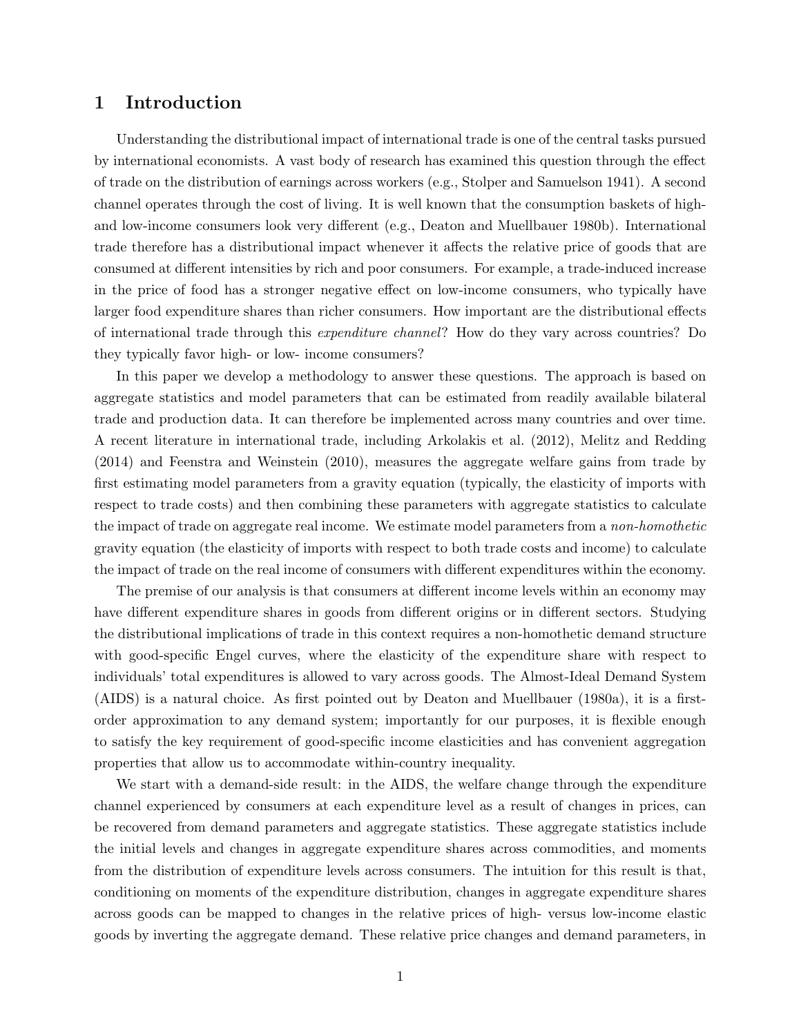## 1 Introduction

Understanding the distributional impact of international trade is one of the central tasks pursued by international economists. A vast body of research has examined this question through the effect of trade on the distribution of earnings across workers (e.g., Stolper and Samuelson 1941). A second channel operates through the cost of living. It is well known that the consumption baskets of high- and low-income consumers look very different (e.g., Deaton and Muellbauer 1980b). International trade therefore has a distributional impact whenever it affects the relative price of goods that are consumed at different intensities by rich and poor consumers. For example, a trade-induced increase in the price of food has a stronger negative effect on low-income consumers, who typically have larger food expenditure shares than richer consumers. How important are the distributional effects of international trade through this *expenditure channel*? How do they vary across countries? Do they typically favor high- or low- income consumers?

In this paper we develop a methodology to answer these questions. The approach is based on aggregate statistics and model parameters that can be estimated from readily available bilateral trade and production data. It can therefore be implemented across many countries and over time. A recent literature in international trade, including Arkolakis et al. (2012), Melitz and Redding (2014) and Feenstra and Weinstein (2010), measures the aggregate welfare gains from trade by first estimating model parameters from a gravity equation (typically, the elasticity of imports with respect to trade costs) and then combining these parameters with aggregate statistics to calculate the impact of trade on aggregate real income. We estimate model parameters from a *non-homothetic* gravity equation (the elasticity of imports with respect to both trade costs and income) to calculate the impact of trade on the real income of consumers with different expenditures within the economy.

The premise of our analysis is that consumers at different income levels within an economy may have different expenditure shares in goods from different origins or in different sectors. Studying the distributional implications of trade in this context requires a non-homothetic demand structure with good-specific Engel curves, where the elasticity of the expenditure share with respect to individuals' total expenditures is allowed to vary across goods. The Almost-Ideal Demand System (AIDS) is a natural choice. As first pointed out by Deaton and Muellbauer (1980a), it is a first-order approximation to any demand system; importantly for our purposes, it is flexible enough to satisfy the key requirement of good-specific income elasticities and has convenient aggregation properties that allow us to accommodate within-country inequality.

We start with a demand-side result: in the AIDS, the welfare change through the expenditure channel experienced by consumers at each expenditure level as a result of changes in prices, can be recovered from demand parameters and aggregate statistics. These aggregate statistics include the initial levels and changes in aggregate expenditure shares across commodities, and moments from the distribution of expenditure levels across consumers. The intuition for this result is that, conditioning on moments of the expenditure distribution, changes in aggregate expenditure shares across goods can be mapped to changes in the relative prices of high- versus low-income elastic goods by inverting the aggregate demand. These relative price changes and demand parameters, in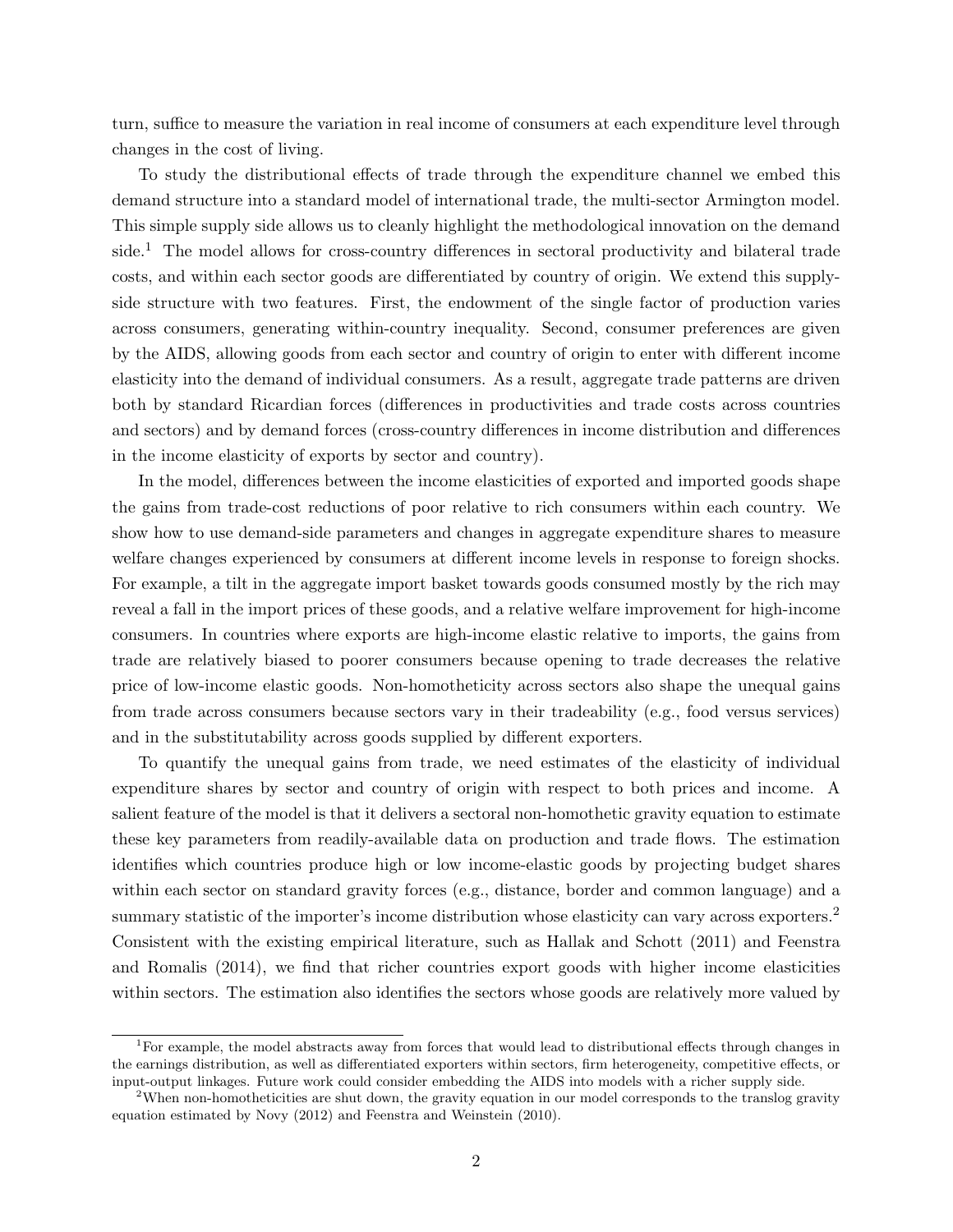turn, suffice to measure the variation in real income of consumers at each expenditure level through changes in the cost of living.

To study the distributional effects of trade through the expenditure channel we embed this demand structure into a standard model of international trade, the multi-sector Armington model. This simple supply side allows us to cleanly highlight the methodological innovation on the demand side.[1] The model allows for cross-country differences in sectoral productivity and bilateral trade costs, and within each sector goods are differentiated by country of origin. We extend this supply-side structure with two features. First, the endowment of the single factor of production varies across consumers, generating within-country inequality. Second, consumer preferences are given by the AIDS, allowing goods from each sector and country of origin to enter with different income elasticity into the demand of individual consumers. As a result, aggregate trade patterns are driven both by standard Ricardian forces (differences in productivities and trade costs across countries and sectors) and by demand forces (cross-country differences in income distribution and differences in the income elasticity of exports by sector and country).

In the model, differences between the income elasticities of exported and imported goods shape the gains from trade-cost reductions of poor relative to rich consumers within each country. We show how to use demand-side parameters and changes in aggregate expenditure shares to measure welfare changes experienced by consumers at different income levels in response to foreign shocks. For example, a tilt in the aggregate import basket towards goods consumed mostly by the rich may reveal a fall in the import prices of these goods, and a relative welfare improvement for high-income consumers. In countries where exports are high-income elastic relative to imports, the gains from trade are relatively biased to poorer consumers because opening to trade decreases the relative price of low-income elastic goods. Non-homotheticity across sectors also shape the unequal gains from trade across consumers because sectors vary in their tradeability (e.g., food versus services) and in the substitutability across goods supplied by different exporters.

To quantify the unequal gains from trade, we need estimates of the elasticity of individual expenditure shares by sector and country of origin with respect to both prices and income. A salient feature of the model is that it delivers a sectoral non-homothetic gravity equation to estimate these key parameters from readily-available data on production and trade flows. The estimation identifies which countries produce high or low income-elastic goods by projecting budget shares within each sector on standard gravity forces (e.g., distance, border and common language) and a summary statistic of the importer's income distribution whose elasticity can vary across exporters.[2] Consistent with the existing empirical literature, such as Hallak and Schott (2011) and Feenstra and Romalis (2014), we find that richer countries export goods with higher income elasticities within sectors. The estimation also identifies the sectors whose goods are relatively more valued by

[1] For example, the model abstracts away from forces that would lead to distributional effects through changes in the earnings distribution, as well as differentiated exporters within sectors, firm heterogeneity, competitive effects, or input-output linkages. Future work could consider embedding the AIDS into models with a richer supply side.

[2] When non-homotheticities are shut down, the gravity equation in our model corresponds to the translog gravity equation estimated by Novy (2012) and Feenstra and Weinstein (2010).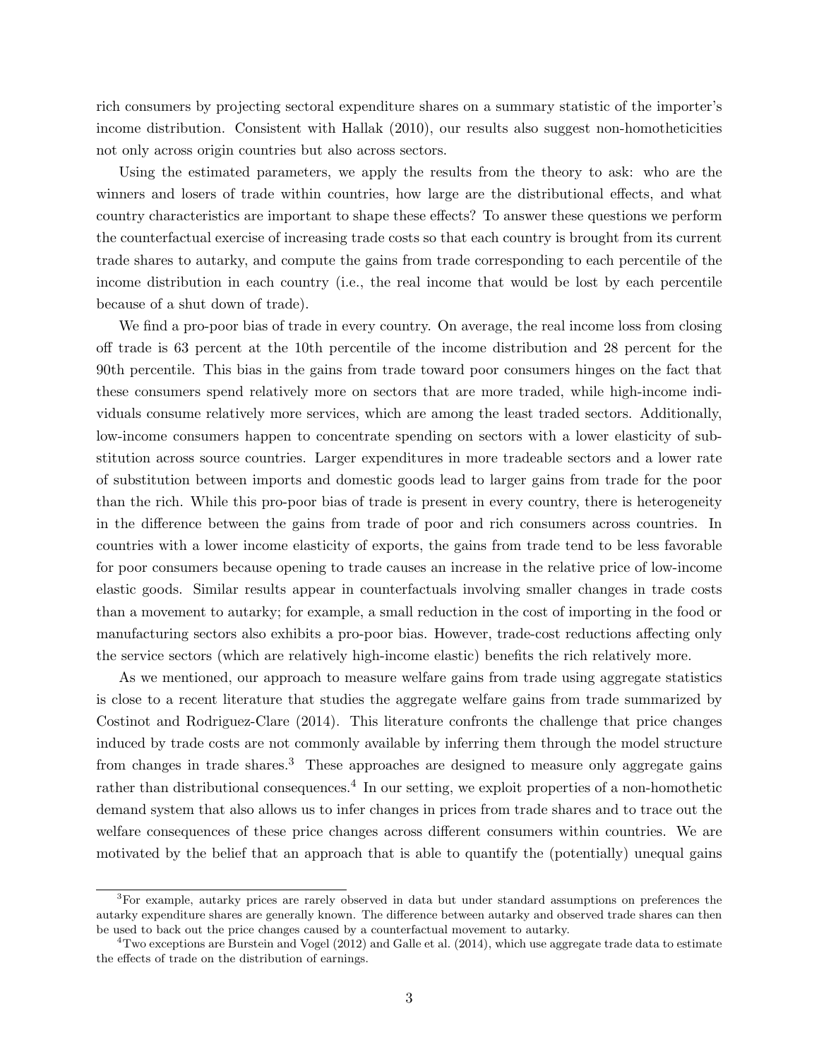rich consumers by projecting sectoral expenditure shares on a summary statistic of the importer's income distribution. Consistent with Hallak (2010), our results also suggest non-homotheticities not only across origin countries but also across sectors.

Using the estimated parameters, we apply the results from the theory to ask: who are the winners and losers of trade within countries, how large are the distributional effects, and what country characteristics are important to shape these effects? To answer these questions we perform the counterfactual exercise of increasing trade costs so that each country is brought from its current trade shares to autarky, and compute the gains from trade corresponding to each percentile of the income distribution in each country (i.e., the real income that would be lost by each percentile because of a shut down of trade).

We find a pro-poor bias of trade in every country. On average, the real income loss from closing off trade is 63 percent at the 10th percentile of the income distribution and 28 percent for the 90th percentile. This bias in the gains from trade toward poor consumers hinges on the fact that these consumers spend relatively more on sectors that are more traded, while high-income individuals consume relatively more services, which are among the least traded sectors. Additionally, low-income consumers happen to concentrate spending on sectors with a lower elasticity of substitution across source countries. Larger expenditures in more tradeable sectors and a lower rate of substitution between imports and domestic goods lead to larger gains from trade for the poor than the rich. While this pro-poor bias of trade is present in every country, there is heterogeneity in the difference between the gains from trade of poor and rich consumers across countries. In countries with a lower income elasticity of exports, the gains from trade tend to be less favorable for poor consumers because opening to trade causes an increase in the relative price of low-income elastic goods. Similar results appear in counterfactuals involving smaller changes in trade costs than a movement to autarky; for example, a small reduction in the cost of importing in the food or manufacturing sectors also exhibits a pro-poor bias. However, trade-cost reductions affecting only the service sectors (which are relatively high-income elastic) benefits the rich relatively more.

As we mentioned, our approach to measure welfare gains from trade using aggregate statistics is close to a recent literature that studies the aggregate welfare gains from trade summarized by Costinot and Rodriguez-Clare (2014). This literature confronts the challenge that price changes induced by trade costs are not commonly available by inferring them through the model structure from changes in trade shares.[3] These approaches are designed to measure only aggregate gains rather than distributional consequences.[4] In our setting, we exploit properties of a non-homothetic demand system that also allows us to infer changes in prices from trade shares and to trace out the welfare consequences of these price changes across different consumers within countries. We are motivated by the belief that an approach that is able to quantify the (potentially) unequal gains

[3]For example, autarky prices are rarely observed in data but under standard assumptions on preferences the autarky expenditure shares are generally known. The difference between autarky and observed trade shares can then be used to back out the price changes caused by a counterfactual movement to autarky.

[4]Two exceptions are Burstein and Vogel (2012) and Galle et al. (2014), which use aggregate trade data to estimate the effects of trade on the distribution of earnings.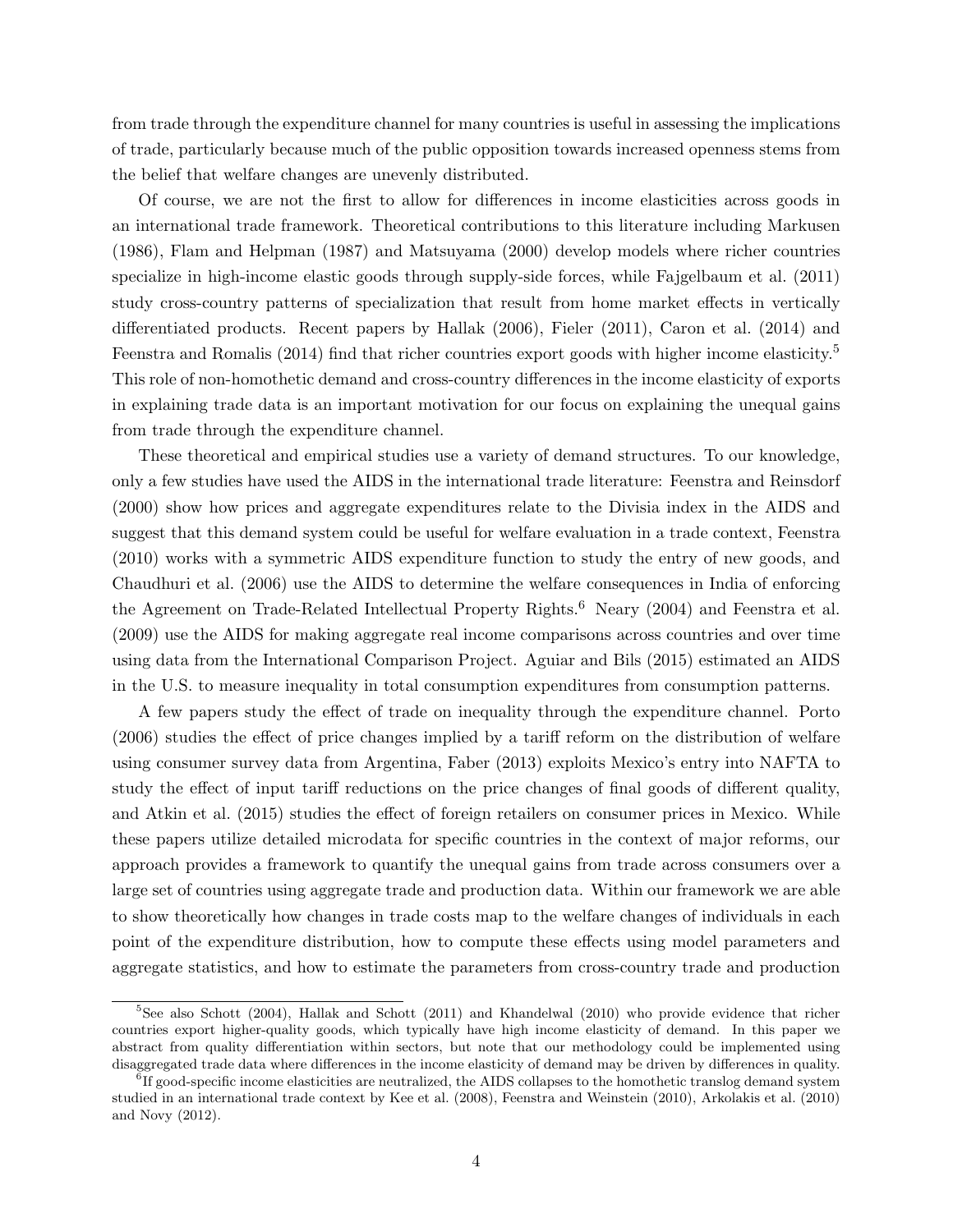from trade through the expenditure channel for many countries is useful in assessing the implications of trade, particularly because much of the public opposition towards increased openness stems from the belief that welfare changes are unevenly distributed.

Of course, we are not the first to allow for differences in income elasticities across goods in an international trade framework. Theoretical contributions to this literature including Markusen (1986), Flam and Helpman (1987) and Matsuyama (2000) develop models where richer countries specialize in high-income elastic goods through supply-side forces, while Fajgelbaum et al. (2011) study cross-country patterns of specialization that result from home market effects in vertically differentiated products. Recent papers by Hallak (2006), Fieler (2011), Caron et al. (2014) and Feenstra and Romalis (2014) find that richer countries export goods with higher income elasticity.[5] This role of non-homothetic demand and cross-country differences in the income elasticity of exports in explaining trade data is an important motivation for our focus on explaining the unequal gains from trade through the expenditure channel.

These theoretical and empirical studies use a variety of demand structures. To our knowledge, only a few studies have used the AIDS in the international trade literature: Feenstra and Reinsdorf (2000) show how prices and aggregate expenditures relate to the Divisia index in the AIDS and suggest that this demand system could be useful for welfare evaluation in a trade context, Feenstra (2010) works with a symmetric AIDS expenditure function to study the entry of new goods, and Chaudhuri et al. (2006) use the AIDS to determine the welfare consequences in India of enforcing the Agreement on Trade-Related Intellectual Property Rights.[6] Neary (2004) and Feenstra et al. (2009) use the AIDS for making aggregate real income comparisons across countries and over time using data from the International Comparison Project. Aguiar and Bils (2015) estimated an AIDS in the U.S. to measure inequality in total consumption expenditures from consumption patterns.

A few papers study the effect of trade on inequality through the expenditure channel. Porto (2006) studies the effect of price changes implied by a tariff reform on the distribution of welfare using consumer survey data from Argentina, Faber (2013) exploits Mexico's entry into NAFTA to study the effect of input tariff reductions on the price changes of final goods of different quality, and Atkin et al. (2015) studies the effect of foreign retailers on consumer prices in Mexico. While these papers utilize detailed microdata for specific countries in the context of major reforms, our approach provides a framework to quantify the unequal gains from trade across consumers over a large set of countries using aggregate trade and production data. Within our framework we are able to show theoretically how changes in trade costs map to the welfare changes of individuals in each point of the expenditure distribution, how to compute these effects using model parameters and aggregate statistics, and how to estimate the parameters from cross-country trade and production

[5] See also Schott (2004), Hallak and Schott (2011) and Khandelwal (2010) who provide evidence that richer countries export higher-quality goods, which typically have high income elasticity of demand. In this paper we abstract from quality differentiation within sectors, but note that our methodology could be implemented using disaggregated trade data where differences in the income elasticity of demand may be driven by differences in quality.

[6] If good-specific income elasticities are neutralized, the AIDS collapses to the homothetic translog demand system studied in an international trade context by Kee et al. (2008), Feenstra and Weinstein (2010), Arkolakis et al. (2010) and Novy (2012).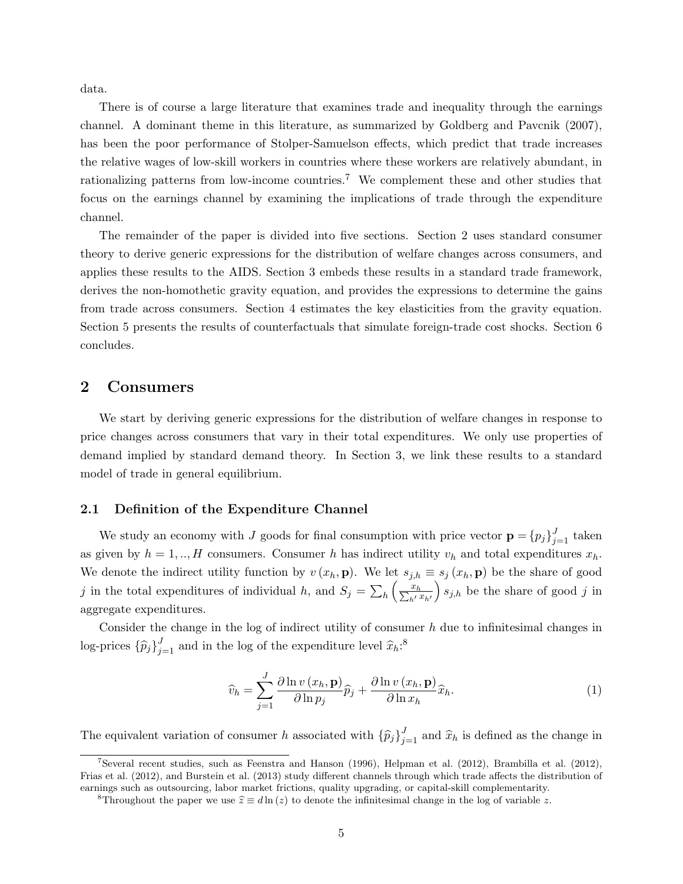data.

There is of course a large literature that examines trade and inequality through the earnings channel. A dominant theme in this literature, as summarized by Goldberg and Pavcnik (2007), has been the poor performance of Stolper-Samuelson effects, which predict that trade increases the relative wages of low-skill workers in countries where these workers are relatively abundant, in rationalizing patterns from low-income countries.[7] We complement these and other studies that focus on the earnings channel by examining the implications of trade through the expenditure channel.

The remainder of the paper is divided into five sections. Section 2 uses standard consumer theory to derive generic expressions for the distribution of welfare changes across consumers, and applies these results to the AIDS. Section 3 embeds these results in a standard trade framework, derives the non-homothetic gravity equation, and provides the expressions to determine the gains from trade across consumers. Section 4 estimates the key elasticities from the gravity equation. Section 5 presents the results of counterfactuals that simulate foreign-trade cost shocks. Section 6 concludes.

## 2 Consumers

We start by deriving generic expressions for the distribution of welfare changes in response to price changes across consumers that vary in their total expenditures. We only use properties of demand implied by standard demand theory. In Section 3, we link these results to a standard model of trade in general equilibrium.

### 2.1 Definition of the Expenditure Channel

We study an economy with $J$ goods for final consumption with price vector $\mathbf{p} = \{p_j\}_{j=1}^{J}$ taken as given by $h = 1, .., H$ consumers. Consumer $h$ has indirect utility $v_h$ and total expenditures $x_h$. We denote the indirect utility function by $v(x_h, \mathbf{p})$. We let $s_{j,h} \equiv s_j(x_h, \mathbf{p})$ be the share of good $j$ in the total expenditures of individual $h$, and $S_j = \sum_h \left(\frac{x_h}{\sum_{h'} x_{h'}}\right) s_{j,h}$ be the share of good $j$ in aggregate expenditures.

Consider the change in the log of indirect utility of consumer $h$ due to infinitesimal changes in log-prices $\{\widehat{p}_j\}_{j=1}^{J}$ and in the log of the expenditure level $\widehat{x}_h$:[8]

$$\widehat{v}_h = \sum_{j=1}^{J} \frac{\partial \ln v(x_h, \mathbf{p})}{\partial \ln p_j} \widehat{p}_j + \frac{\partial \ln v(x_h, \mathbf{p})}{\partial \ln x_h} \widehat{x}_h. \tag{1}$$

The equivalent variation of consumer $h$ associated with $\{\widehat{p}_j\}_{j=1}^{J}$ and $\widehat{x}_h$ is defined as the change in

[7] Several recent studies, such as Feenstra and Hanson (1996), Helpman et al. (2012), Brambilla et al. (2012), Frias et al. (2012), and Burstein et al. (2013) study different channels through which trade affects the distribution of earnings such as outsourcing, labor market frictions, quality upgrading, or capital-skill complementarity.

[8] Throughout the paper we use $\widehat{z} \equiv d\ln(z)$ to denote the infinitesimal change in the log of variable $z$.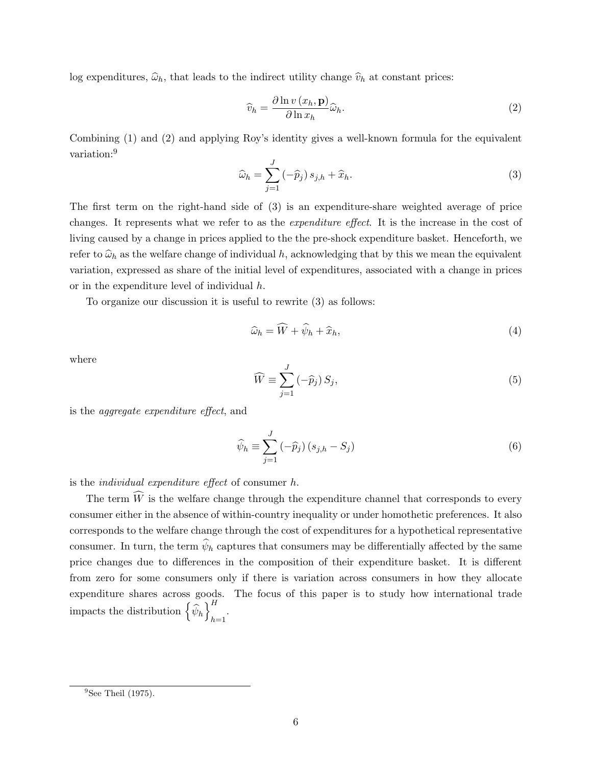log expenditures, $\widehat{\omega}_h$, that leads to the indirect utility change $\widehat{v}_h$ at constant prices:

$$\widehat{v}_h = \frac{\partial \ln v\left(x_h, \mathbf{p}\right)}{\partial \ln x_h} \widehat{\omega}_h. \tag{2}$$

Combining (1) and (2) and applying Roy's identity gives a well-known formula for the equivalent variation:[9]

$$\widehat{\omega}_h = \sum_{j=1}^{J} \left(-\widehat{p}_j\right) s_{j,h} + \widehat{x}_h. \tag{3}$$

The first term on the right-hand side of (3) is an expenditure-share weighted average of price changes. It represents what we refer to as the *expenditure effect*. It is the increase in the cost of living caused by a change in prices applied to the the pre-shock expenditure basket. Henceforth, we refer to $\widehat{\omega}_h$ as the welfare change of individual $h$, acknowledging that by this we mean the equivalent variation, expressed as share of the initial level of expenditures, associated with a change in prices or in the expenditure level of individual $h$.

To organize our discussion it is useful to rewrite (3) as follows:

$$\widehat{\omega}_h = \widehat{W} + \widehat{\psi}_h + \widehat{x}_h, \tag{4}$$

where

$$\widehat{W} \equiv \sum_{j=1}^{J} \left(-\widehat{p}_j\right) S_j, \tag{5}$$

is the *aggregate expenditure effect*, and

$$\widehat{\psi}_h \equiv \sum_{j=1}^{J} \left(-\widehat{p}_j\right) \left(s_{j,h} - S_j\right) \tag{6}$$

is the *individual expenditure effect* of consumer $h$.

The term $\widehat{W}$ is the welfare change through the expenditure channel that corresponds to every consumer either in the absence of within-country inequality or under homothetic preferences. It also corresponds to the welfare change through the cost of expenditures for a hypothetical representative consumer. In turn, the term $\widehat{\psi}_h$ captures that consumers may be differentially affected by the same price changes due to differences in the composition of their expenditure basket. It is different from zero for some consumers only if there is variation across consumers in how they allocate expenditure shares across goods. The focus of this paper is to study how international trade impacts the distribution $\left\{\widehat{\psi}_h\right\}_{h=1}^{H}$.

[9] See Theil (1975).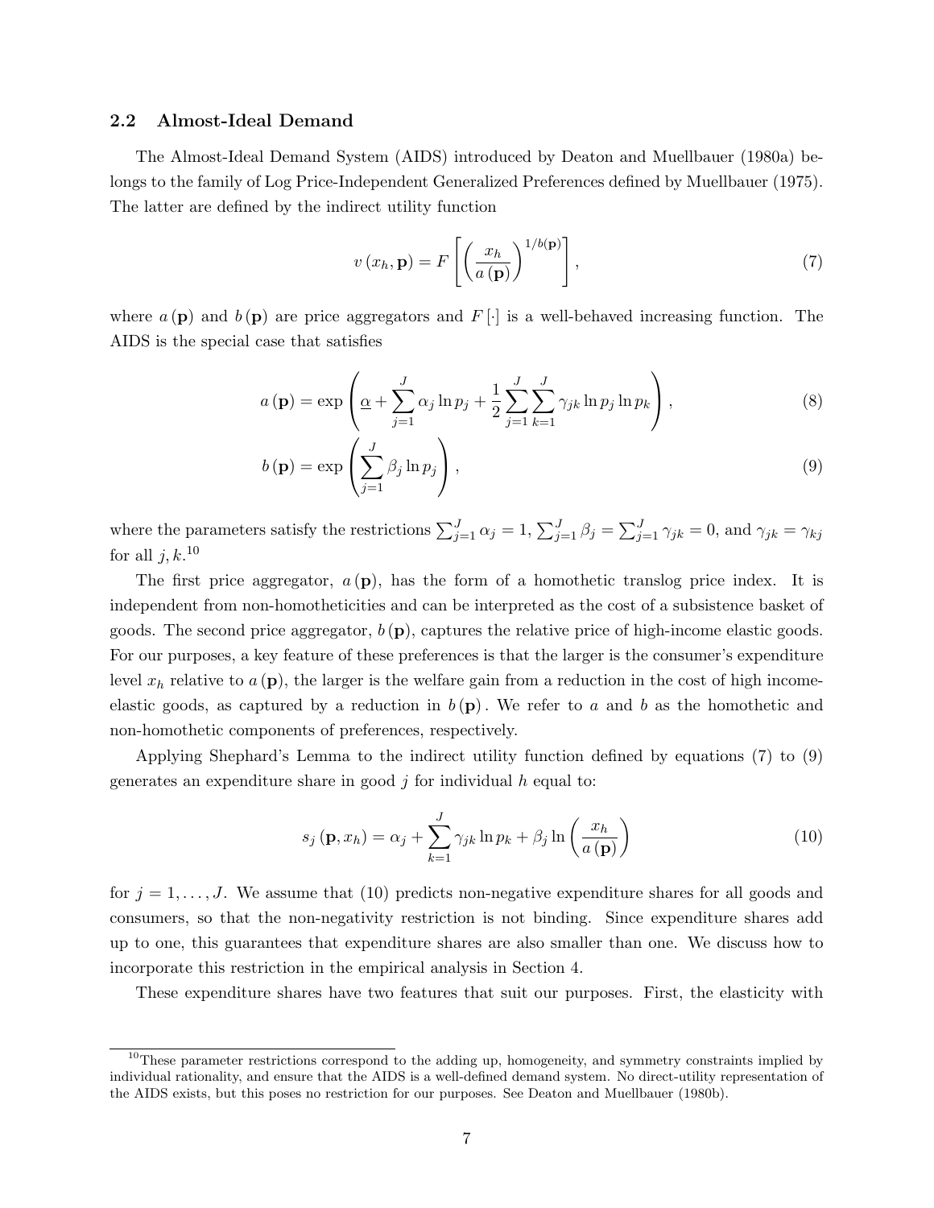### 2.2 Almost-Ideal Demand

The Almost-Ideal Demand System (AIDS) introduced by Deaton and Muellbauer (1980a) belongs to the family of Log Price-Independent Generalized Preferences defined by Muellbauer (1975). The latter are defined by the indirect utility function

$$v(x_h, \mathbf{p}) = F\left[\left(\frac{x_h}{a(\mathbf{p})}\right)^{1/b(\mathbf{p})}\right], \tag{7}$$

where $a(\mathbf{p})$ and $b(\mathbf{p})$ are price aggregators and $F[\cdot]$ is a well-behaved increasing function. The AIDS is the special case that satisfies

$$a(\mathbf{p}) = \exp\left(\underline{\alpha} + \sum_{j=1}^{J} \alpha_j \ln p_j + \frac{1}{2}\sum_{j=1}^{J}\sum_{k=1}^{J} \gamma_{jk} \ln p_j \ln p_k\right), \tag{8}$$

$$b(\mathbf{p}) = \exp\left(\sum_{j=1}^{J} \beta_j \ln p_j\right), \tag{9}$$

where the parameters satisfy the restrictions $\sum_{j=1}^{J} \alpha_j = 1$, $\sum_{j=1}^{J} \beta_j = \sum_{j=1}^{J} \gamma_{jk} = 0$, and $\gamma_{jk} = \gamma_{kj}$ for all $j, k$.[10]

The first price aggregator, $a(\mathbf{p})$, has the form of a homothetic translog price index. It is independent from non-homotheticities and can be interpreted as the cost of a subsistence basket of goods. The second price aggregator, $b(\mathbf{p})$, captures the relative price of high-income elastic goods. For our purposes, a key feature of these preferences is that the larger is the consumer's expenditure level $x_h$ relative to $a(\mathbf{p})$, the larger is the welfare gain from a reduction in the cost of high income-elastic goods, as captured by a reduction in $b(\mathbf{p})$. We refer to $a$ and $b$ as the homothetic and non-homothetic components of preferences, respectively.

Applying Shephard's Lemma to the indirect utility function defined by equations (7) to (9) generates an expenditure share in good $j$ for individual $h$ equal to:

$$s_j(\mathbf{p}, x_h) = \alpha_j + \sum_{k=1}^{J} \gamma_{jk} \ln p_k + \beta_j \ln\left(\frac{x_h}{a(\mathbf{p})}\right) \tag{10}$$

for $j = 1, \ldots, J$. We assume that (10) predicts non-negative expenditure shares for all goods and consumers, so that the non-negativity restriction is not binding. Since expenditure shares add up to one, this guarantees that expenditure shares are also smaller than one. We discuss how to incorporate this restriction in the empirical analysis in Section 4.

These expenditure shares have two features that suit our purposes. First, the elasticity with

[10] These parameter restrictions correspond to the adding up, homogeneity, and symmetry constraints implied by individual rationality, and ensure that the AIDS is a well-defined demand system. No direct-utility representation of the AIDS exists, but this poses no restriction for our purposes. See Deaton and Muellbauer (1980b).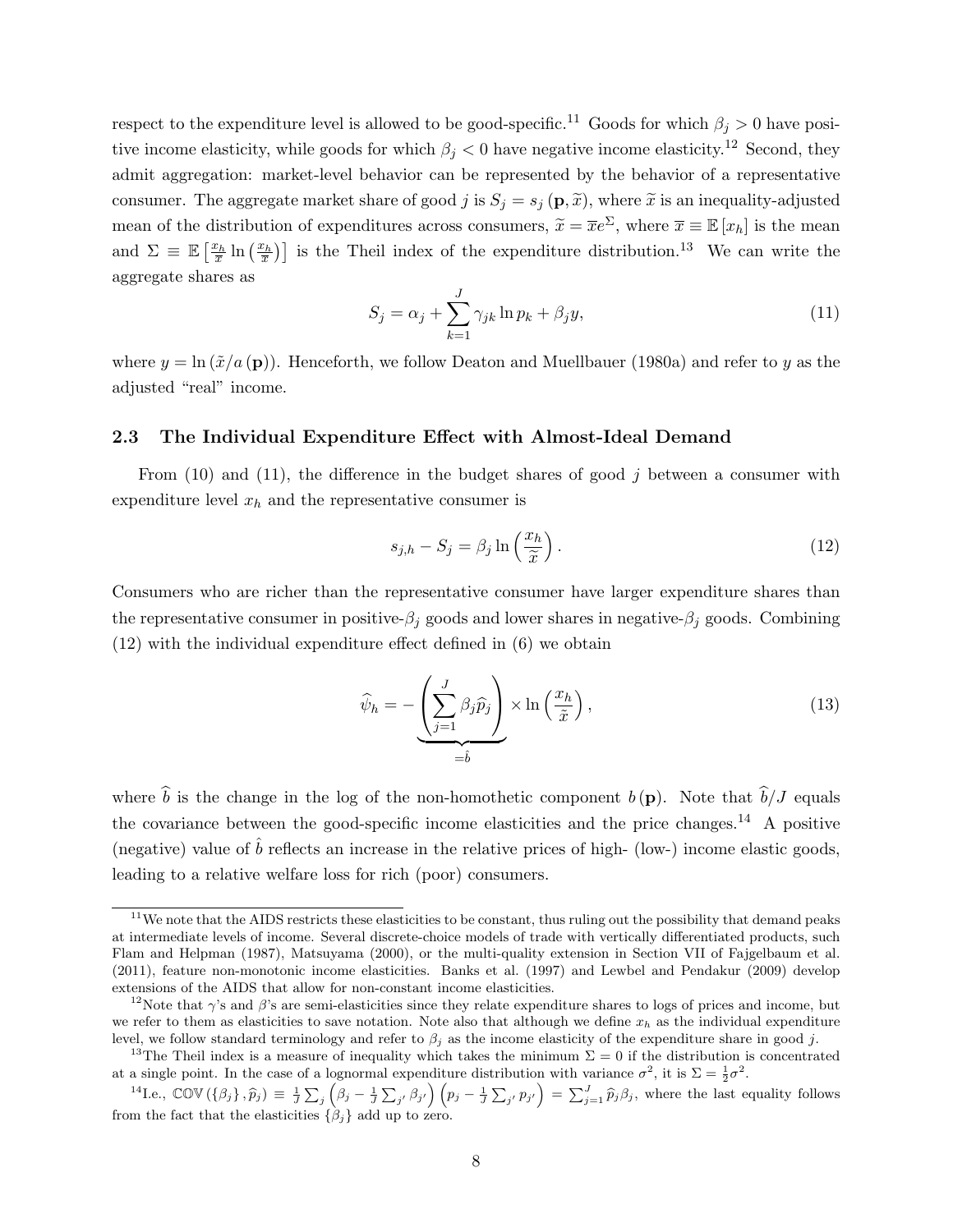respect to the expenditure level is allowed to be good-specific.[11] Goods for which $\beta_j > 0$ have positive income elasticity, while goods for which $\beta_j < 0$ have negative income elasticity.[12] Second, they admit aggregation: market-level behavior can be represented by the behavior of a representative consumer. The aggregate market share of good $j$ is $S_j = s_j(\mathbf{p}, \widetilde{x})$, where $\widetilde{x}$ is an inequality-adjusted mean of the distribution of expenditures across consumers, $\widetilde{x} = \overline{x}e^{\Sigma}$, where $\overline{x} \equiv \mathbb{E}[x_h]$ is the mean and $\Sigma \equiv \mathbb{E}\left[\frac{x_h}{\overline{x}} \ln\left(\frac{x_h}{\overline{x}}\right)\right]$ is the Theil index of the expenditure distribution.[13] We can write the aggregate shares as

$$S_j = \alpha_j + \sum_{k=1}^{J} \gamma_{jk} \ln p_k + \beta_j y, \tag{11}$$

where $y = \ln(\tilde{x}/a(\mathbf{p}))$. Henceforth, we follow Deaton and Muellbauer (1980a) and refer to $y$ as the adjusted "real" income.

### 2.3 The Individual Expenditure Effect with Almost-Ideal Demand

From (10) and (11), the difference in the budget shares of good $j$ between a consumer with expenditure level $x_h$ and the representative consumer is

$$s_{j,h} - S_j = \beta_j \ln\left(\frac{x_h}{\widetilde{x}}\right). \tag{12}$$

Consumers who are richer than the representative consumer have larger expenditure shares than the representative consumer in positive-$\beta_j$ goods and lower shares in negative-$\beta_j$ goods. Combining (12) with the individual expenditure effect defined in (6) we obtain

$$\widehat{\psi}_h = -\underbrace{\left(\sum_{j=1}^{J} \beta_j \widehat{p}_j\right)}_{=\hat{b}} \times \ln\left(\frac{x_h}{\widetilde{x}}\right), \tag{13}$$

where $\widehat{b}$ is the change in the log of the non-homothetic component $b(\mathbf{p})$. Note that $\widehat{b}/J$ equals the covariance between the good-specific income elasticities and the price changes.[14] A positive (negative) value of $\hat{b}$ reflects an increase in the relative prices of high- (low-) income elastic goods, leading to a relative welfare loss for rich (poor) consumers.

---

[11] We note that the AIDS restricts these elasticities to be constant, thus ruling out the possibility that demand peaks at intermediate levels of income. Several discrete-choice models of trade with vertically differentiated products, such Flam and Helpman (1987), Matsuyama (2000), or the multi-quality extension in Section VII of Fajgelbaum et al. (2011), feature non-monotonic income elasticities. Banks et al. (1997) and Lewbel and Pendakur (2009) develop extensions of the AIDS that allow for non-constant income elasticities.

[12] Note that $\gamma$'s and $\beta$'s are semi-elasticities since they relate expenditure shares to logs of prices and income, but we refer to them as elasticities to save notation. Note also that although we define $x_h$ as the individual expenditure level, we follow standard terminology and refer to $\beta_j$ as the income elasticity of the expenditure share in good $j$.

[13] The Theil index is a measure of inequality which takes the minimum $\Sigma = 0$ if the distribution is concentrated at a single point. In the case of a lognormal expenditure distribution with variance $\sigma^2$, it is $\Sigma = \frac{1}{2}\sigma^2$.

[14] I.e., $\mathbb{COV}(\{\beta_j\}, \widehat{p}_j) \equiv \frac{1}{J}\sum_j \left(\beta_j - \frac{1}{J}\sum_{j'} \beta_{j'}\right)\left(p_j - \frac{1}{J}\sum_{j'} p_{j'}\right) = \sum_{j=1}^{J} \widehat{p}_j \beta_j$, where the last equality follows from the fact that the elasticities $\{\beta_j\}$ add up to zero.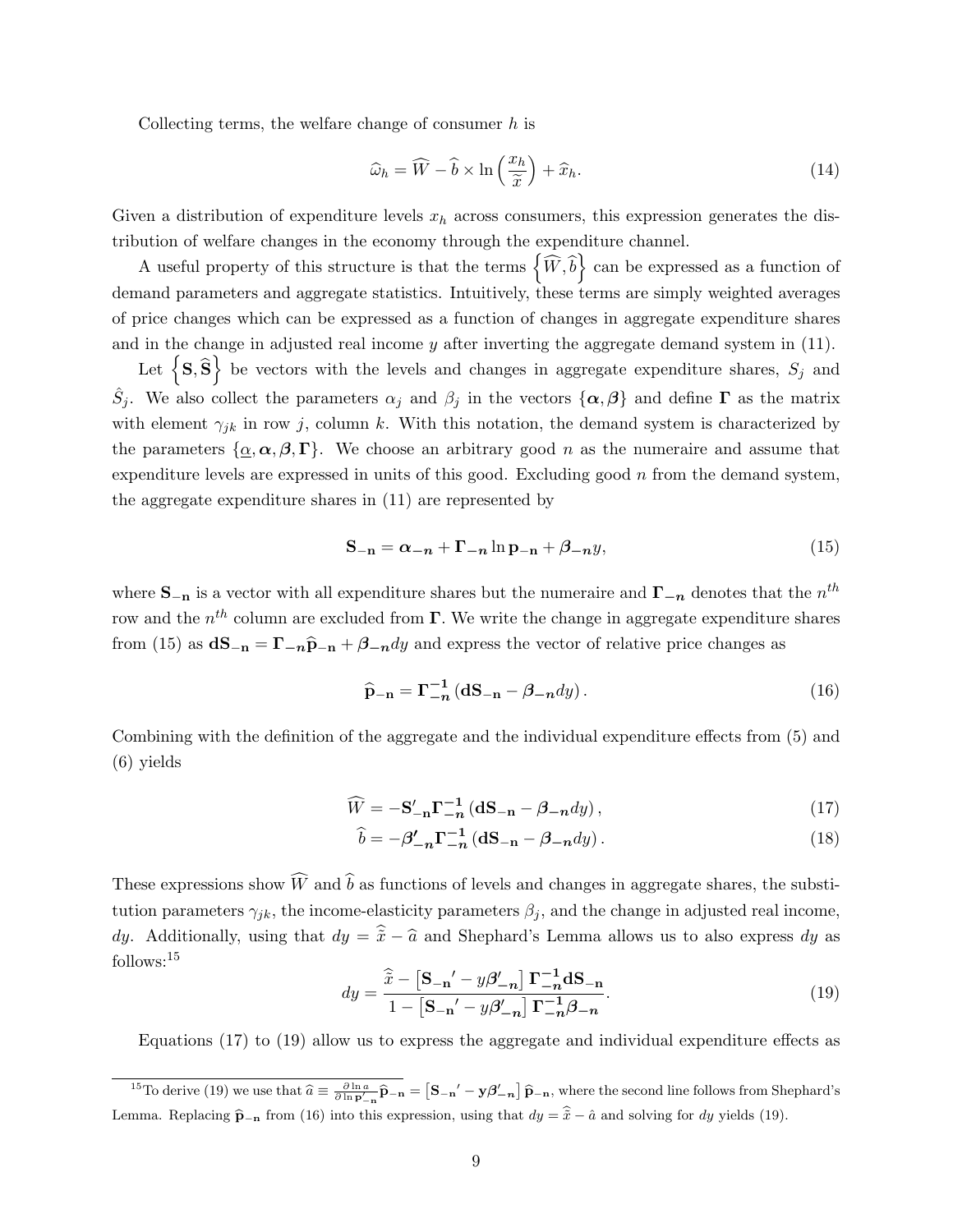Collecting terms, the welfare change of consumer $h$ is

$$\widehat{\omega}_h = \widehat{W} - \widehat{b} \times \ln\left(\frac{x_h}{\widetilde{\bar{x}}}\right) + \widehat{x}_h. \tag{14}$$

Given a distribution of expenditure levels $x_h$ across consumers, this expression generates the distribution of welfare changes in the economy through the expenditure channel.

A useful property of this structure is that the terms $\left\{\widehat{W}, \widehat{b}\right\}$ can be expressed as a function of demand parameters and aggregate statistics. Intuitively, these terms are simply weighted averages of price changes which can be expressed as a function of changes in aggregate expenditure shares and in the change in adjusted real income $y$ after inverting the aggregate demand system in (11).

Let $\left\{\mathbf{S}, \widehat{\mathbf{S}}\right\}$ be vectors with the levels and changes in aggregate expenditure shares, $S_j$ and $\hat{S}_j$. We also collect the parameters $\alpha_j$ and $\beta_j$ in the vectors $\{\boldsymbol{\alpha}, \boldsymbol{\beta}\}$ and define $\boldsymbol{\Gamma}$ as the matrix with element $\gamma_{jk}$ in row $j$, column $k$. With this notation, the demand system is characterized by the parameters $\{\underline{\alpha}, \boldsymbol{\alpha}, \boldsymbol{\beta}, \boldsymbol{\Gamma}\}$. We choose an arbitrary good $n$ as the numeraire and assume that expenditure levels are expressed in units of this good. Excluding good $n$ from the demand system, the aggregate expenditure shares in (11) are represented by

$$\mathbf{S_{-n}} = \boldsymbol{\alpha_{-n}} + \boldsymbol{\Gamma_{-n}} \ln \mathbf{p_{-n}} + \boldsymbol{\beta_{-n}} y, \tag{15}$$

where $\mathbf{S_{-n}}$ is a vector with all expenditure shares but the numeraire and $\boldsymbol{\Gamma_{-n}}$ denotes that the $n^{th}$ row and the $n^{th}$ column are excluded from $\boldsymbol{\Gamma}$. We write the change in aggregate expenditure shares from (15) as $\mathbf{dS_{-n}} = \boldsymbol{\Gamma_{-n}} \widehat{\mathbf{p}}_{\mathbf{-n}} + \boldsymbol{\beta_{-n}} dy$ and express the vector of relative price changes as

$$\widehat{\mathbf{p}}_{\mathbf{-n}} = \boldsymbol{\Gamma_{-n}^{-1}} \left(\mathbf{dS_{-n}} - \boldsymbol{\beta_{-n}} dy\right). \tag{16}$$

Combining with the definition of the aggregate and the individual expenditure effects from (5) and (6) yields

$$\widehat{W} = -\mathbf{S'_{-n}} \boldsymbol{\Gamma_{-n}^{-1}} \left(\mathbf{dS_{-n}} - \boldsymbol{\beta_{-n}} dy\right), \tag{17}$$

$$\widehat{b} = -\boldsymbol{\beta'_{-n}} \boldsymbol{\Gamma_{-n}^{-1}} \left(\mathbf{dS_{-n}} - \boldsymbol{\beta_{-n}} dy\right). \tag{18}$$

These expressions show $\widehat{W}$ and $\widehat{b}$ as functions of levels and changes in aggregate shares, the substitution parameters $\gamma_{jk}$, the income-elasticity parameters $\beta_j$, and the change in adjusted real income, $dy$. Additionally, using that $dy = \widehat{\widetilde{\bar{x}}} - \widehat{a}$ and Shephard's Lemma allows us to also express $dy$ as follows:[15]

$$dy = \frac{\widehat{\widetilde{\bar{x}}} - \left[\mathbf{S_{-n}}' - y\boldsymbol{\beta'_{-n}}\right] \boldsymbol{\Gamma_{-n}^{-1}} \mathbf{dS_{-n}}}{1 - \left[\mathbf{S_{-n}}' - y\boldsymbol{\beta'_{-n}}\right] \boldsymbol{\Gamma_{-n}^{-1}} \boldsymbol{\beta_{-n}}}. \tag{19}$$

Equations (17) to (19) allow us to express the aggregate and individual expenditure effects as

[15] To derive (19) we use that $\widehat{a} \equiv \frac{\partial \ln a}{\partial \ln \mathbf{p'_{-n}}} \widehat{\mathbf{p}}_{\mathbf{-n}} = \left[\mathbf{S_{-n}}' - \mathbf{y}\boldsymbol{\beta'_{-n}}\right] \widehat{\mathbf{p}}_{\mathbf{-n}}$, where the second line follows from Shephard's Lemma. Replacing $\widehat{\mathbf{p}}_{\mathbf{-n}}$ from (16) into this expression, using that $dy = \widehat{\widetilde{\bar{x}}} - \hat{a}$ and solving for $dy$ yields (19).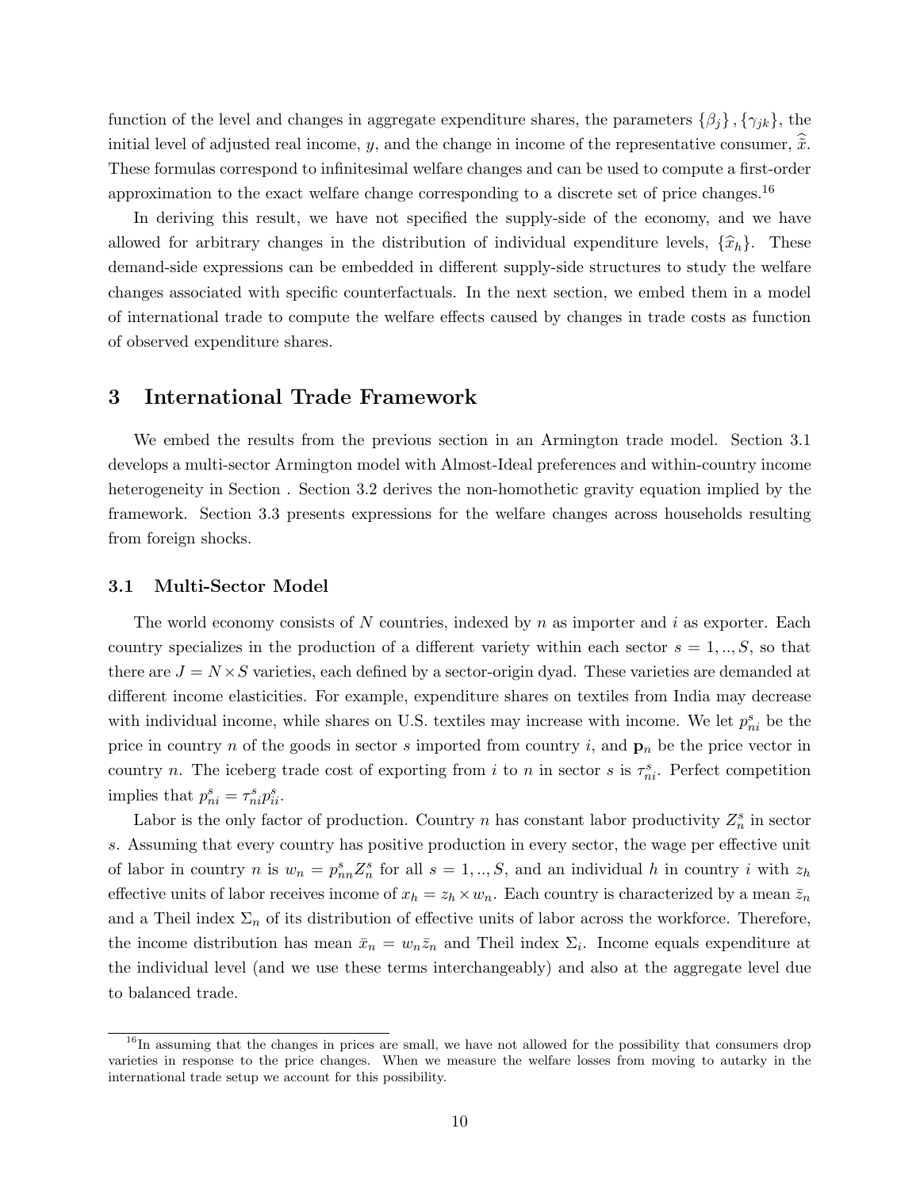function of the level and changes in aggregate expenditure shares, the parameters $\{\beta_j\}, \{\gamma_{jk}\}$, the initial level of adjusted real income, $y$, and the change in income of the representative consumer, $\widehat{\bar{x}}$. These formulas correspond to infinitesimal welfare changes and can be used to compute a first-order approximation to the exact welfare change corresponding to a discrete set of price changes.[16]

In deriving this result, we have not specified the supply-side of the economy, and we have allowed for arbitrary changes in the distribution of individual expenditure levels, $\{\widehat{x}_h\}$. These demand-side expressions can be embedded in different supply-side structures to study the welfare changes associated with specific counterfactuals. In the next section, we embed them in a model of international trade to compute the welfare effects caused by changes in trade costs as function of observed expenditure shares.

# 3 International Trade Framework

We embed the results from the previous section in an Armington trade model. Section 3.1 develops a multi-sector Armington model with Almost-Ideal preferences and within-country income heterogeneity in Section . Section 3.2 derives the non-homothetic gravity equation implied by the framework. Section 3.3 presents expressions for the welfare changes across households resulting from foreign shocks.

## 3.1 Multi-Sector Model

The world economy consists of $N$ countries, indexed by $n$ as importer and $i$ as exporter. Each country specializes in the production of a different variety within each sector $s = 1, .., S$, so that there are $J = N \times S$ varieties, each defined by a sector-origin dyad. These varieties are demanded at different income elasticities. For example, expenditure shares on textiles from India may decrease with individual income, while shares on U.S. textiles may increase with income. We let $p^s_{ni}$ be the price in country $n$ of the goods in sector $s$ imported from country $i$, and $\mathbf{p}_n$ be the price vector in country $n$. The iceberg trade cost of exporting from $i$ to $n$ in sector $s$ is $\tau^s_{ni}$. Perfect competition implies that $p^s_{ni} = \tau^s_{ni} p^s_{ii}$.

Labor is the only factor of production. Country $n$ has constant labor productivity $Z^s_n$ in sector $s$. Assuming that every country has positive production in every sector, the wage per effective unit of labor in country $n$ is $w_n = p^s_{nn} Z^s_n$ for all $s = 1, .., S$, and an individual $h$ in country $i$ with $z_h$ effective units of labor receives income of $x_h = z_h \times w_n$. Each country is characterized by a mean $\bar{z}_n$ and a Theil index $\Sigma_n$ of its distribution of effective units of labor across the workforce. Therefore, the income distribution has mean $\bar{x}_n = w_n \bar{z}_n$ and Theil index $\Sigma_i$. Income equals expenditure at the individual level (and we use these terms interchangeably) and also at the aggregate level due to balanced trade.

[16] In assuming that the changes in prices are small, we have not allowed for the possibility that consumers drop varieties in response to the price changes. When we measure the welfare losses from moving to autarky in the international trade setup we account for this possibility.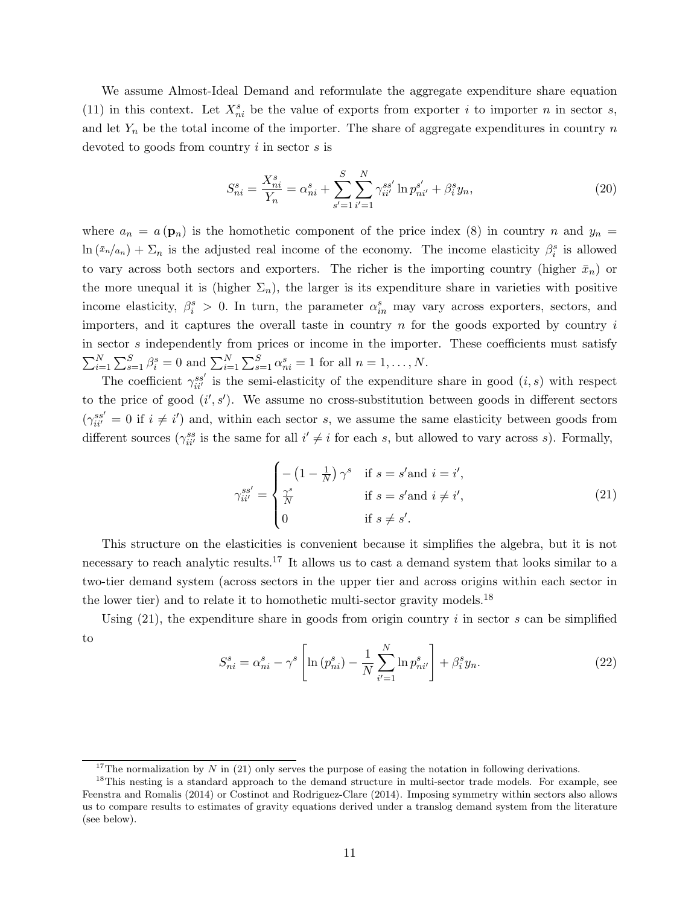We assume Almost-Ideal Demand and reformulate the aggregate expenditure share equation (11) in this context. Let $X^s_{ni}$ be the value of exports from exporter $i$ to importer $n$ in sector $s$, and let $Y_n$ be the total income of the importer. The share of aggregate expenditures in country $n$ devoted to goods from country $i$ in sector $s$ is

$$S^s_{ni} = \frac{X^s_{ni}}{Y_n} = \alpha^s_{ni} + \sum_{s'=1}^{S} \sum_{i'=1}^{N} \gamma^{ss'}_{ii'} \ln p^{s'}_{ni'} + \beta^s_i y_n, \tag{20}$$

where $a_n = a(\mathbf{p}_n)$ is the homothetic component of the price index (8) in country $n$ and $y_n = \ln(\bar{x}_n/a_n) + \Sigma_n$ is the adjusted real income of the economy. The income elasticity $\beta^s_i$ is allowed to vary across both sectors and exporters. The richer is the importing country (higher $\bar{x}_n$) or the more unequal it is (higher $\Sigma_n$), the larger is its expenditure share in varieties with positive income elasticity, $\beta^s_i > 0$. In turn, the parameter $\alpha^s_{in}$ may vary across exporters, sectors, and importers, and it captures the overall taste in country $n$ for the goods exported by country $i$ in sector $s$ independently from prices or income in the importer. These coefficients must satisfy $\sum_{i=1}^{N}\sum_{s=1}^{S} \beta^s_i = 0$ and $\sum_{i=1}^{N}\sum_{s=1}^{S} \alpha^s_{ni} = 1$ for all $n = 1, \ldots, N$.

The coefficient $\gamma^{ss'}_{ii'}$ is the semi-elasticity of the expenditure share in good $(i, s)$ with respect to the price of good $(i', s')$. We assume no cross-substitution between goods in different sectors ($\gamma^{ss'}_{ii'} = 0$ if $i \neq i'$) and, within each sector $s$, we assume the same elasticity between goods from different sources ($\gamma^{ss}_{ii'}$ is the same for all $i' \neq i$ for each $s$, but allowed to vary across $s$). Formally,

$$\gamma^{ss'}_{ii'} = \begin{cases} -\left(1 - \frac{1}{N}\right)\gamma^s & \text{if } s = s' \text{and } i = i', \\ \frac{\gamma^s}{N} & \text{if } s = s' \text{and } i \neq i', \\ 0 & \text{if } s \neq s'. \end{cases} \tag{21}$$

This structure on the elasticities is convenient because it simplifies the algebra, but it is not necessary to reach analytic results.[17] It allows us to cast a demand system that looks similar to a two-tier demand system (across sectors in the upper tier and across origins within each sector in the lower tier) and to relate it to homothetic multi-sector gravity models.[18]

Using (21), the expenditure share in goods from origin country $i$ in sector $s$ can be simplified to

$$S^s_{ni} = \alpha^s_{ni} - \gamma^s \left[ \ln(p^s_{ni}) - \frac{1}{N} \sum_{i'=1}^{N} \ln p^s_{ni'} \right] + \beta^s_i y_n. \tag{22}$$

[17] The normalization by $N$ in (21) only serves the purpose of easing the notation in following derivations.

[18] This nesting is a standard approach to the demand structure in multi-sector trade models. For example, see Feenstra and Romalis (2014) or Costinot and Rodriguez-Clare (2014). Imposing symmetry within sectors also allows us to compare results to estimates of gravity equations derived under a translog demand system from the literature (see below).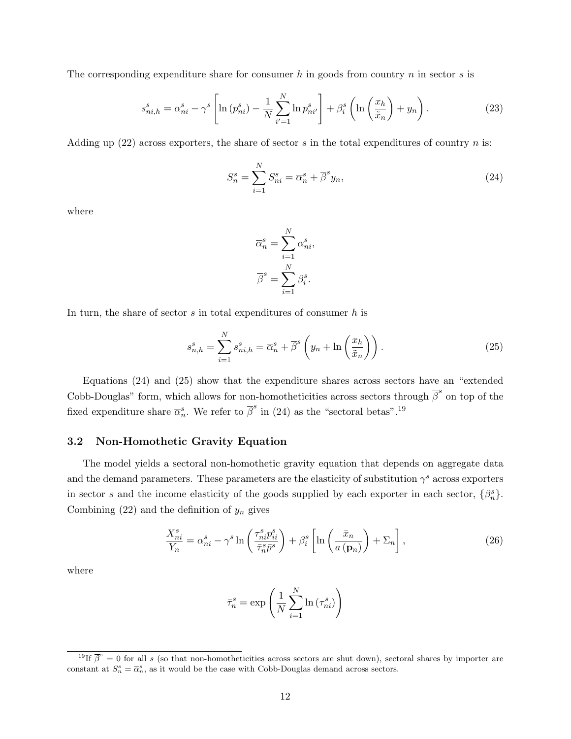The corresponding expenditure share for consumer $h$ in goods from country $n$ in sector $s$ is

$$s^s_{ni,h} = \alpha^s_{ni} - \gamma^s \left[ \ln\left(p^s_{ni}\right) - \frac{1}{N}\sum_{i'=1}^{N} \ln p^s_{ni'} \right] + \beta^s_i \left( \ln\left(\frac{x_h}{\tilde{x}_n}\right) + y_n \right). \tag{23}$$

Adding up (22) across exporters, the share of sector $s$ in the total expenditures of country $n$ is:

$$S^s_n = \sum_{i=1}^{N} S^s_{ni} = \overline{\alpha}^s_n + \overline{\beta}^s y_n, \tag{24}$$

where

$$\overline{\alpha}^s_n = \sum_{i=1}^{N} \alpha^s_{ni},$$

$$\overline{\beta}^s = \sum_{i=1}^{N} \beta^s_i.$$

In turn, the share of sector $s$ in total expenditures of consumer $h$ is

$$s^s_{n,h} = \sum_{i=1}^{N} s^s_{ni,h} = \overline{\alpha}^s_n + \overline{\beta}^s \left( y_n + \ln\left(\frac{x_h}{\tilde{x}_n}\right) \right). \tag{25}$$

Equations (24) and (25) show that the expenditure shares across sectors have an "extended Cobb-Douglas" form, which allows for non-homotheticities across sectors through $\overline{\beta}^s$ on top of the fixed expenditure share $\overline{\alpha}^s_n$. We refer to $\overline{\beta}^s$ in (24) as the "sectoral betas".[19]

### 3.2 Non-Homothetic Gravity Equation

The model yields a sectoral non-homothetic gravity equation that depends on aggregate data and the demand parameters. These parameters are the elasticity of substitution $\gamma^s$ across exporters in sector $s$ and the income elasticity of the goods supplied by each exporter in each sector, $\{\beta^s_n\}$. Combining (22) and the definition of $y_n$ gives

$$\frac{X^s_{ni}}{Y_n} = \alpha^s_{ni} - \gamma^s \ln\left(\frac{\tau^s_{ni} p^s_{ii}}{\bar{\tau}^s_n \bar{p}^s}\right) + \beta^s_i \left[ \ln\left(\frac{\bar{x}_n}{a\left(\mathbf{p}_n\right)}\right) + \Sigma_n \right], \tag{26}$$

where

$$\bar{\tau}^s_n = \exp\left(\frac{1}{N}\sum_{i=1}^{N} \ln\left(\tau^s_{ni}\right)\right)$$

[19] If $\overline{\beta}^s = 0$ for all $s$ (so that non-homotheticities across sectors are shut down), sectoral shares by importer are constant at $S^s_n = \overline{\alpha}^s_n$, as it would be the case with Cobb-Douglas demand across sectors.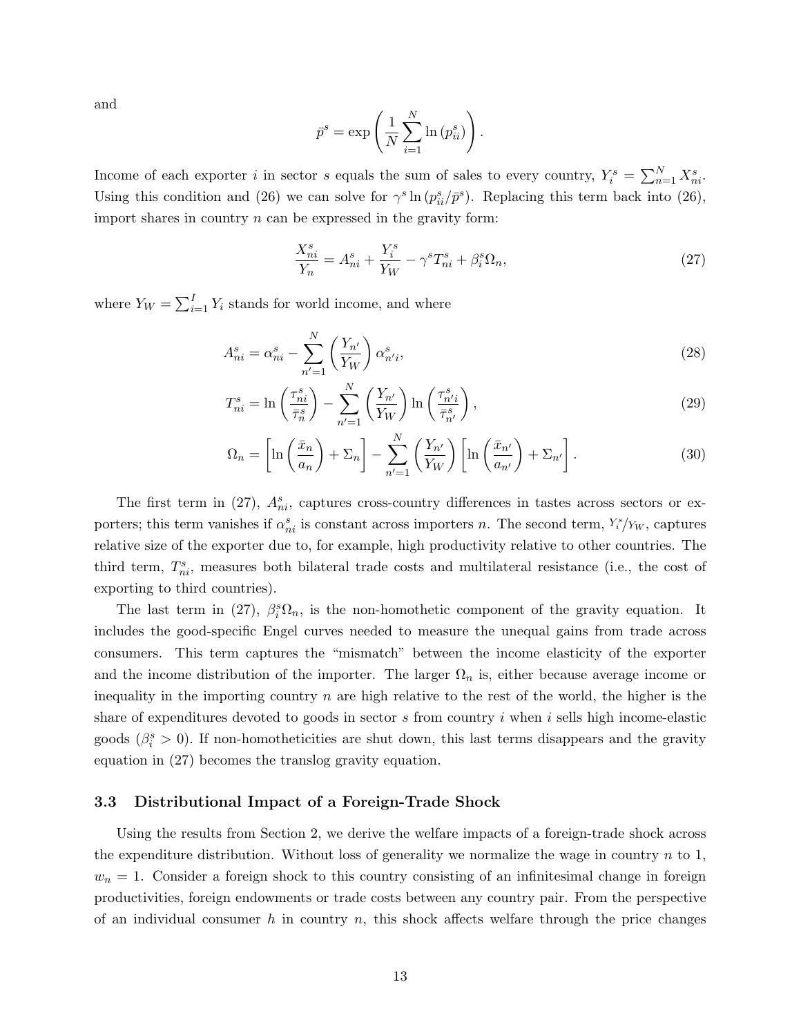and

$$\bar{p}^s = \exp\left(\frac{1}{N}\sum_{i=1}^{N}\ln\left(p_{ii}^s\right)\right).$$

Income of each exporter $i$ in sector $s$ equals the sum of sales to every country, $Y_i^s = \sum_{n=1}^{N} X_{ni}^s$. Using this condition and (26) we can solve for $\gamma^s \ln\left(p_{ii}^s/\bar{p}^s\right)$. Replacing this term back into (26), import shares in country $n$ can be expressed in the gravity form:

$$\frac{X_{ni}^s}{Y_n} = A_{ni}^s + \frac{Y_i^s}{Y_W} - \gamma^s T_{ni}^s + \beta_i^s \Omega_n, \tag{27}$$

where $Y_W = \sum_{i=1}^{I} Y_i$ stands for world income, and where

$$A_{ni}^s = \alpha_{ni}^s - \sum_{n'=1}^{N}\left(\frac{Y_{n'}}{Y_W}\right)\alpha_{n'i}^s, \tag{28}$$

$$T_{ni}^s = \ln\left(\frac{\tau_{ni}^s}{\bar{\tau}_n^s}\right) - \sum_{n'=1}^{N}\left(\frac{Y_{n'}}{Y_W}\right)\ln\left(\frac{\tau_{n'i}^s}{\bar{\tau}_{n'}^s}\right), \tag{29}$$

$$\Omega_n = \left[\ln\left(\frac{\bar{x}_n}{a_n}\right) + \Sigma_n\right] - \sum_{n'=1}^{N}\left(\frac{Y_{n'}}{Y_W}\right)\left[\ln\left(\frac{\bar{x}_{n'}}{a_{n'}}\right) + \Sigma_{n'}\right]. \tag{30}$$

The first term in (27), $A_{ni}^s$, captures cross-country differences in tastes across sectors or exporters; this term vanishes if $\alpha_{ni}^s$ is constant across importers $n$. The second term, $Y_i^s/Y_W$, captures relative size of the exporter due to, for example, high productivity relative to other countries. The third term, $T_{ni}^s$, measures both bilateral trade costs and multilateral resistance (i.e., the cost of exporting to third countries).

The last term in (27), $\beta_i^s \Omega_n$, is the non-homothetic component of the gravity equation. It includes the good-specific Engel curves needed to measure the unequal gains from trade across consumers. This term captures the "mismatch" between the income elasticity of the exporter and the income distribution of the importer. The larger $\Omega_n$ is, either because average income or inequality in the importing country $n$ are high relative to the rest of the world, the higher is the share of expenditures devoted to goods in sector $s$ from country $i$ when $i$ sells high income-elastic goods ($\beta_i^s > 0$). If non-homotheticities are shut down, this last terms disappears and the gravity equation in (27) becomes the translog gravity equation.

### 3.3 Distributional Impact of a Foreign-Trade Shock

Using the results from Section 2, we derive the welfare impacts of a foreign-trade shock across the expenditure distribution. Without loss of generality we normalize the wage in country $n$ to 1, $w_n = 1$. Consider a foreign shock to this country consisting of an infinitesimal change in foreign productivities, foreign endowments or trade costs between any country pair. From the perspective of an individual consumer $h$ in country $n$, this shock affects welfare through the price changes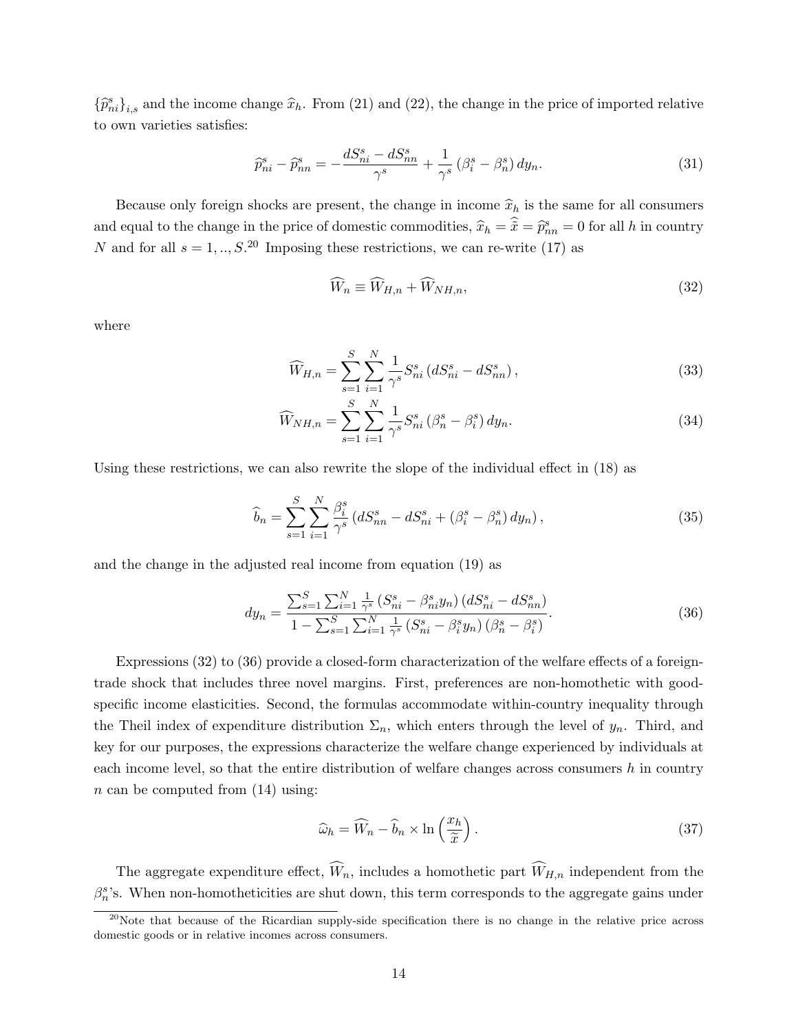$\{\widehat{p}_{ni}^{s}\}_{i,s}$ and the income change $\widehat{x}_h$. From (21) and (22), the change in the price of imported relative to own varieties satisfies:

$$\widehat{p}_{ni}^{s} - \widehat{p}_{nn}^{s} = -\frac{dS_{ni}^{s} - dS_{nn}^{s}}{\gamma^{s}} + \frac{1}{\gamma^{s}}\left(\beta_i^s - \beta_n^s\right) dy_n. \tag{31}$$

Because only foreign shocks are present, the change in income $\widehat{x}_h$ is the same for all consumers and equal to the change in the price of domestic commodities, $\widehat{x}_h = \widehat{\widetilde{x}} = \widehat{p}_{nn}^{s} = 0$ for all $h$ in country $N$ and for all $s = 1, .., S$.[20] Imposing these restrictions, we can re-write (17) as

$$\widehat{W}_n \equiv \widehat{W}_{H,n} + \widehat{W}_{NH,n}, \tag{32}$$

where

$$\widehat{W}_{H,n} = \sum_{s=1}^{S}\sum_{i=1}^{N} \frac{1}{\gamma^{s}} S_{ni}^{s}\left(dS_{ni}^{s} - dS_{nn}^{s}\right), \tag{33}$$

$$\widehat{W}_{NH,n} = \sum_{s=1}^{S}\sum_{i=1}^{N} \frac{1}{\gamma^{s}} S_{ni}^{s}\left(\beta_n^s - \beta_i^s\right) dy_n. \tag{34}$$

Using these restrictions, we can also rewrite the slope of the individual effect in (18) as

$$\widehat{b}_n = \sum_{s=1}^{S}\sum_{i=1}^{N} \frac{\beta_i^s}{\gamma^{s}}\left(dS_{nn}^{s} - dS_{ni}^{s} + \left(\beta_i^s - \beta_n^s\right) dy_n\right), \tag{35}$$

and the change in the adjusted real income from equation (19) as

$$dy_n = \frac{\sum_{s=1}^{S}\sum_{i=1}^{N} \frac{1}{\gamma^{s}}\left(S_{ni}^{s} - \beta_{ni}^{s} y_n\right)\left(dS_{ni}^{s} - dS_{nn}^{s}\right)}{1 - \sum_{s=1}^{S}\sum_{i=1}^{N} \frac{1}{\gamma^{s}}\left(S_{ni}^{s} - \beta_i^s y_n\right)\left(\beta_n^s - \beta_i^s\right)}. \tag{36}$$

Expressions (32) to (36) provide a closed-form characterization of the welfare effects of a foreign-trade shock that includes three novel margins. First, preferences are non-homothetic with good-specific income elasticities. Second, the formulas accommodate within-country inequality through the Theil index of expenditure distribution $\Sigma_n$, which enters through the level of $y_n$. Third, and key for our purposes, the expressions characterize the welfare change experienced by individuals at each income level, so that the entire distribution of welfare changes across consumers $h$ in country $n$ can be computed from (14) using:

$$\widehat{\omega}_h = \widehat{W}_n - \widehat{b}_n \times \ln\left(\frac{x_h}{\widetilde{x}}\right). \tag{37}$$

The aggregate expenditure effect, $\widehat{W}_n$, includes a homothetic part $\widehat{W}_{H,n}$ independent from the $\beta_n^s$'s. When non-homotheticities are shut down, this term corresponds to the aggregate gains under

[20] Note that because of the Ricardian supply-side specification there is no change in the relative price across domestic goods or in relative incomes across consumers.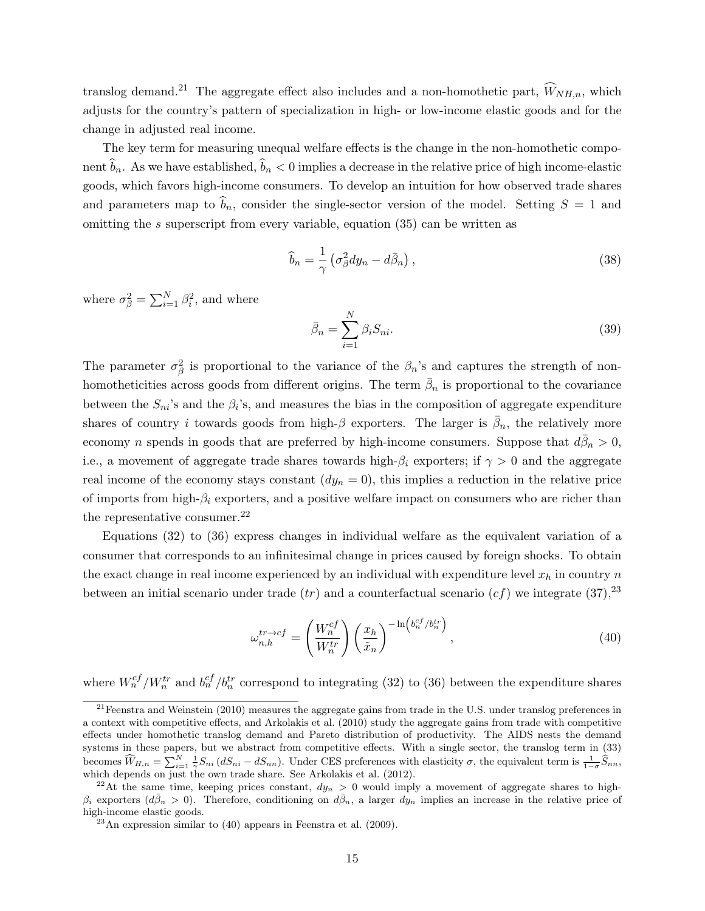translog demand.[21] The aggregate effect also includes and a non-homothetic part, $\widehat{W}_{NH,n}$, which adjusts for the country's pattern of specialization in high- or low-income elastic goods and for the change in adjusted real income.

The key term for measuring unequal welfare effects is the change in the non-homothetic component $\widehat{b}_n$. As we have established, $\widehat{b}_n < 0$ implies a decrease in the relative price of high income-elastic goods, which favors high-income consumers. To develop an intuition for how observed trade shares and parameters map to $\widehat{b}_n$, consider the single-sector version of the model. Setting $S = 1$ and omitting the $s$ superscript from every variable, equation (35) can be written as

$$\widehat{b}_n = \frac{1}{\gamma}\left(\sigma_\beta^2 dy_n - d\bar{\beta}_n\right), \tag{38}$$

where $\sigma_\beta^2 = \sum_{i=1}^N \beta_i^2$, and where

$$\bar{\beta}_n = \sum_{i=1}^N \beta_i S_{ni}. \tag{39}$$

The parameter $\sigma_\beta^2$ is proportional to the variance of the $\beta_n$'s and captures the strength of non-homotheticities across goods from different origins. The term $\bar{\beta}_n$ is proportional to the covariance between the $S_{ni}$'s and the $\beta_i$'s, and measures the bias in the composition of aggregate expenditure shares of country $i$ towards goods from high-$\beta$ exporters. The larger is $\bar{\beta}_n$, the relatively more economy $n$ spends in goods that are preferred by high-income consumers. Suppose that $d\bar{\beta}_n > 0$, i.e., a movement of aggregate trade shares towards high-$\beta_i$ exporters; if $\gamma > 0$ and the aggregate real income of the economy stays constant ($dy_n = 0$), this implies a reduction in the relative price of imports from high-$\beta_i$ exporters, and a positive welfare impact on consumers who are richer than the representative consumer.[22]

Equations (32) to (36) express changes in individual welfare as the equivalent variation of a consumer that corresponds to an infinitesimal change in prices caused by foreign shocks. To obtain the exact change in real income experienced by an individual with expenditure level $x_h$ in country $n$ between an initial scenario under trade ($tr$) and a counterfactual scenario ($cf$) we integrate (37),[23]

$$\omega_{n,h}^{tr\to cf} = \left(\frac{W_n^{cf}}{W_n^{tr}}\right)\left(\frac{x_h}{\tilde{x}_n}\right)^{-\ln\left(b_n^{cf}/b_n^{tr}\right)}, \tag{40}$$

where $W_n^{cf}/W_n^{tr}$ and $b_n^{cf}/b_n^{tr}$ correspond to integrating (32) to (36) between the expenditure shares

---

[21] Feenstra and Weinstein (2010) measures the aggregate gains from trade in the U.S. under translog preferences in a context with competitive effects, and Arkolakis et al. (2010) study the aggregate gains from trade with competitive effects under homothetic translog demand and Pareto distribution of productivity. The AIDS nests the demand systems in these papers, but we abstract from competitive effects. With a single sector, the translog term in (33) becomes $\widehat{W}_{H,n} = \sum_{i=1}^N \frac{1}{\gamma} S_{ni}\left(dS_{ni} - dS_{nn}\right)$. Under CES preferences with elasticity $\sigma$, the equivalent term is $\frac{1}{1-\sigma}\widehat{S}_{nn}$, which depends on just the own trade share. See Arkolakis et al. (2012).

[22] At the same time, keeping prices constant, $dy_n > 0$ would imply a movement of aggregate shares to high-$\beta_i$ exporters ($d\bar{\beta}_n > 0$). Therefore, conditioning on $d\bar{\beta}_n$, a larger $dy_n$ implies an increase in the relative price of high-income elastic goods.

[23] An expression similar to (40) appears in Feenstra et al. (2009).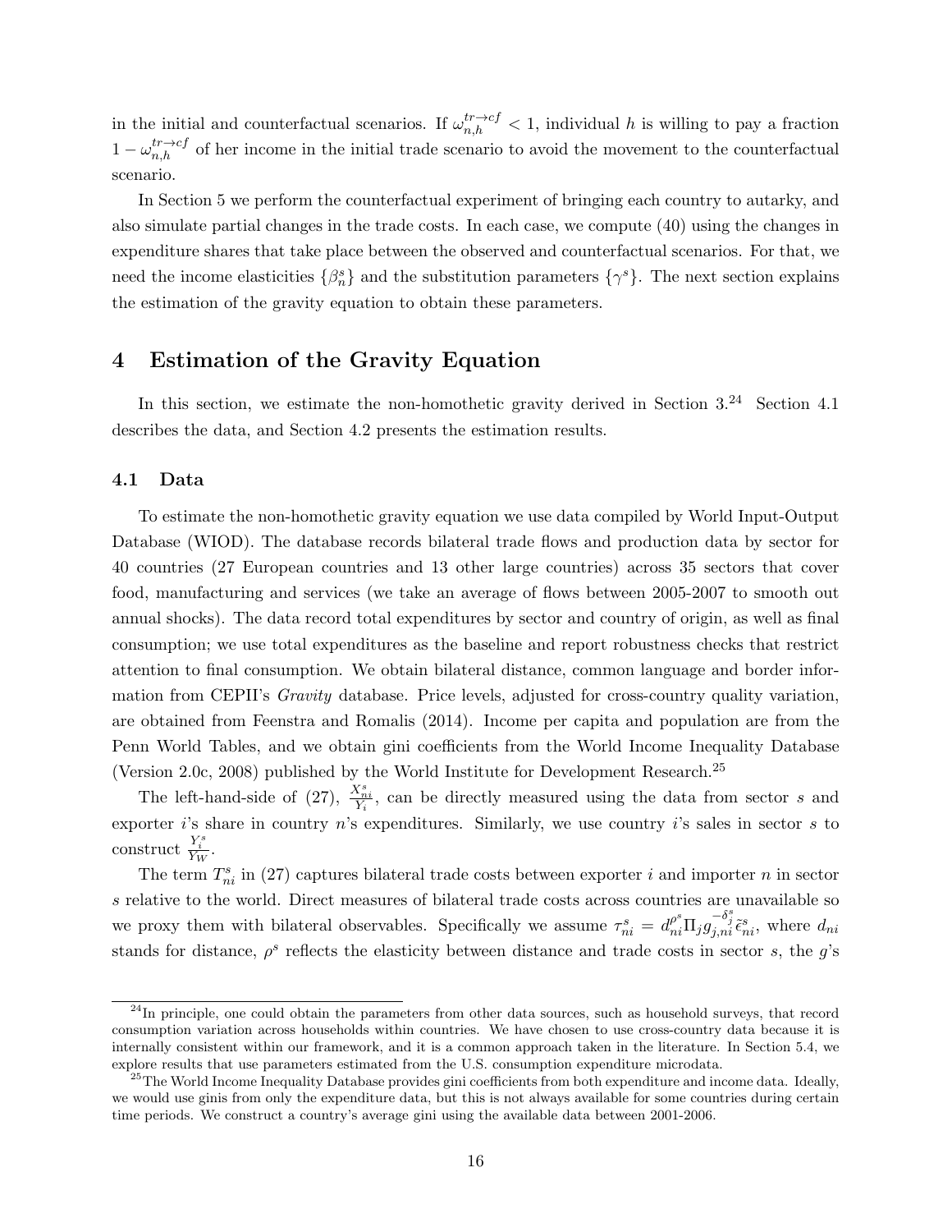in the initial and counterfactual scenarios. If $\omega_{n,h}^{tr\to cf} < 1$, individual $h$ is willing to pay a fraction $1-\omega_{n,h}^{tr\to cf}$ of her income in the initial trade scenario to avoid the movement to the counterfactual scenario.

In Section 5 we perform the counterfactual experiment of bringing each country to autarky, and also simulate partial changes in the trade costs. In each case, we compute (40) using the changes in expenditure shares that take place between the observed and counterfactual scenarios. For that, we need the income elasticities $\{\beta_n^s\}$ and the substitution parameters $\{\gamma^s\}$. The next section explains the estimation of the gravity equation to obtain these parameters.

# 4 Estimation of the Gravity Equation

In this section, we estimate the non-homothetic gravity derived in Section 3.[24] Section 4.1 describes the data, and Section 4.2 presents the estimation results.

## 4.1 Data

To estimate the non-homothetic gravity equation we use data compiled by World Input-Output Database (WIOD). The database records bilateral trade flows and production data by sector for 40 countries (27 European countries and 13 other large countries) across 35 sectors that cover food, manufacturing and services (we take an average of flows between 2005-2007 to smooth out annual shocks). The data record total expenditures by sector and country of origin, as well as final consumption; we use total expenditures as the baseline and report robustness checks that restrict attention to final consumption. We obtain bilateral distance, common language and border information from CEPII's *Gravity* database. Price levels, adjusted for cross-country quality variation, are obtained from Feenstra and Romalis (2014). Income per capita and population are from the Penn World Tables, and we obtain gini coefficients from the World Income Inequality Database (Version 2.0c, 2008) published by the World Institute for Development Research.[25]

The left-hand-side of (27), $\frac{X_{ni}^s}{Y_i}$, can be directly measured using the data from sector $s$ and exporter $i$'s share in country $n$'s expenditures. Similarly, we use country $i$'s sales in sector $s$ to construct $\frac{Y_i^s}{Y_W}$.

The term $T_{ni}^s$ in (27) captures bilateral trade costs between exporter $i$ and importer $n$ in sector $s$ relative to the world. Direct measures of bilateral trade costs across countries are unavailable so we proxy them with bilateral observables. Specifically we assume $\tau_{ni}^s = d_{ni}^{\rho^s}\Pi_j g_{j,ni}^{-\delta_j^s}\tilde{\epsilon}_{ni}^s$, where $d_{ni}$ stands for distance, $\rho^s$ reflects the elasticity between distance and trade costs in sector $s$, the $g$'s

[24] In principle, one could obtain the parameters from other data sources, such as household surveys, that record consumption variation across households within countries. We have chosen to use cross-country data because it is internally consistent within our framework, and it is a common approach taken in the literature. In Section 5.4, we explore results that use parameters estimated from the U.S. consumption expenditure microdata.

[25] The World Income Inequality Database provides gini coefficients from both expenditure and income data. Ideally, we would use ginis from only the expenditure data, but this is not always available for some countries during certain time periods. We construct a country's average gini using the available data between 2001-2006.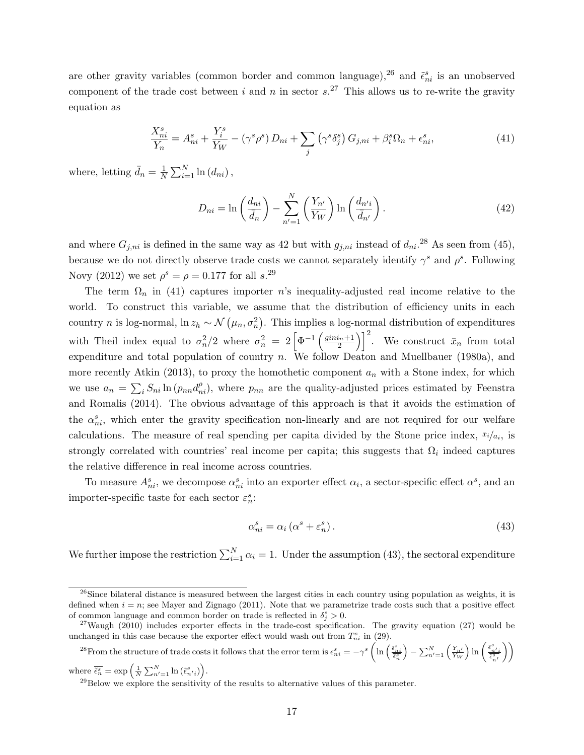are other gravity variables (common border and common language),[26] and $\tilde{\epsilon}^s_{ni}$ is an unobserved component of the trade cost between $i$ and $n$ in sector $s$.[27] This allows us to re-write the gravity equation as

$$\frac{X^s_{ni}}{Y_n} = A^s_{ni} + \frac{Y^s_i}{Y_W} - (\gamma^s \rho^s) D_{ni} + \sum_j \left(\gamma^s \delta^s_j\right) G_{j,ni} + \beta^s_i \Omega_n + \epsilon^s_{ni}, \tag{41}$$

where, letting $\bar{d}_n = \frac{1}{N}\sum_{i=1}^{N} \ln(d_{ni})$,

$$D_{ni} = \ln\left(\frac{d_{ni}}{\bar{d}_n}\right) - \sum_{n'=1}^{N}\left(\frac{Y_{n'}}{Y_W}\right)\ln\left(\frac{d_{n'i}}{\bar{d}_{n'}}\right). \tag{42}$$

and where $G_{j,ni}$ is defined in the same way as 42 but with $g_{j,ni}$ instead of $d_{ni}$.[28] As seen from (45), because we do not directly observe trade costs we cannot separately identify $\gamma^s$ and $\rho^s$. Following Novy (2012) we set $\rho^s = \rho = 0.177$ for all $s$.[29]

The term $\Omega_n$ in (41) captures importer $n$'s inequality-adjusted real income relative to the world. To construct this variable, we assume that the distribution of efficiency units in each country $n$ is log-normal, $\ln z_h \sim \mathcal{N}(\mu_n, \sigma^2_n)$. This implies a log-normal distribution of expenditures with Theil index equal to $\sigma^2_n/2$ where $\sigma^2_n = 2\left[\Phi^{-1}\left(\frac{gini_n+1}{2}\right)\right]^2$. We construct $\bar{x}_n$ from total expenditure and total population of country $n$. We follow Deaton and Muellbauer (1980a), and more recently Atkin (2013), to proxy the homothetic component $a_n$ with a Stone index, for which we use $a_n = \sum_i S_{ni}\ln(p_{nn}d^{\rho}_{ni})$, where $p_{nn}$ are the quality-adjusted prices estimated by Feenstra and Romalis (2014). The obvious advantage of this approach is that it avoids the estimation of the $\alpha^s_{ni}$, which enter the gravity specification non-linearly and are not required for our welfare calculations. The measure of real spending per capita divided by the Stone price index, $\bar{x}_i/a_i$, is strongly correlated with countries' real income per capita; this suggests that $\Omega_i$ indeed captures the relative difference in real income across countries.

To measure $A^s_{ni}$, we decompose $\alpha^s_{ni}$ into an exporter effect $\alpha_i$, a sector-specific effect $\alpha^s$, and an importer-specific taste for each sector $\varepsilon^s_n$:

$$\alpha^s_{ni} = \alpha_i\left(\alpha^s + \varepsilon^s_n\right). \tag{43}$$

We further impose the restriction $\sum_{i=1}^{N}\alpha_i = 1$. Under the assumption (43), the sectoral expenditure

[26] Since bilateral distance is measured between the largest cities in each country using population as weights, it is defined when $i = n$; see Mayer and Zignago (2011). Note that we parametrize trade costs such that a positive effect of common language and common border on trade is reflected in $\delta^s_j > 0$.

[27] Waugh (2010) includes exporter effects in the trade-cost specification. The gravity equation (27) would be unchanged in this case because the exporter effect would wash out from $T^s_{ni}$ in (29).

[28] From the structure of trade costs it follows that the error term is $\epsilon^s_{ni} = -\gamma^s\left(\ln\left(\frac{\tilde{\epsilon}^s_{ni}}{\bar{\tilde{\epsilon}}^s_n}\right) - \sum_{n'=1}^{N}\left(\frac{Y_{n'}}{Y_W}\right)\ln\left(\frac{\tilde{\epsilon}^s_{n'i}}{\bar{\tilde{\epsilon}}^s_{n'}}\right)\right)$ where $\bar{\tilde{\epsilon}}^s_n = \exp\left(\frac{1}{N}\sum_{n'=1}^{N}\ln\left(\tilde{\epsilon}^s_{n'i}\right)\right)$.

[29] Below we explore the sensitivity of the results to alternative values of this parameter.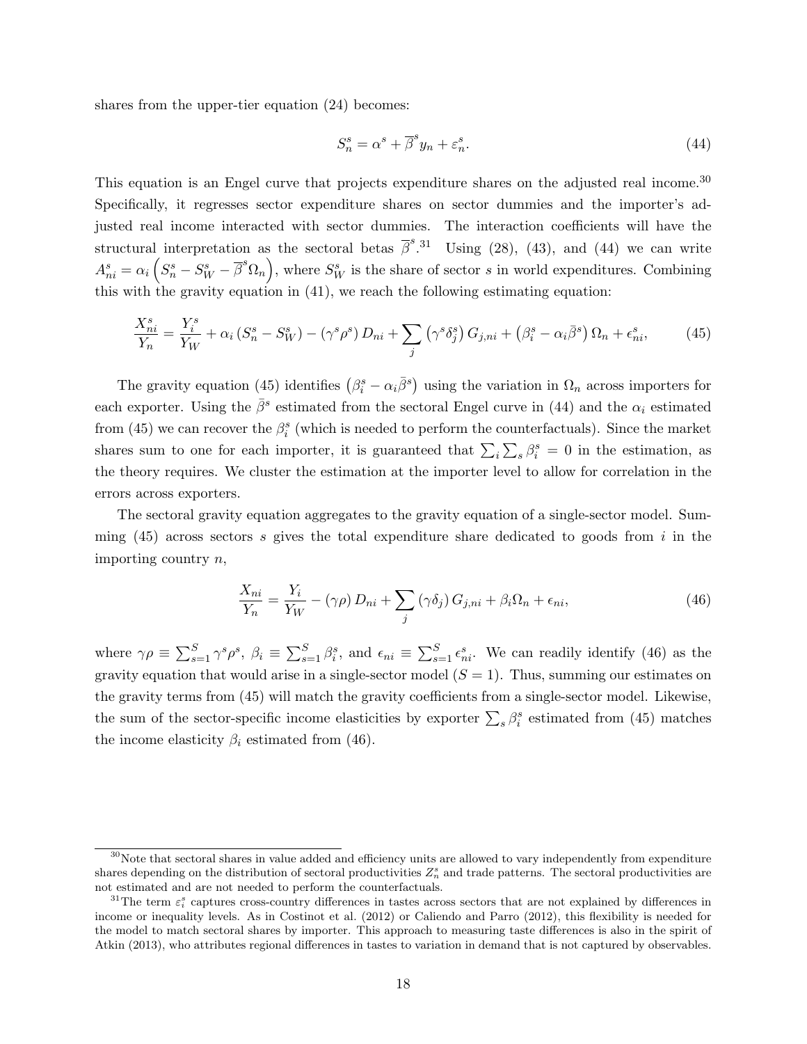shares from the upper-tier equation (24) becomes:

$$S_n^s = \alpha^s + \overline{\beta}^s y_n + \varepsilon_n^s. \tag{44}$$

This equation is an Engel curve that projects expenditure shares on the adjusted real income.[30] Specifically, it regresses sector expenditure shares on sector dummies and the importer's adjusted real income interacted with sector dummies. The interaction coefficients will have the structural interpretation as the sectoral betas $\overline{\beta}^s$.[31] Using (28), (43), and (44) we can write $A_{ni}^s = \alpha_i \left( S_n^s - S_W^s - \overline{\beta}^s \Omega_n \right)$, where $S_W^s$ is the share of sector $s$ in world expenditures. Combining this with the gravity equation in (41), we reach the following estimating equation:

$$\frac{X_{ni}^s}{Y_n} = \frac{Y_i^s}{Y_W} + \alpha_i \left( S_n^s - S_W^s \right) - \left( \gamma^s \rho^s \right) D_{ni} + \sum_j \left( \gamma^s \delta_j^s \right) G_{j,ni} + \left( \beta_i^s - \alpha_i \bar{\beta}^s \right) \Omega_n + \epsilon_{ni}^s, \tag{45}$$

The gravity equation (45) identifies $\left( \beta_i^s - \alpha_i \bar{\beta}^s \right)$ using the variation in $\Omega_n$ across importers for each exporter. Using the $\bar{\beta}^s$ estimated from the sectoral Engel curve in (44) and the $\alpha_i$ estimated from (45) we can recover the $\beta_i^s$ (which is needed to perform the counterfactuals). Since the market shares sum to one for each importer, it is guaranteed that $\sum_i \sum_s \beta_i^s = 0$ in the estimation, as the theory requires. We cluster the estimation at the importer level to allow for correlation in the errors across exporters.

The sectoral gravity equation aggregates to the gravity equation of a single-sector model. Summing (45) across sectors $s$ gives the total expenditure share dedicated to goods from $i$ in the importing country $n$,

$$\frac{X_{ni}}{Y_n} = \frac{Y_i}{Y_W} - \left( \gamma \rho \right) D_{ni} + \sum_j \left( \gamma \delta_j \right) G_{j,ni} + \beta_i \Omega_n + \epsilon_{ni}, \tag{46}$$

where $\gamma \rho \equiv \sum_{s=1}^S \gamma^s \rho^s$, $\beta_i \equiv \sum_{s=1}^S \beta_i^s$, and $\epsilon_{ni} \equiv \sum_{s=1}^S \epsilon_{ni}^s$. We can readily identify (46) as the gravity equation that would arise in a single-sector model ($S = 1$). Thus, summing our estimates on the gravity terms from (45) will match the gravity coefficients from a single-sector model. Likewise, the sum of the sector-specific income elasticities by exporter $\sum_s \beta_i^s$ estimated from (45) matches the income elasticity $\beta_i$ estimated from (46).

[30] Note that sectoral shares in value added and efficiency units are allowed to vary independently from expenditure shares depending on the distribution of sectoral productivities $Z_n^s$ and trade patterns. The sectoral productivities are not estimated and are not needed to perform the counterfactuals.

[31] The term $\varepsilon_i^s$ captures cross-country differences in tastes across sectors that are not explained by differences in income or inequality levels. As in Costinot et al. (2012) or Caliendo and Parro (2012), this flexibility is needed for the model to match sectoral shares by importer. This approach to measuring taste differences is also in the spirit of Atkin (2013), who attributes regional differences in tastes to variation in demand that is not captured by observables.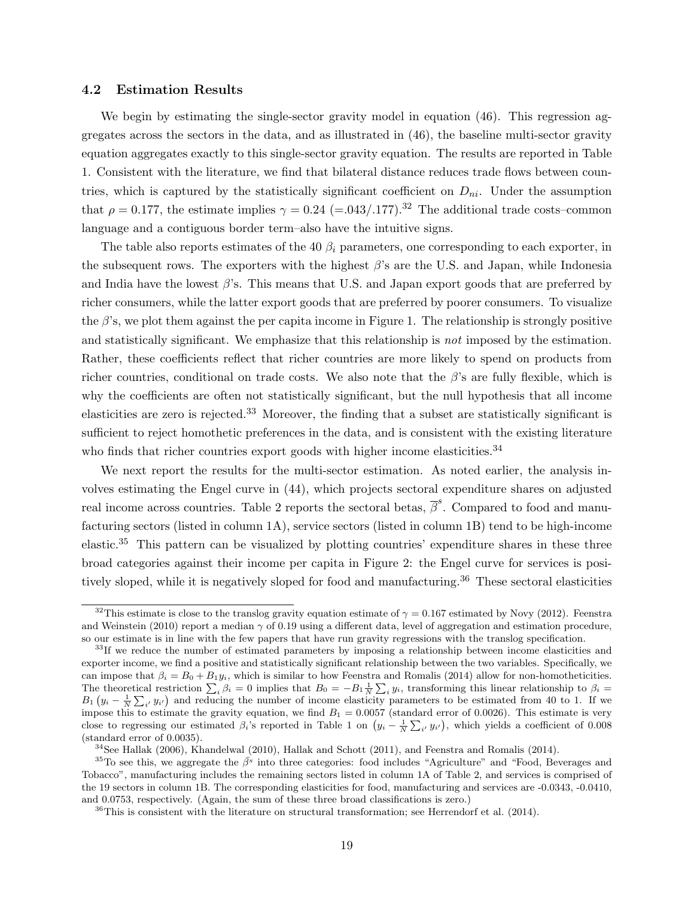### 4.2 Estimation Results

We begin by estimating the single-sector gravity model in equation (46). This regression aggregates across the sectors in the data, and as illustrated in (46), the baseline multi-sector gravity equation aggregates exactly to this single-sector gravity equation. The results are reported in Table 1. Consistent with the literature, we find that bilateral distance reduces trade flows between countries, which is captured by the statistically significant coefficient on $D_{ni}$. Under the assumption that $\rho = 0.177$, the estimate implies $\gamma = 0.24$ $(=.043/.177)$.[32] The additional trade costs–common language and a contiguous border term–also have the intuitive signs.

The table also reports estimates of the 40 $\beta_i$ parameters, one corresponding to each exporter, in the subsequent rows. The exporters with the highest $\beta$'s are the U.S. and Japan, while Indonesia and India have the lowest $\beta$'s. This means that U.S. and Japan export goods that are preferred by richer consumers, while the latter export goods that are preferred by poorer consumers. To visualize the $\beta$'s, we plot them against the per capita income in Figure 1. The relationship is strongly positive and statistically significant. We emphasize that this relationship is *not* imposed by the estimation. Rather, these coefficients reflect that richer countries are more likely to spend on products from richer countries, conditional on trade costs. We also note that the $\beta$'s are fully flexible, which is why the coefficients are often not statistically significant, but the null hypothesis that all income elasticities are zero is rejected.[33] Moreover, the finding that a subset are statistically significant is sufficient to reject homothetic preferences in the data, and is consistent with the existing literature who finds that richer countries export goods with higher income elasticities.[34]

We next report the results for the multi-sector estimation. As noted earlier, the analysis involves estimating the Engel curve in (44), which projects sectoral expenditure shares on adjusted real income across countries. Table 2 reports the sectoral betas, $\overline{\beta}^s$. Compared to food and manufacturing sectors (listed in column 1A), service sectors (listed in column 1B) tend to be high-income elastic.[35] This pattern can be visualized by plotting countries' expenditure shares in these three broad categories against their income per capita in Figure 2: the Engel curve for services is positively sloped, while it is negatively sloped for food and manufacturing.[36] These sectoral elasticities

---

[32] This estimate is close to the translog gravity equation estimate of $\gamma = 0.167$ estimated by Novy (2012). Feenstra and Weinstein (2010) report a median $\gamma$ of 0.19 using a different data, level of aggregation and estimation procedure, so our estimate is in line with the few papers that have run gravity regressions with the translog specification.

[33] If we reduce the number of estimated parameters by imposing a relationship between income elasticities and exporter income, we find a positive and statistically significant relationship between the two variables. Specifically, we can impose that $\beta_i = B_0 + B_1 y_i$, which is similar to how Feenstra and Romalis (2014) allow for non-homotheticities. The theoretical restriction $\sum_i \beta_i = 0$ implies that $B_0 = -B_1 \frac{1}{N} \sum_i y_i$, transforming this linear relationship to $\beta_i = B_1 \left(y_i - \frac{1}{N} \sum_{i'} y_{i'}\right)$ and reducing the number of income elasticity parameters to be estimated from 40 to 1. If we impose this to estimate the gravity equation, we find $B_1 = 0.0057$ (standard error of 0.0026). This estimate is very close to regressing our estimated $\beta_i$'s reported in Table 1 on $\left(y_i - \frac{1}{N} \sum_{i'} y_{i'}\right)$, which yields a coefficient of 0.008 (standard error of 0.0035).

[34] See Hallak (2006), Khandelwal (2010), Hallak and Schott (2011), and Feenstra and Romalis (2014).

[35] To see this, we aggregate the $\bar{\beta}^s$ into three categories: food includes "Agriculture" and "Food, Beverages and Tobacco", manufacturing includes the remaining sectors listed in column 1A of Table 2, and services is comprised of the 19 sectors in column 1B. The corresponding elasticities for food, manufacturing and services are -0.0343, -0.0410, and 0.0753, respectively. (Again, the sum of these three broad classifications is zero.)

[36] This is consistent with the literature on structural transformation; see Herrendorf et al. (2014).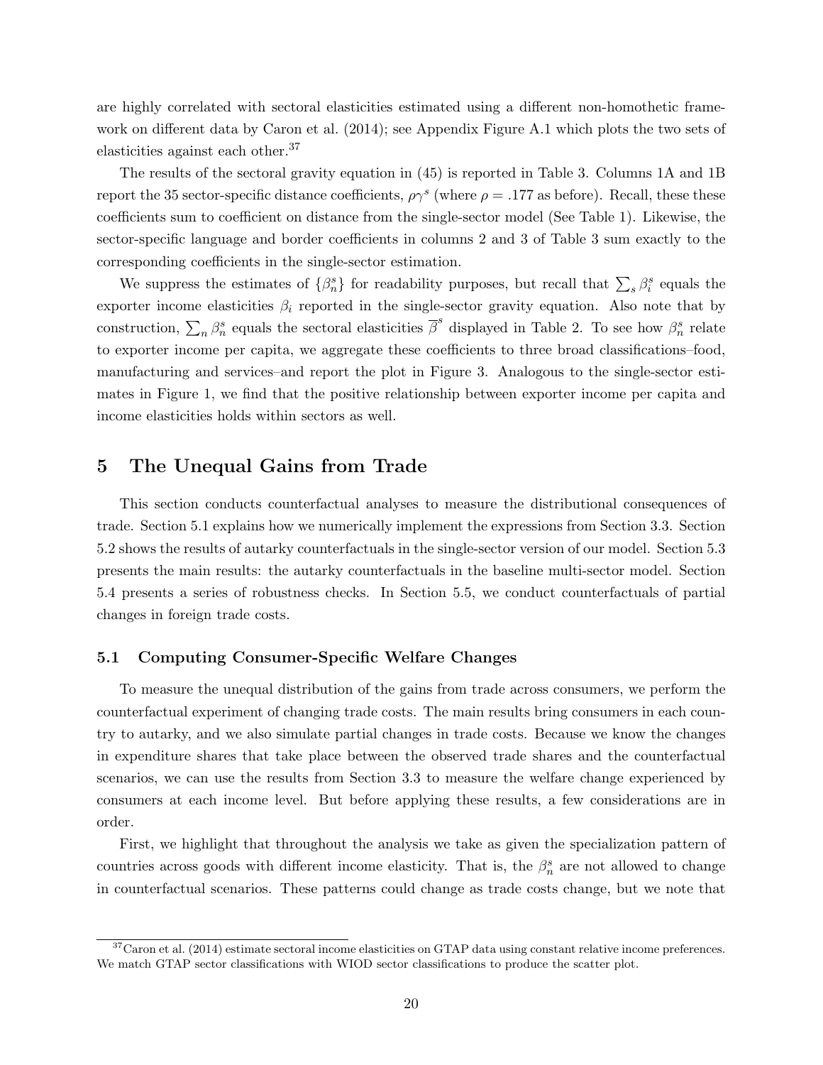are highly correlated with sectoral elasticities estimated using a different non-homothetic framework on different data by Caron et al. (2014); see Appendix Figure A.1 which plots the two sets of elasticities against each other.[37]

The results of the sectoral gravity equation in (45) is reported in Table 3. Columns 1A and 1B report the 35 sector-specific distance coefficients, $\rho\gamma^s$ (where $\rho = .177$ as before). Recall, these these coefficients sum to coefficient on distance from the single-sector model (See Table 1). Likewise, the sector-specific language and border coefficients in columns 2 and 3 of Table 3 sum exactly to the corresponding coefficients in the single-sector estimation.

We suppress the estimates of $\{\beta_n^s\}$ for readability purposes, but recall that $\sum_s \beta_i^s$ equals the exporter income elasticities $\beta_i$ reported in the single-sector gravity equation. Also note that by construction, $\sum_n \beta_n^s$ equals the sectoral elasticities $\overline{\beta}^s$ displayed in Table 2. To see how $\beta_n^s$ relate to exporter income per capita, we aggregate these coefficients to three broad classifications–food, manufacturing and services–and report the plot in Figure 3. Analogous to the single-sector estimates in Figure 1, we find that the positive relationship between exporter income per capita and income elasticities holds within sectors as well.

# 5 The Unequal Gains from Trade

This section conducts counterfactual analyses to measure the distributional consequences of trade. Section 5.1 explains how we numerically implement the expressions from Section 3.3. Section 5.2 shows the results of autarky counterfactuals in the single-sector version of our model. Section 5.3 presents the main results: the autarky counterfactuals in the baseline multi-sector model. Section 5.4 presents a series of robustness checks. In Section 5.5, we conduct counterfactuals of partial changes in foreign trade costs.

## 5.1 Computing Consumer-Specific Welfare Changes

To measure the unequal distribution of the gains from trade across consumers, we perform the counterfactual experiment of changing trade costs. The main results bring consumers in each country to autarky, and we also simulate partial changes in trade costs. Because we know the changes in expenditure shares that take place between the observed trade shares and the counterfactual scenarios, we can use the results from Section 3.3 to measure the welfare change experienced by consumers at each income level. But before applying these results, a few considerations are in order.

First, we highlight that throughout the analysis we take as given the specialization pattern of countries across goods with different income elasticity. That is, the $\beta_n^s$ are not allowed to change in counterfactual scenarios. These patterns could change as trade costs change, but we note that

[37] Caron et al. (2014) estimate sectoral income elasticities on GTAP data using constant relative income preferences. We match GTAP sector classifications with WIOD sector classifications to produce the scatter plot.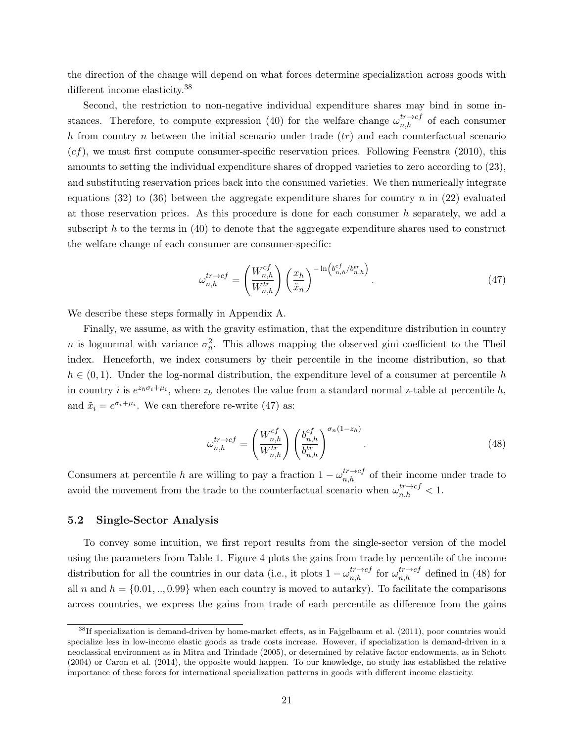the direction of the change will depend on what forces determine specialization across goods with different income elasticity.[38]

Second, the restriction to non-negative individual expenditure shares may bind in some instances. Therefore, to compute expression (40) for the welfare change $\omega_{n,h}^{tr\to cf}$ of each consumer $h$ from country $n$ between the initial scenario under trade ($tr$) and each counterfactual scenario ($cf$), we must first compute consumer-specific reservation prices. Following Feenstra (2010), this amounts to setting the individual expenditure shares of dropped varieties to zero according to (23), and substituting reservation prices back into the consumed varieties. We then numerically integrate equations (32) to (36) between the aggregate expenditure shares for country $n$ in (22) evaluated at those reservation prices. As this procedure is done for each consumer $h$ separately, we add a subscript $h$ to the terms in (40) to denote that the aggregate expenditure shares used to construct the welfare change of each consumer are consumer-specific:

$$\omega_{n,h}^{tr\to cf} = \left(\frac{W_{n,h}^{cf}}{W_{n,h}^{tr}}\right)\left(\frac{x_h}{\tilde{x}_n}\right)^{-\ln\left(b_{n,h}^{cf}/b_{n,h}^{tr}\right)}. \tag{47}$$

We describe these steps formally in Appendix A.

Finally, we assume, as with the gravity estimation, that the expenditure distribution in country $n$ is lognormal with variance $\sigma_n^2$. This allows mapping the observed gini coefficient to the Theil index. Henceforth, we index consumers by their percentile in the income distribution, so that $h \in (0,1)$. Under the log-normal distribution, the expenditure level of a consumer at percentile $h$ in country $i$ is $e^{z_h\sigma_i+\mu_i}$, where $z_h$ denotes the value from a standard normal z-table at percentile $h$, and $\tilde{x}_i = e^{\sigma_i+\mu_i}$. We can therefore re-write (47) as:

$$\omega_{n,h}^{tr\to cf} = \left(\frac{W_{n,h}^{cf}}{W_{n,h}^{tr}}\right)\left(\frac{b_{n,h}^{cf}}{b_{n,h}^{tr}}\right)^{\sigma_n(1-z_h)}. \tag{48}$$

Consumers at percentile $h$ are willing to pay a fraction $1-\omega_{n,h}^{tr\to cf}$ of their income under trade to avoid the movement from the trade to the counterfactual scenario when $\omega_{n,h}^{tr\to cf} < 1$.

## 5.2 Single-Sector Analysis

To convey some intuition, we first report results from the single-sector version of the model using the parameters from Table 1. Figure 4 plots the gains from trade by percentile of the income distribution for all the countries in our data (i.e., it plots $1-\omega_{n,h}^{tr\to cf}$ for $\omega_{n,h}^{tr\to cf}$ defined in (48) for all $n$ and $h = \{0.01,..,0.99\}$ when each country is moved to autarky). To facilitate the comparisons across countries, we express the gains from trade of each percentile as difference from the gains

[38] If specialization is demand-driven by home-market effects, as in Fajgelbaum et al. (2011), poor countries would specialize less in low-income elastic goods as trade costs increase. However, if specialization is demand-driven in a neoclassical environment as in Mitra and Trindade (2005), or determined by relative factor endowments, as in Schott (2004) or Caron et al. (2014), the opposite would happen. To our knowledge, no study has established the relative importance of these forces for international specialization patterns in goods with different income elasticity.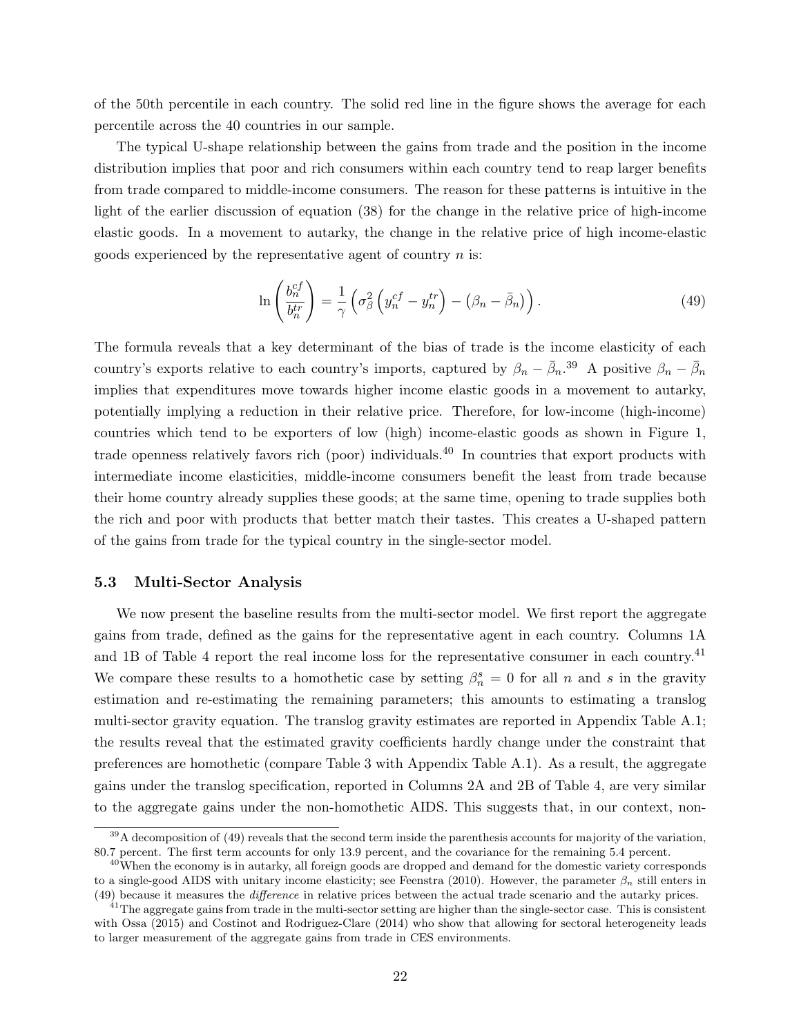of the 50th percentile in each country. The solid red line in the figure shows the average for each percentile across the 40 countries in our sample.

The typical U-shape relationship between the gains from trade and the position in the income distribution implies that poor and rich consumers within each country tend to reap larger benefits from trade compared to middle-income consumers. The reason for these patterns is intuitive in the light of the earlier discussion of equation (38) for the change in the relative price of high-income elastic goods. In a movement to autarky, the change in the relative price of high income-elastic goods experienced by the representative agent of country $n$ is:

$$\ln\left(\frac{b_n^{cf}}{b_n^{tr}}\right) = \frac{1}{\gamma}\left(\sigma_\beta^2\left(y_n^{cf} - y_n^{tr}\right) - \left(\beta_n - \bar{\beta}_n\right)\right). \tag{49}$$

The formula reveals that a key determinant of the bias of trade is the income elasticity of each country's exports relative to each country's imports, captured by $\beta_n - \bar{\beta}_n$.[39] A positive $\beta_n - \bar{\beta}_n$ implies that expenditures move towards higher income elastic goods in a movement to autarky, potentially implying a reduction in their relative price. Therefore, for low-income (high-income) countries which tend to be exporters of low (high) income-elastic goods as shown in Figure 1, trade openness relatively favors rich (poor) individuals.[40] In countries that export products with intermediate income elasticities, middle-income consumers benefit the least from trade because their home country already supplies these goods; at the same time, opening to trade supplies both the rich and poor with products that better match their tastes. This creates a U-shaped pattern of the gains from trade for the typical country in the single-sector model.

### 5.3 Multi-Sector Analysis

We now present the baseline results from the multi-sector model. We first report the aggregate gains from trade, defined as the gains for the representative agent in each country. Columns 1A and 1B of Table 4 report the real income loss for the representative consumer in each country.[41] We compare these results to a homothetic case by setting $\beta_n^s = 0$ for all $n$ and $s$ in the gravity estimation and re-estimating the remaining parameters; this amounts to estimating a translog multi-sector gravity equation. The translog gravity estimates are reported in Appendix Table A.1; the results reveal that the estimated gravity coefficients hardly change under the constraint that preferences are homothetic (compare Table 3 with Appendix Table A.1). As a result, the aggregate gains under the translog specification, reported in Columns 2A and 2B of Table 4, are very similar to the aggregate gains under the non-homothetic AIDS. This suggests that, in our context, non-

[39] A decomposition of (49) reveals that the second term inside the parenthesis accounts for majority of the variation, 80.7 percent. The first term accounts for only 13.9 percent, and the covariance for the remaining 5.4 percent.

[40] When the economy is in autarky, all foreign goods are dropped and demand for the domestic variety corresponds to a single-good AIDS with unitary income elasticity; see Feenstra (2010). However, the parameter $\beta_n$ still enters in (49) because it measures the *difference* in relative prices between the actual trade scenario and the autarky prices.

[41] The aggregate gains from trade in the multi-sector setting are higher than the single-sector case. This is consistent with Ossa (2015) and Costinot and Rodriguez-Clare (2014) who show that allowing for sectoral heterogeneity leads to larger measurement of the aggregate gains from trade in CES environments.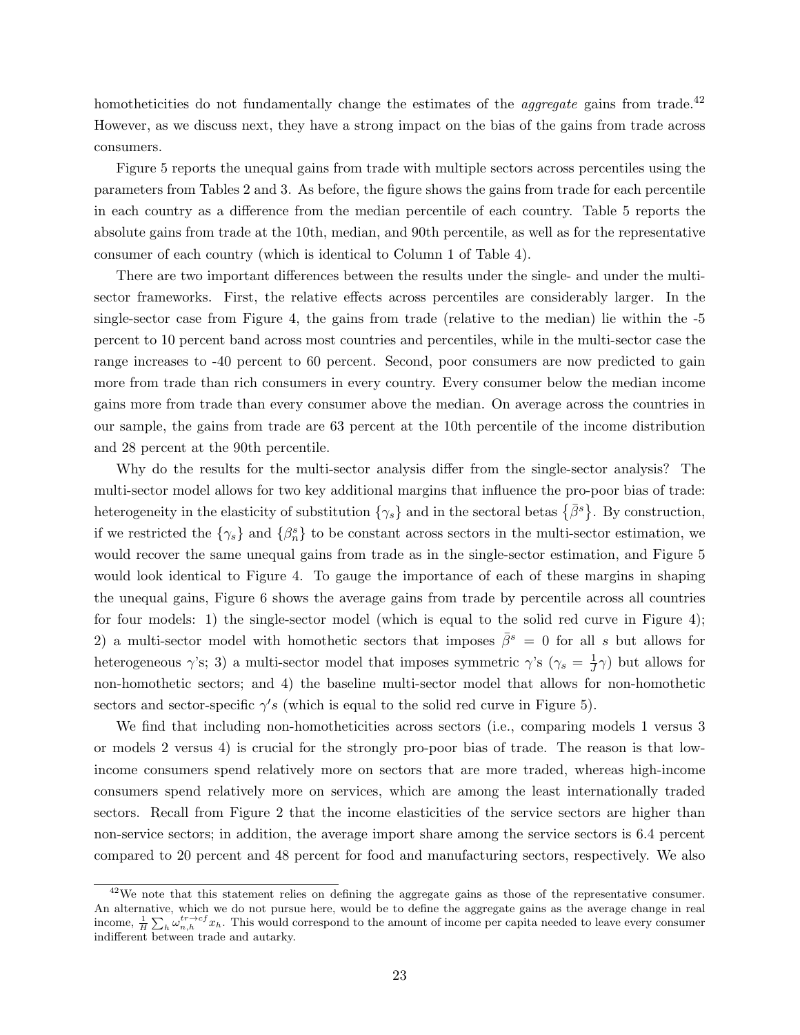homotheticities do not fundamentally change the estimates of the *aggregate* gains from trade.[42] However, as we discuss next, they have a strong impact on the bias of the gains from trade across consumers.

Figure 5 reports the unequal gains from trade with multiple sectors across percentiles using the parameters from Tables 2 and 3. As before, the figure shows the gains from trade for each percentile in each country as a difference from the median percentile of each country. Table 5 reports the absolute gains from trade at the 10th, median, and 90th percentile, as well as for the representative consumer of each country (which is identical to Column 1 of Table 4).

There are two important differences between the results under the single- and under the multi-sector frameworks. First, the relative effects across percentiles are considerably larger. In the single-sector case from Figure 4, the gains from trade (relative to the median) lie within the -5 percent to 10 percent band across most countries and percentiles, while in the multi-sector case the range increases to -40 percent to 60 percent. Second, poor consumers are now predicted to gain more from trade than rich consumers in every country. Every consumer below the median income gains more from trade than every consumer above the median. On average across the countries in our sample, the gains from trade are 63 percent at the 10th percentile of the income distribution and 28 percent at the 90th percentile.

Why do the results for the multi-sector analysis differ from the single-sector analysis? The multi-sector model allows for two key additional margins that influence the pro-poor bias of trade: heterogeneity in the elasticity of substitution $\{\gamma_s\}$ and in the sectoral betas $\{\bar{\beta}^s\}$. By construction, if we restricted the $\{\gamma_s\}$ and $\{\beta_n^s\}$ to be constant across sectors in the multi-sector estimation, we would recover the same unequal gains from trade as in the single-sector estimation, and Figure 5 would look identical to Figure 4. To gauge the importance of each of these margins in shaping the unequal gains, Figure 6 shows the average gains from trade by percentile across all countries for four models: 1) the single-sector model (which is equal to the solid red curve in Figure 4); 2) a multi-sector model with homothetic sectors that imposes $\bar{\beta}^s = 0$ for all $s$ but allows for heterogeneous $\gamma$'s; 3) a multi-sector model that imposes symmetric $\gamma$'s ($\gamma_s = \frac{1}{J}\gamma$) but allows for non-homothetic sectors; and 4) the baseline multi-sector model that allows for non-homothetic sectors and sector-specific $\gamma' s$ (which is equal to the solid red curve in Figure 5).

We find that including non-homotheticities across sectors (i.e., comparing models 1 versus 3 or models 2 versus 4) is crucial for the strongly pro-poor bias of trade. The reason is that low-income consumers spend relatively more on sectors that are more traded, whereas high-income consumers spend relatively more on services, which are among the least internationally traded sectors. Recall from Figure 2 that the income elasticities of the service sectors are higher than non-service sectors; in addition, the average import share among the service sectors is 6.4 percent compared to 20 percent and 48 percent for food and manufacturing sectors, respectively. We also

[42] We note that this statement relies on defining the aggregate gains as those of the representative consumer. An alternative, which we do not pursue here, would be to define the aggregate gains as the average change in real income, $\frac{1}{H}\sum_h \omega_{n,h}^{tr\rightarrow cf} x_h$. This would correspond to the amount of income per capita needed to leave every consumer indifferent between trade and autarky.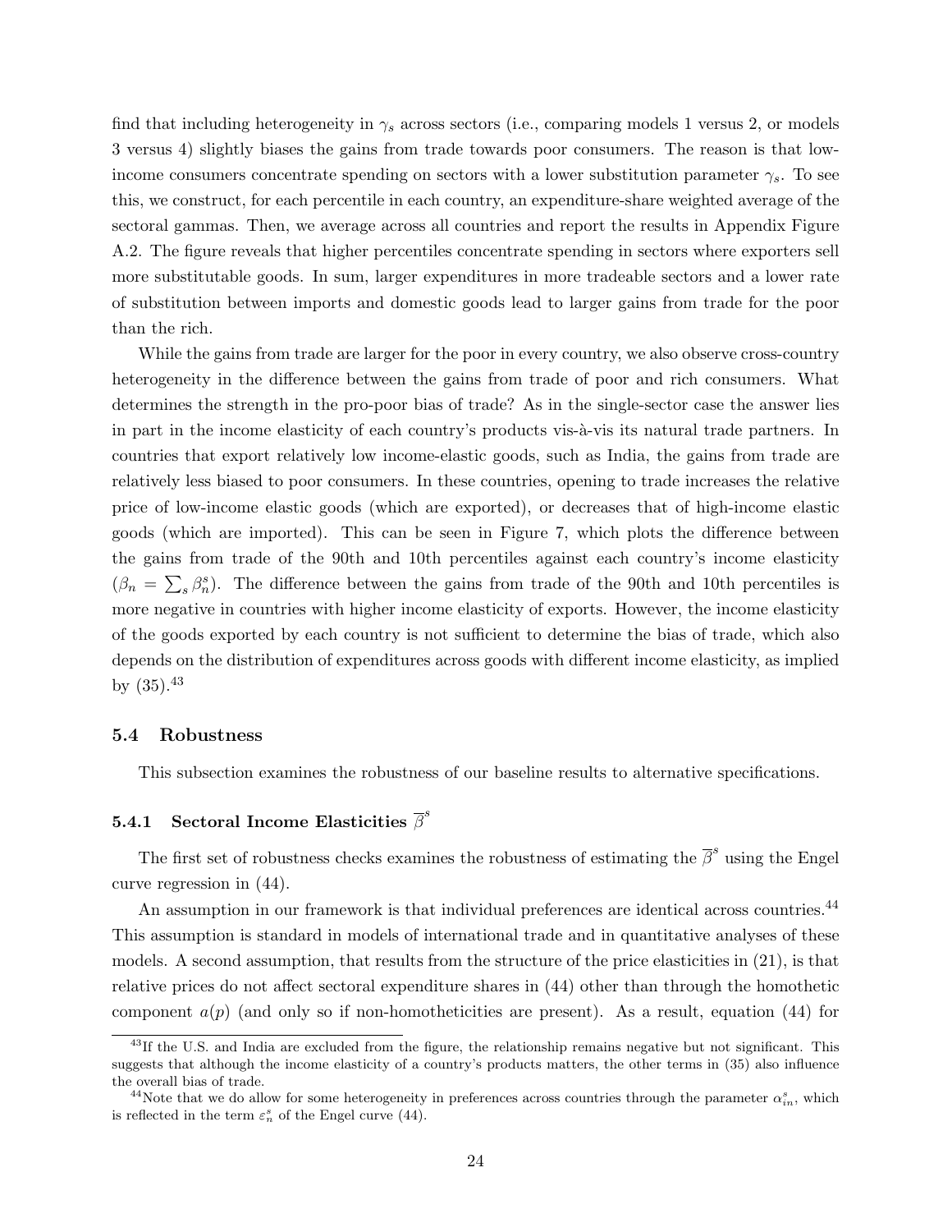find that including heterogeneity in $\gamma_s$ across sectors (i.e., comparing models 1 versus 2, or models 3 versus 4) slightly biases the gains from trade towards poor consumers. The reason is that low-income consumers concentrate spending on sectors with a lower substitution parameter $\gamma_s$. To see this, we construct, for each percentile in each country, an expenditure-share weighted average of the sectoral gammas. Then, we average across all countries and report the results in Appendix Figure A.2. The figure reveals that higher percentiles concentrate spending in sectors where exporters sell more substitutable goods. In sum, larger expenditures in more tradeable sectors and a lower rate of substitution between imports and domestic goods lead to larger gains from trade for the poor than the rich.

While the gains from trade are larger for the poor in every country, we also observe cross-country heterogeneity in the difference between the gains from trade of poor and rich consumers. What determines the strength in the pro-poor bias of trade? As in the single-sector case the answer lies in part in the income elasticity of each country's products vis-à-vis its natural trade partners. In countries that export relatively low income-elastic goods, such as India, the gains from trade are relatively less biased to poor consumers. In these countries, opening to trade increases the relative price of low-income elastic goods (which are exported), or decreases that of high-income elastic goods (which are imported). This can be seen in Figure 7, which plots the difference between the gains from trade of the 90th and 10th percentiles against each country's income elasticity ($\beta_n = \sum_s \beta_n^s$). The difference between the gains from trade of the 90th and 10th percentiles is more negative in countries with higher income elasticity of exports. However, the income elasticity of the goods exported by each country is not sufficient to determine the bias of trade, which also depends on the distribution of expenditures across goods with different income elasticity, as implied by (35).[43]

### 5.4 Robustness

This subsection examines the robustness of our baseline results to alternative specifications.

#### 5.4.1 Sectoral Income Elasticities $\overline{\beta}^s$

The first set of robustness checks examines the robustness of estimating the $\overline{\beta}^s$ using the Engel curve regression in (44).

An assumption in our framework is that individual preferences are identical across countries.[44] This assumption is standard in models of international trade and in quantitative analyses of these models. A second assumption, that results from the structure of the price elasticities in (21), is that relative prices do not affect sectoral expenditure shares in (44) other than through the homothetic component $a(p)$ (and only so if non-homotheticities are present). As a result, equation (44) for

[43]If the U.S. and India are excluded from the figure, the relationship remains negative but not significant. This suggests that although the income elasticity of a country's products matters, the other terms in (35) also influence the overall bias of trade.

[44]Note that we do allow for some heterogeneity in preferences across countries through the parameter $\alpha_{in}^s$, which is reflected in the term $\varepsilon_n^s$ of the Engel curve (44).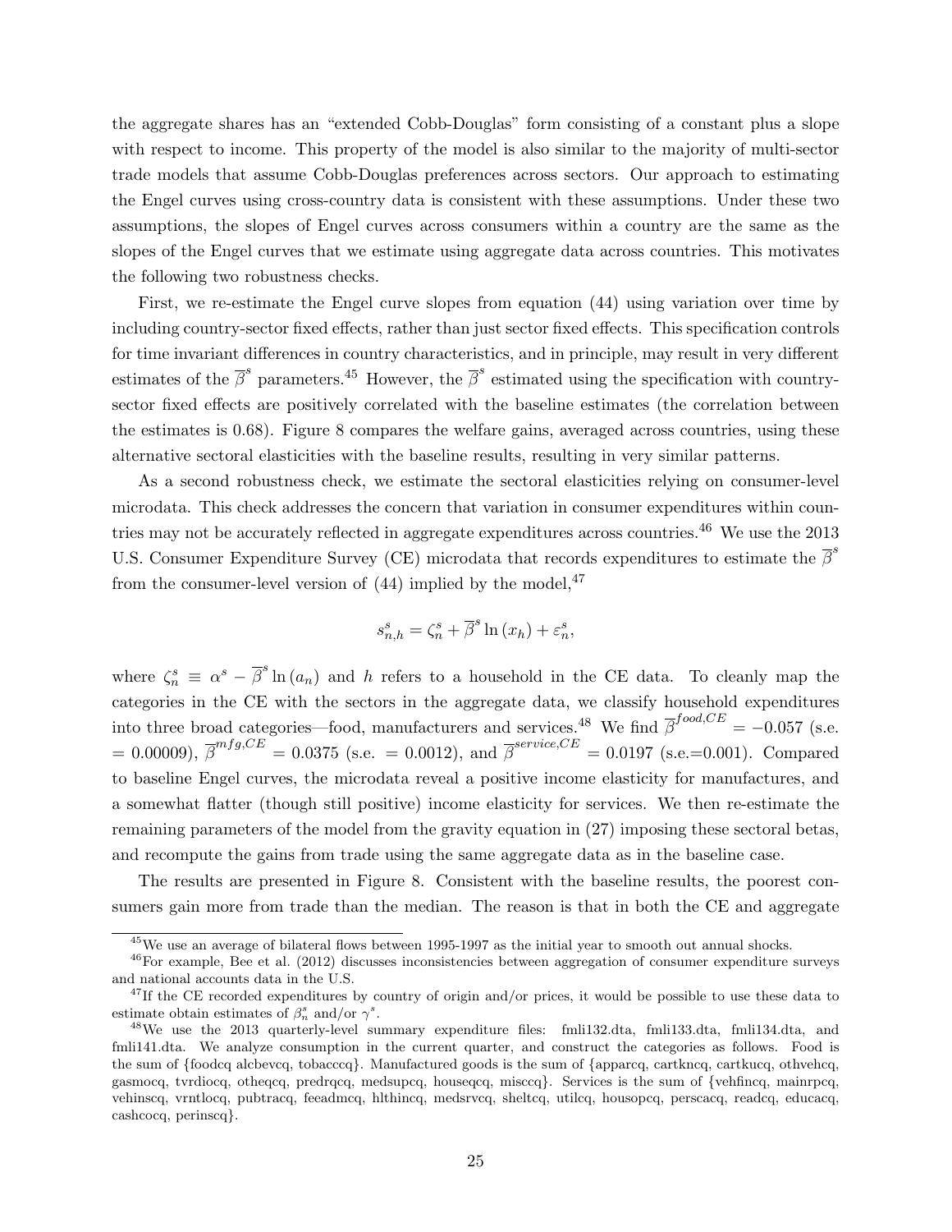the aggregate shares has an "extended Cobb-Douglas" form consisting of a constant plus a slope with respect to income. This property of the model is also similar to the majority of multi-sector trade models that assume Cobb-Douglas preferences across sectors. Our approach to estimating the Engel curves using cross-country data is consistent with these assumptions. Under these two assumptions, the slopes of Engel curves across consumers within a country are the same as the slopes of the Engel curves that we estimate using aggregate data across countries. This motivates the following two robustness checks.

First, we re-estimate the Engel curve slopes from equation (44) using variation over time by including country-sector fixed effects, rather than just sector fixed effects. This specification controls for time invariant differences in country characteristics, and in principle, may result in very different estimates of the $\overline{\beta}^s$ parameters.[45] However, the $\overline{\beta}^s$ estimated using the specification with country-sector fixed effects are positively correlated with the baseline estimates (the correlation between the estimates is 0.68). Figure 8 compares the welfare gains, averaged across countries, using these alternative sectoral elasticities with the baseline results, resulting in very similar patterns.

As a second robustness check, we estimate the sectoral elasticities relying on consumer-level microdata. This check addresses the concern that variation in consumer expenditures within countries may not be accurately reflected in aggregate expenditures across countries.[46] We use the 2013 U.S. Consumer Expenditure Survey (CE) microdata that records expenditures to estimate the $\overline{\beta}^s$ from the consumer-level version of (44) implied by the model,[47]

$$s_{n,h}^{s} = \zeta_n^s + \overline{\beta}^s \ln(x_h) + \varepsilon_n^s,$$

where $\zeta_n^s \equiv \alpha^s - \overline{\beta}^s \ln(a_n)$ and $h$ refers to a household in the CE data. To cleanly map the categories in the CE with the sectors in the aggregate data, we classify household expenditures into three broad categories—food, manufacturers and services.[48] We find $\overline{\beta}^{food,CE} = -0.057$ (s.e. $= 0.00009$), $\overline{\beta}^{mfg,CE} = 0.0375$ (s.e. $= 0.0012$), and $\overline{\beta}^{service,CE} = 0.0197$ (s.e.$=0.001$). Compared to baseline Engel curves, the microdata reveal a positive income elasticity for manufactures, and a somewhat flatter (though still positive) income elasticity for services. We then re-estimate the remaining parameters of the model from the gravity equation in (27) imposing these sectoral betas, and recompute the gains from trade using the same aggregate data as in the baseline case.

The results are presented in Figure 8. Consistent with the baseline results, the poorest consumers gain more from trade than the median. The reason is that in both the CE and aggregate

[45] We use an average of bilateral flows between 1995-1997 as the initial year to smooth out annual shocks.

[46] For example, Bee et al. (2012) discusses inconsistencies between aggregation of consumer expenditure surveys and national accounts data in the U.S.

[47] If the CE recorded expenditures by country of origin and/or prices, it would be possible to use these data to estimate obtain estimates of $\beta_n^s$ and/or $\gamma^s$.

[48] We use the 2013 quarterly-level summary expenditure files: fmli132.dta, fmli133.dta, fmli134.dta, and fmli141.dta. We analyze consumption in the current quarter, and construct the categories as follows. Food is the sum of {foodcq alcbevcq, tobacccq}. Manufactured goods is the sum of {apparcq, cartkncq, cartkucq, othvehcq, gasmocq, tvrdiocq, otheqcq, predrqcq, medsupcq, houseqcq, misccq}. Services is the sum of {vehfincq, mainrpcq, vehinscq, vrntlocq, pubtracq, feeadmcq, hlthincq, medsrvcq, sheltcq, utilcq, housopcq, perscacq, readcq, educacq, cashcocq, perinscq}.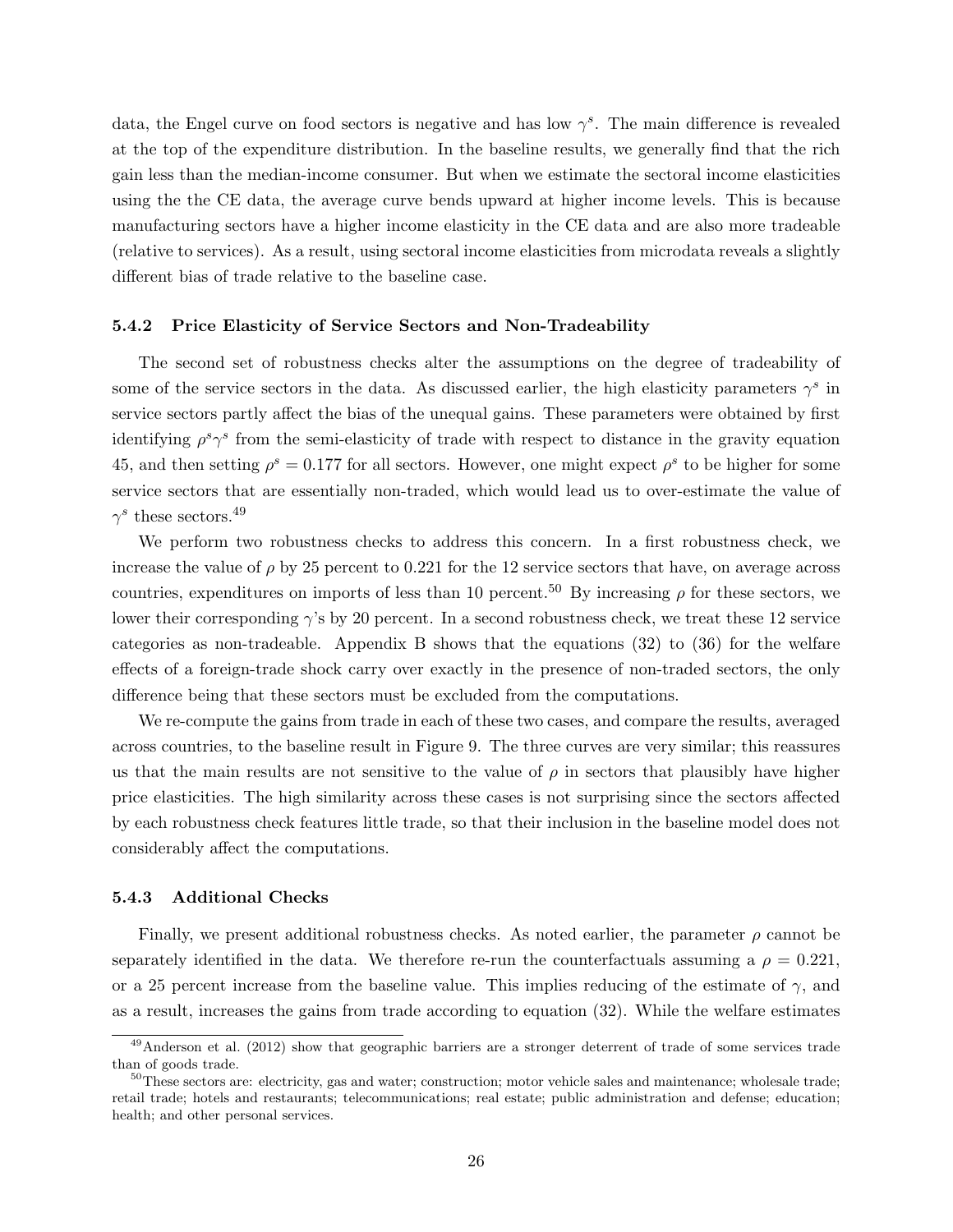data, the Engel curve on food sectors is negative and has low $\gamma^s$. The main difference is revealed at the top of the expenditure distribution. In the baseline results, we generally find that the rich gain less than the median-income consumer. But when we estimate the sectoral income elasticities using the the CE data, the average curve bends upward at higher income levels. This is because manufacturing sectors have a higher income elasticity in the CE data and are also more tradeable (relative to services). As a result, using sectoral income elasticities from microdata reveals a slightly different bias of trade relative to the baseline case.

### 5.4.2 Price Elasticity of Service Sectors and Non-Tradeability

The second set of robustness checks alter the assumptions on the degree of tradeability of some of the service sectors in the data. As discussed earlier, the high elasticity parameters $\gamma^s$ in service sectors partly affect the bias of the unequal gains. These parameters were obtained by first identifying $\rho^s\gamma^s$ from the semi-elasticity of trade with respect to distance in the gravity equation 45, and then setting $\rho^s = 0.177$ for all sectors. However, one might expect $\rho^s$ to be higher for some service sectors that are essentially non-traded, which would lead us to over-estimate the value of $\gamma^s$ these sectors.[49]

We perform two robustness checks to address this concern. In a first robustness check, we increase the value of $\rho$ by 25 percent to 0.221 for the 12 service sectors that have, on average across countries, expenditures on imports of less than 10 percent.[50] By increasing $\rho$ for these sectors, we lower their corresponding $\gamma$'s by 20 percent. In a second robustness check, we treat these 12 service categories as non-tradeable. Appendix B shows that the equations (32) to (36) for the welfare effects of a foreign-trade shock carry over exactly in the presence of non-traded sectors, the only difference being that these sectors must be excluded from the computations.

We re-compute the gains from trade in each of these two cases, and compare the results, averaged across countries, to the baseline result in Figure 9. The three curves are very similar; this reassures us that the main results are not sensitive to the value of $\rho$ in sectors that plausibly have higher price elasticities. The high similarity across these cases is not surprising since the sectors affected by each robustness check features little trade, so that their inclusion in the baseline model does not considerably affect the computations.

### 5.4.3 Additional Checks

Finally, we present additional robustness checks. As noted earlier, the parameter $\rho$ cannot be separately identified in the data. We therefore re-run the counterfactuals assuming a $\rho = 0.221$, or a 25 percent increase from the baseline value. This implies reducing of the estimate of $\gamma$, and as a result, increases the gains from trade according to equation (32). While the welfare estimates

[49] Anderson et al. (2012) show that geographic barriers are a stronger deterrent of trade of some services trade than of goods trade.

[50] These sectors are: electricity, gas and water; construction; motor vehicle sales and maintenance; wholesale trade; retail trade; hotels and restaurants; telecommunications; real estate; public administration and defense; education; health; and other personal services.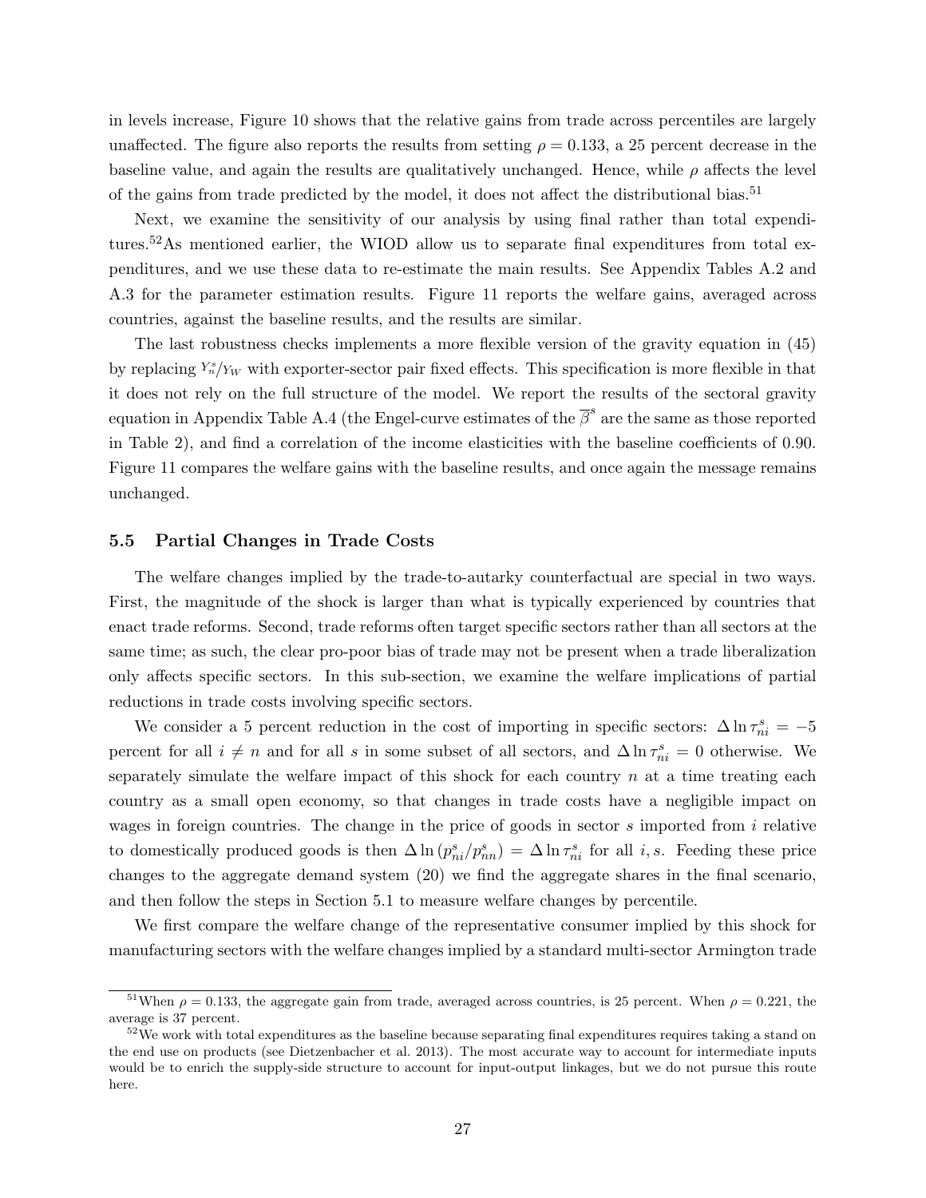in levels increase, Figure 10 shows that the relative gains from trade across percentiles are largely unaffected. The figure also reports the results from setting $\rho = 0.133$, a 25 percent decrease in the baseline value, and again the results are qualitatively unchanged. Hence, while $\rho$ affects the level of the gains from trade predicted by the model, it does not affect the distributional bias.[51]

Next, we examine the sensitivity of our analysis by using final rather than total expenditures.[52]As mentioned earlier, the WIOD allow us to separate final expenditures from total expenditures, and we use these data to re-estimate the main results. See Appendix Tables A.2 and A.3 for the parameter estimation results. Figure 11 reports the welfare gains, averaged across countries, against the baseline results, and the results are similar.

The last robustness checks implements a more flexible version of the gravity equation in (45) by replacing $Y_n^s/Y_W$ with exporter-sector pair fixed effects. This specification is more flexible in that it does not rely on the full structure of the model. We report the results of the sectoral gravity equation in Appendix Table A.4 (the Engel-curve estimates of the $\overline{\beta}^s$ are the same as those reported in Table 2), and find a correlation of the income elasticities with the baseline coefficients of 0.90. Figure 11 compares the welfare gains with the baseline results, and once again the message remains unchanged.

### 5.5 Partial Changes in Trade Costs

The welfare changes implied by the trade-to-autarky counterfactual are special in two ways. First, the magnitude of the shock is larger than what is typically experienced by countries that enact trade reforms. Second, trade reforms often target specific sectors rather than all sectors at the same time; as such, the clear pro-poor bias of trade may not be present when a trade liberalization only affects specific sectors. In this sub-section, we examine the welfare implications of partial reductions in trade costs involving specific sectors.

We consider a 5 percent reduction in the cost of importing in specific sectors: $\Delta \ln \tau_{ni}^s = -5$ percent for all $i \neq n$ and for all $s$ in some subset of all sectors, and $\Delta \ln \tau_{ni}^s = 0$ otherwise. We separately simulate the welfare impact of this shock for each country $n$ at a time treating each country as a small open economy, so that changes in trade costs have a negligible impact on wages in foreign countries. The change in the price of goods in sector $s$ imported from $i$ relative to domestically produced goods is then $\Delta \ln (p_{ni}^s/p_{nn}^s) = \Delta \ln \tau_{ni}^s$ for all $i, s$. Feeding these price changes to the aggregate demand system (20) we find the aggregate shares in the final scenario, and then follow the steps in Section 5.1 to measure welfare changes by percentile.

We first compare the welfare change of the representative consumer implied by this shock for manufacturing sectors with the welfare changes implied by a standard multi-sector Armington trade

---

[51] When $\rho = 0.133$, the aggregate gain from trade, averaged across countries, is 25 percent. When $\rho = 0.221$, the average is 37 percent.

[52] We work with total expenditures as the baseline because separating final expenditures requires taking a stand on the end use on products (see Dietzenbacher et al. 2013). The most accurate way to account for intermediate inputs would be to enrich the supply-side structure to account for input-output linkages, but we do not pursue this route here.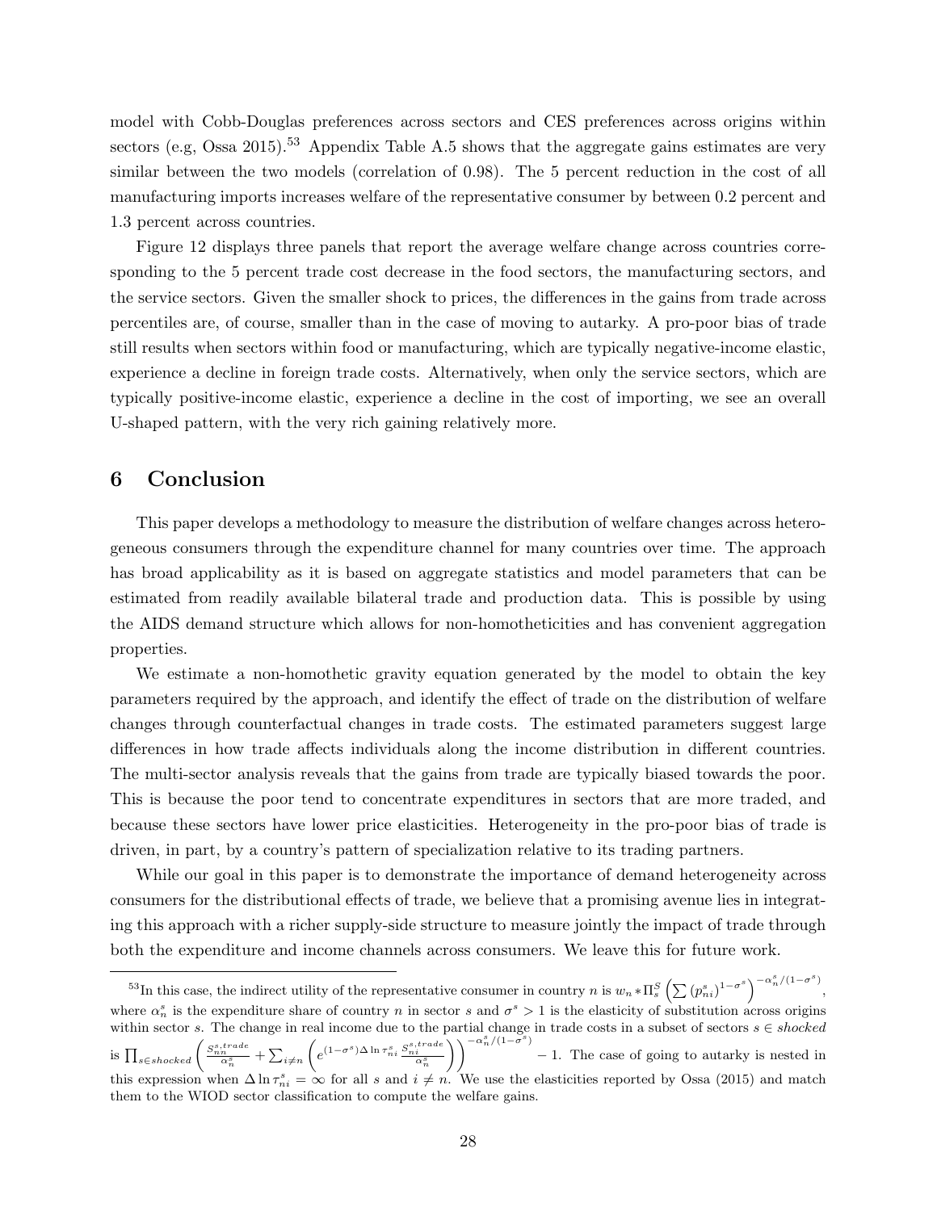model with Cobb-Douglas preferences across sectors and CES preferences across origins within sectors (e.g, Ossa 2015).[53] Appendix Table A.5 shows that the aggregate gains estimates are very similar between the two models (correlation of 0.98). The 5 percent reduction in the cost of all manufacturing imports increases welfare of the representative consumer by between 0.2 percent and 1.3 percent across countries.

Figure 12 displays three panels that report the average welfare change across countries corresponding to the 5 percent trade cost decrease in the food sectors, the manufacturing sectors, and the service sectors. Given the smaller shock to prices, the differences in the gains from trade across percentiles are, of course, smaller than in the case of moving to autarky. A pro-poor bias of trade still results when sectors within food or manufacturing, which are typically negative-income elastic, experience a decline in foreign trade costs. Alternatively, when only the service sectors, which are typically positive-income elastic, experience a decline in the cost of importing, we see an overall U-shaped pattern, with the very rich gaining relatively more.

# 6 Conclusion

This paper develops a methodology to measure the distribution of welfare changes across heterogeneous consumers through the expenditure channel for many countries over time. The approach has broad applicability as it is based on aggregate statistics and model parameters that can be estimated from readily available bilateral trade and production data. This is possible by using the AIDS demand structure which allows for non-homotheticities and has convenient aggregation properties.

We estimate a non-homothetic gravity equation generated by the model to obtain the key parameters required by the approach, and identify the effect of trade on the distribution of welfare changes through counterfactual changes in trade costs. The estimated parameters suggest large differences in how trade affects individuals along the income distribution in different countries. The multi-sector analysis reveals that the gains from trade are typically biased towards the poor. This is because the poor tend to concentrate expenditures in sectors that are more traded, and because these sectors have lower price elasticities. Heterogeneity in the pro-poor bias of trade is driven, in part, by a country's pattern of specialization relative to its trading partners.

While our goal in this paper is to demonstrate the importance of demand heterogeneity across consumers for the distributional effects of trade, we believe that a promising avenue lies in integrating this approach with a richer supply-side structure to measure jointly the impact of trade through both the expenditure and income channels across consumers. We leave this for future work.

---

[53] In this case, the indirect utility of the representative consumer in country $n$ is $w_n * \Pi_s^S \left(\sum (p_{ni}^s)^{1-\sigma^s}\right)^{-\alpha_n^s/(1-\sigma^s)}$, where $\alpha_n^s$ is the expenditure share of country $n$ in sector $s$ and $\sigma^s > 1$ is the elasticity of substitution across origins within sector $s$. The change in real income due to the partial change in trade costs in a subset of sectors $s \in shocked$ is $\prod_{s \in shocked}\left(\frac{S_{nn}^{s,trade}}{\alpha_n^s} + \sum_{i \neq n}\left(e^{(1-\sigma^s)\Delta \ln \tau_{ni}^s}\frac{S_{ni}^{s,trade}}{\alpha_n^s}\right)\right)^{-\alpha_n^s/(1-\sigma^s)} - 1$. The case of going to autarky is nested in this expression when $\Delta \ln \tau_{ni}^s = \infty$ for all $s$ and $i \neq n$. We use the elasticities reported by Ossa (2015) and match them to the WIOD sector classification to compute the welfare gains.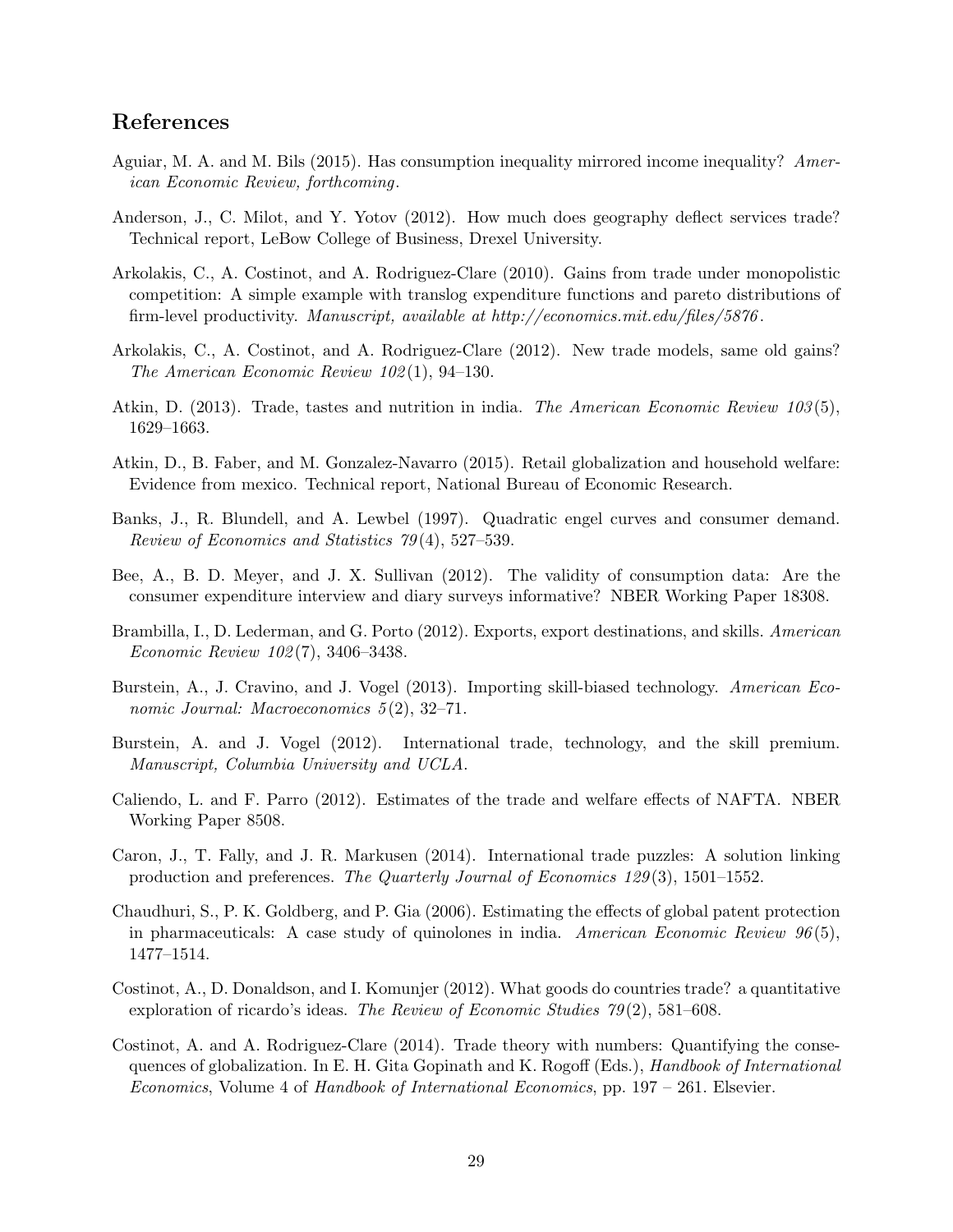## References

Aguiar, M. A. and M. Bils (2015). Has consumption inequality mirrored income inequality? *American Economic Review, forthcoming*.

Anderson, J., C. Milot, and Y. Yotov (2012). How much does geography deflect services trade? Technical report, LeBow College of Business, Drexel University.

Arkolakis, C., A. Costinot, and A. Rodriguez-Clare (2010). Gains from trade under monopolistic competition: A simple example with translog expenditure functions and pareto distributions of firm-level productivity. *Manuscript, available at http://economics.mit.edu/files/5876*.

Arkolakis, C., A. Costinot, and A. Rodriguez-Clare (2012). New trade models, same old gains? *The American Economic Review 102*(1), 94–130.

Atkin, D. (2013). Trade, tastes and nutrition in india. *The American Economic Review 103*(5), 1629–1663.

Atkin, D., B. Faber, and M. Gonzalez-Navarro (2015). Retail globalization and household welfare: Evidence from mexico. Technical report, National Bureau of Economic Research.

Banks, J., R. Blundell, and A. Lewbel (1997). Quadratic engel curves and consumer demand. *Review of Economics and Statistics 79*(4), 527–539.

Bee, A., B. D. Meyer, and J. X. Sullivan (2012). The validity of consumption data: Are the consumer expenditure interview and diary surveys informative? NBER Working Paper 18308.

Brambilla, I., D. Lederman, and G. Porto (2012). Exports, export destinations, and skills. *American Economic Review 102*(7), 3406–3438.

Burstein, A., J. Cravino, and J. Vogel (2013). Importing skill-biased technology. *American Economic Journal: Macroeconomics 5*(2), 32–71.

Burstein, A. and J. Vogel (2012). International trade, technology, and the skill premium. *Manuscript, Columbia University and UCLA*.

Caliendo, L. and F. Parro (2012). Estimates of the trade and welfare effects of NAFTA. NBER Working Paper 8508.

Caron, J., T. Fally, and J. R. Markusen (2014). International trade puzzles: A solution linking production and preferences. *The Quarterly Journal of Economics 129*(3), 1501–1552.

Chaudhuri, S., P. K. Goldberg, and P. Gia (2006). Estimating the effects of global patent protection in pharmaceuticals: A case study of quinolones in india. *American Economic Review 96*(5), 1477–1514.

Costinot, A., D. Donaldson, and I. Komunjer (2012). What goods do countries trade? a quantitative exploration of ricardo's ideas. *The Review of Economic Studies 79*(2), 581–608.

Costinot, A. and A. Rodriguez-Clare (2014). Trade theory with numbers: Quantifying the consequences of globalization. In E. H. Gita Gopinath and K. Rogoff (Eds.), *Handbook of International Economics*, Volume 4 of *Handbook of International Economics*, pp. 197 – 261. Elsevier.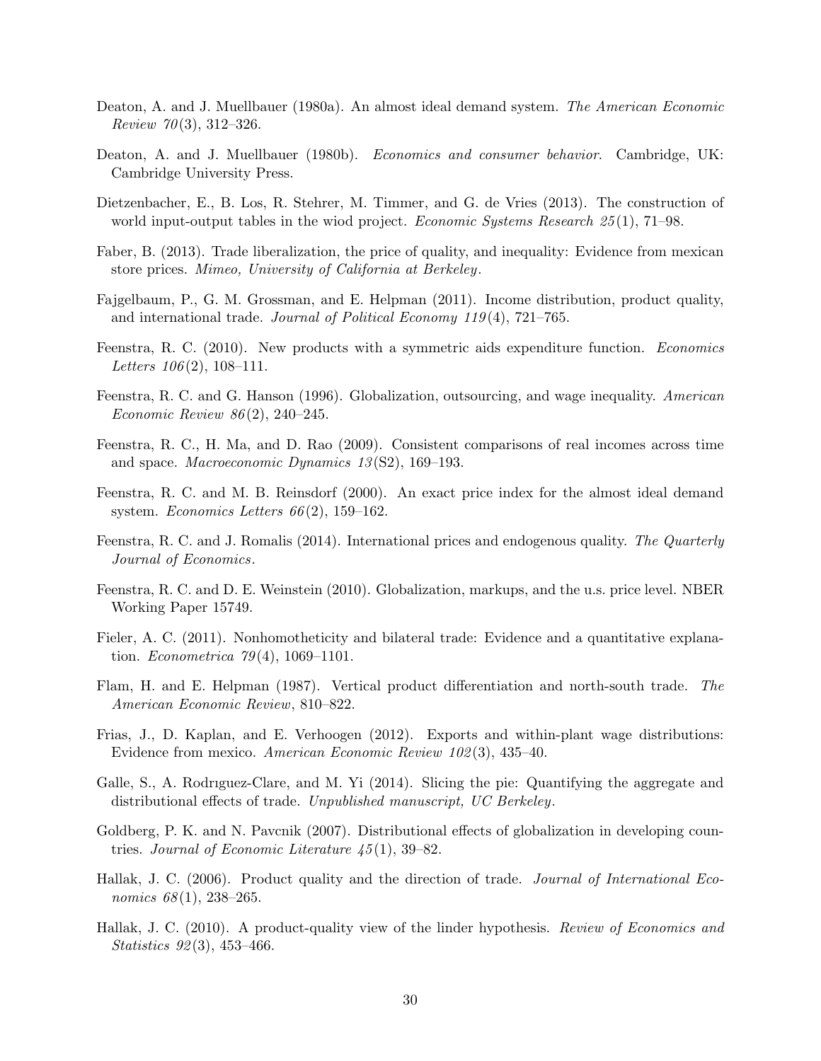Deaton, A. and J. Muellbauer (1980a). An almost ideal demand system. *The American Economic Review 70*(3), 312–326.

Deaton, A. and J. Muellbauer (1980b). *Economics and consumer behavior.* Cambridge, UK: Cambridge University Press.

Dietzenbacher, E., B. Los, R. Stehrer, M. Timmer, and G. de Vries (2013). The construction of world input-output tables in the wiod project. *Economic Systems Research 25*(1), 71–98.

Faber, B. (2013). Trade liberalization, the price of quality, and inequality: Evidence from mexican store prices. *Mimeo, University of California at Berkeley*.

Fajgelbaum, P., G. M. Grossman, and E. Helpman (2011). Income distribution, product quality, and international trade. *Journal of Political Economy 119*(4), 721–765.

Feenstra, R. C. (2010). New products with a symmetric aids expenditure function. *Economics Letters 106*(2), 108–111.

Feenstra, R. C. and G. Hanson (1996). Globalization, outsourcing, and wage inequality. *American Economic Review 86*(2), 240–245.

Feenstra, R. C., H. Ma, and D. Rao (2009). Consistent comparisons of real incomes across time and space. *Macroeconomic Dynamics 13*(S2), 169–193.

Feenstra, R. C. and M. B. Reinsdorf (2000). An exact price index for the almost ideal demand system. *Economics Letters 66*(2), 159–162.

Feenstra, R. C. and J. Romalis (2014). International prices and endogenous quality. *The Quarterly Journal of Economics*.

Feenstra, R. C. and D. E. Weinstein (2010). Globalization, markups, and the u.s. price level. NBER Working Paper 15749.

Fieler, A. C. (2011). Nonhomotheticity and bilateral trade: Evidence and a quantitative explanation. *Econometrica 79*(4), 1069–1101.

Flam, H. and E. Helpman (1987). Vertical product differentiation and north-south trade. *The American Economic Review*, 810–822.

Frias, J., D. Kaplan, and E. Verhoogen (2012). Exports and within-plant wage distributions: Evidence from mexico. *American Economic Review 102*(3), 435–40.

Galle, S., A. Rodrıguez-Clare, and M. Yi (2014). Slicing the pie: Quantifying the aggregate and distributional effects of trade. *Unpublished manuscript, UC Berkeley*.

Goldberg, P. K. and N. Pavcnik (2007). Distributional effects of globalization in developing countries. *Journal of Economic Literature 45*(1), 39–82.

Hallak, J. C. (2006). Product quality and the direction of trade. *Journal of International Economics 68*(1), 238–265.

Hallak, J. C. (2010). A product-quality view of the linder hypothesis. *Review of Economics and Statistics 92*(3), 453–466.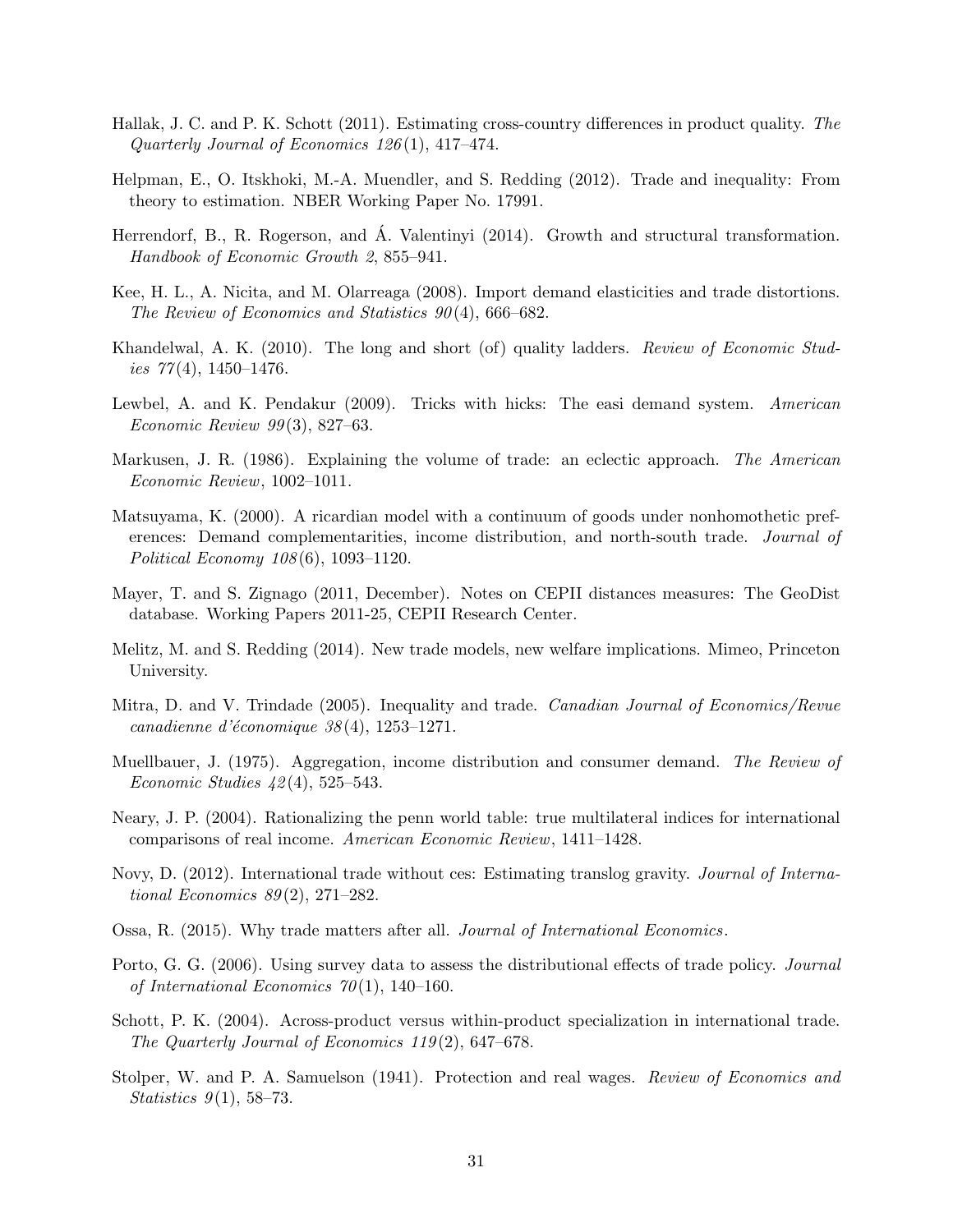Hallak, J. C. and P. K. Schott (2011). Estimating cross-country differences in product quality. *The Quarterly Journal of Economics 126*(1), 417–474.

Helpman, E., O. Itskhoki, M.-A. Muendler, and S. Redding (2012). Trade and inequality: From theory to estimation. NBER Working Paper No. 17991.

Herrendorf, B., R. Rogerson, and Á. Valentinyi (2014). Growth and structural transformation. *Handbook of Economic Growth 2*, 855–941.

Kee, H. L., A. Nicita, and M. Olarreaga (2008). Import demand elasticities and trade distortions. *The Review of Economics and Statistics 90*(4), 666–682.

Khandelwal, A. K. (2010). The long and short (of) quality ladders. *Review of Economic Studies 77*(4), 1450–1476.

Lewbel, A. and K. Pendakur (2009). Tricks with hicks: The easi demand system. *American Economic Review 99*(3), 827–63.

Markusen, J. R. (1986). Explaining the volume of trade: an eclectic approach. *The American Economic Review*, 1002–1011.

Matsuyama, K. (2000). A ricardian model with a continuum of goods under nonhomothetic preferences: Demand complementarities, income distribution, and north-south trade. *Journal of Political Economy 108*(6), 1093–1120.

Mayer, T. and S. Zignago (2011, December). Notes on CEPII distances measures: The GeoDist database. Working Papers 2011-25, CEPII Research Center.

Melitz, M. and S. Redding (2014). New trade models, new welfare implications. Mimeo, Princeton University.

Mitra, D. and V. Trindade (2005). Inequality and trade. *Canadian Journal of Economics/Revue canadienne d'économique 38*(4), 1253–1271.

Muellbauer, J. (1975). Aggregation, income distribution and consumer demand. *The Review of Economic Studies 42*(4), 525–543.

Neary, J. P. (2004). Rationalizing the penn world table: true multilateral indices for international comparisons of real income. *American Economic Review*, 1411–1428.

Novy, D. (2012). International trade without ces: Estimating translog gravity. *Journal of International Economics 89*(2), 271–282.

Ossa, R. (2015). Why trade matters after all. *Journal of International Economics*.

Porto, G. G. (2006). Using survey data to assess the distributional effects of trade policy. *Journal of International Economics 70*(1), 140–160.

Schott, P. K. (2004). Across-product versus within-product specialization in international trade. *The Quarterly Journal of Economics 119*(2), 647–678.

Stolper, W. and P. A. Samuelson (1941). Protection and real wages. *Review of Economics and Statistics 9*(1), 58–73.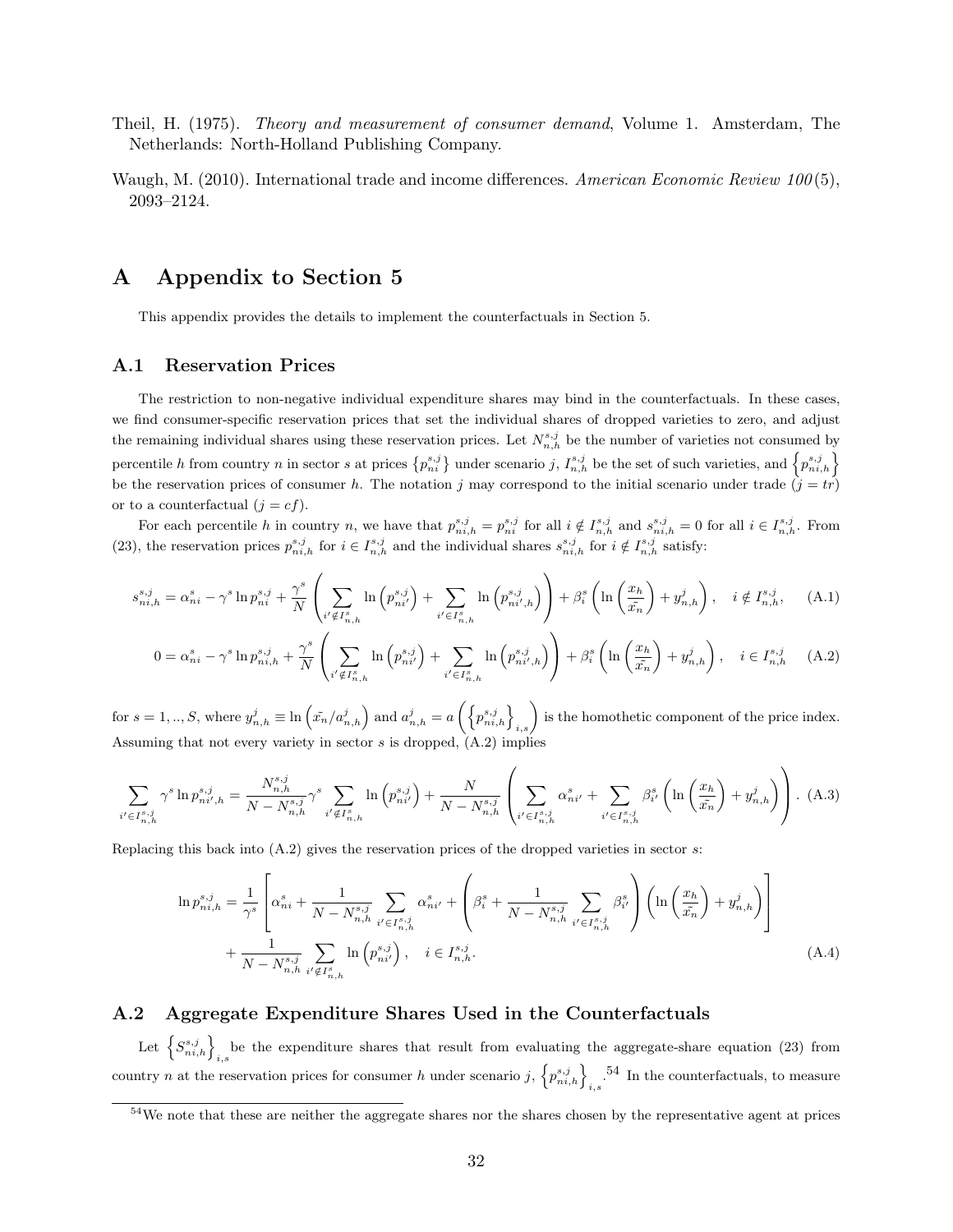Theil, H. (1975). *Theory and measurement of consumer demand*, Volume 1. Amsterdam, The Netherlands: North-Holland Publishing Company.

Waugh, M. (2010). International trade and income differences. *American Economic Review 100*(5), 2093–2124.

# A Appendix to Section 5

This appendix provides the details to implement the counterfactuals in Section 5.

## A.1 Reservation Prices

The restriction to non-negative individual expenditure shares may bind in the counterfactuals. In these cases, we find consumer-specific reservation prices that set the individual shares of dropped varieties to zero, and adjust the remaining individual shares using these reservation prices. Let $N^{s,j}_{n,h}$ be the number of varieties not consumed by percentile $h$ from country $n$ in sector $s$ at prices $\left\{p^{s,j}_{ni}\right\}$ under scenario $j$, $I^{s,j}_{n,h}$ be the set of such varieties, and $\left\{p^{s,j}_{ni,h}\right\}$ be the reservation prices of consumer $h$. The notation $j$ may correspond to the initial scenario under trade ($j = tr$) or to a counterfactual ($j = cf$).

For each percentile $h$ in country $n$, we have that $p^{s,j}_{ni,h} = p^{s,j}_{ni}$ for all $i \notin I^{s,j}_{n,h}$ and $s^{s,j}_{ni,h} = 0$ for all $i \in I^{s,j}_{n,h}$. From (23), the reservation prices $p^{s,j}_{ni,h}$ for $i \in I^{s,j}_{n,h}$ and the individual shares $s^{s,j}_{ni,h}$ for $i \notin I^{s,j}_{n,h}$ satisfy:

$$s^{s,j}_{ni,h} = \alpha^s_{ni} - \gamma^s \ln p^{s,j}_{ni} + \frac{\gamma^s}{N}\left(\sum_{i' \notin I^s_{n,h}} \ln\left(p^{s,j}_{ni'}\right) + \sum_{i' \in I^s_{n,h}} \ln\left(p^{s,j}_{ni',h}\right)\right) + \beta^s_i\left(\ln\left(\frac{x_h}{\tilde{x_n}}\right) + y^j_{n,h}\right), \quad i \notin I^{s,j}_{n,h}, \tag{A.1}$$

$$0 = \alpha^s_{ni} - \gamma^s \ln p^{s,j}_{ni,h} + \frac{\gamma^s}{N}\left(\sum_{i' \notin I^s_{n,h}} \ln\left(p^{s,j}_{ni'}\right) + \sum_{i' \in I^s_{n,h}} \ln\left(p^{s,j}_{ni',h}\right)\right) + \beta^s_i\left(\ln\left(\frac{x_h}{\tilde{x_n}}\right) + y^j_{n,h}\right), \quad i \in I^{s,j}_{n,h} \tag{A.2}$$

for $s = 1, .., S$, where $y^j_{n,h} \equiv \ln\left(\tilde{x_n}/a^j_{n,h}\right)$ and $a^j_{n,h} = a\left(\left\{p^{s,j}_{ni,h}\right\}_{i,s}\right)$ is the homothetic component of the price index. Assuming that not every variety in sector $s$ is dropped, (A.2) implies

$$\sum_{i' \in I^{s,j}_{n,h}} \gamma^s \ln p^{s,j}_{ni',h} = \frac{N^{s,j}_{n,h}}{N - N^{s,j}_{n,h}} \gamma^s \sum_{i' \notin I^s_{n,h}} \ln\left(p^{s,j}_{ni'}\right) + \frac{N}{N - N^{s,j}_{n,h}}\left(\sum_{i' \in I^{s,j}_{n,h}} \alpha^s_{ni'} + \sum_{i' \in I^{s,j}_{n,h}} \beta^s_{i'}\left(\ln\left(\frac{x_h}{\tilde{x_n}}\right) + y^j_{n,h}\right)\right). \tag{A.3}$$

Replacing this back into (A.2) gives the reservation prices of the dropped varieties in sector $s$:

$$\begin{aligned}\ln p^{s,j}_{ni,h} = {} & \frac{1}{\gamma^s}\left[\alpha^s_{ni} + \frac{1}{N - N^{s,j}_{n,h}} \sum_{i' \in I^{s,j}_{n,h}} \alpha^s_{ni'} + \left(\beta^s_i + \frac{1}{N - N^{s,j}_{n,h}} \sum_{i' \in I^{s,j}_{n,h}} \beta^s_{i'}\right)\left(\ln\left(\frac{x_h}{\tilde{x_n}}\right) + y^j_{n,h}\right)\right] \\ & + \frac{1}{N - N^{s,j}_{n,h}} \sum_{i' \notin I^s_{n,h}} \ln\left(p^{s,j}_{ni'}\right), \quad i \in I^{s,j}_{n,h}.\end{aligned} \tag{A.4}$$

## A.2 Aggregate Expenditure Shares Used in the Counterfactuals

Let $\left\{S^{s,j}_{ni,h}\right\}_{i,s}$ be the expenditure shares that result from evaluating the aggregate-share equation (23) from country $n$ at the reservation prices for consumer $h$ under scenario $j$, $\left\{p^{s,j}_{ni,h}\right\}_{i,s}$.[54] In the counterfactuals, to measure

[54] We note that these are neither the aggregate shares nor the shares chosen by the representative agent at prices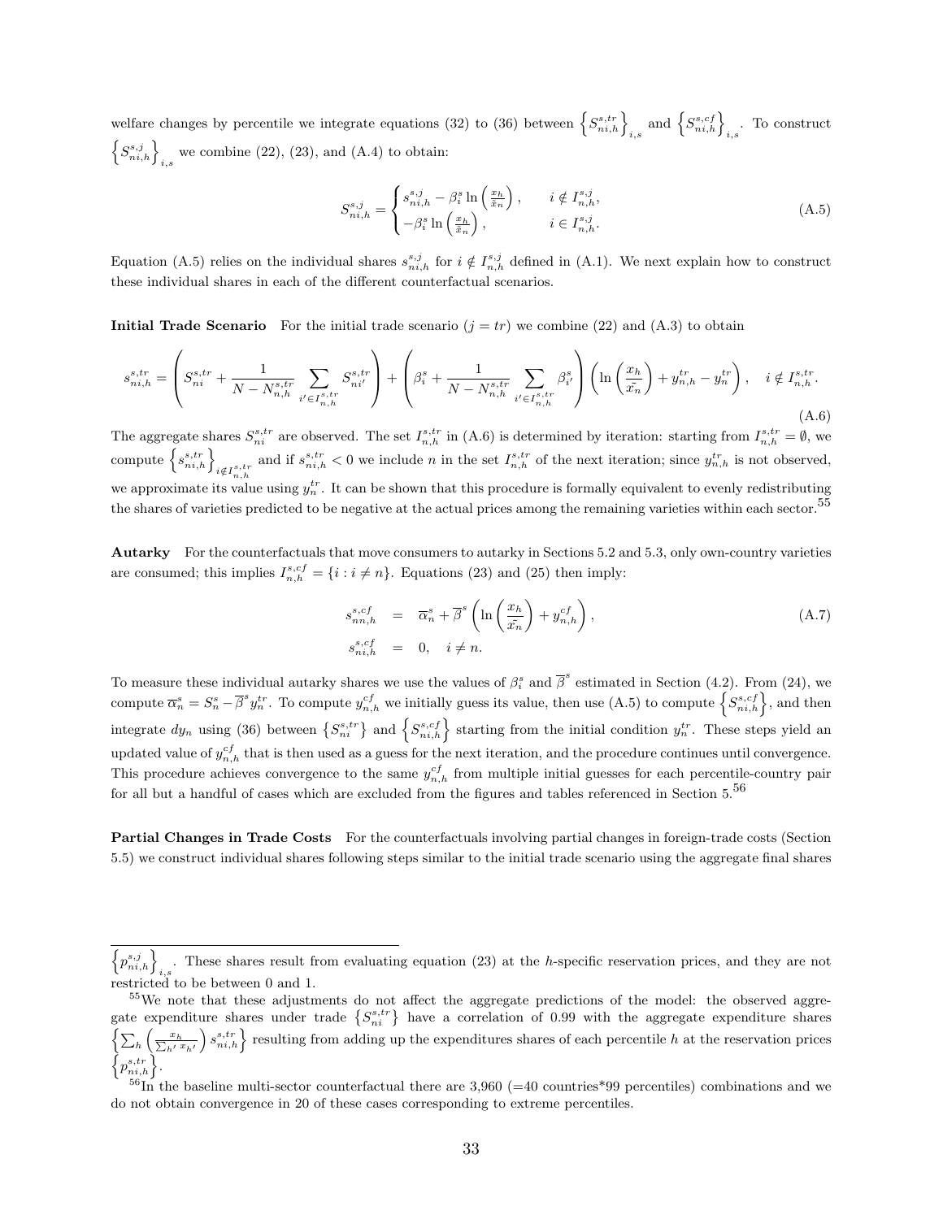welfare changes by percentile we integrate equations (32) to (36) between $\left\{S^{s,tr}_{ni,h}\right\}_{i,s}$ and $\left\{S^{s,cf}_{ni,h}\right\}_{i,s}$. To construct $\left\{S^{s,j}_{ni,h}\right\}_{i,s}$ we combine (22), (23), and (A.4) to obtain:

$$
S^{s,j}_{ni,h} = \begin{cases} s^{s,j}_{ni,h} - \beta^s_i \ln\left(\frac{x_h}{\tilde{x}_n}\right), & i \notin I^{s,j}_{n,h}, \\ -\beta^s_i \ln\left(\frac{x_h}{\tilde{x}_n}\right), & i \in I^{s,j}_{n,h}. \end{cases} \tag{A.5}
$$

Equation (A.5) relies on the individual shares $s^{s,j}_{ni,h}$ for $i \notin I^{s,j}_{n,h}$ defined in (A.1). We next explain how to construct these individual shares in each of the different counterfactual scenarios.

**Initial Trade Scenario** For the initial trade scenario ($j = tr$) we combine (22) and (A.3) to obtain

$$
s^{s,tr}_{ni,h} = \left(S^{s,tr}_{ni} + \frac{1}{N - N^{s,tr}_{n,h}} \sum_{i' \in I^{s,tr}_{n,h}} S^{s,tr}_{ni'}\right) + \left(\beta^s_i + \frac{1}{N - N^{s,tr}_{n,h}} \sum_{i' \in I^{s,tr}_{n,h}} \beta^s_{i'}\right)\left(\ln\left(\frac{x_h}{\tilde{x}_n}\right) + y^{tr}_{n,h} - y^{tr}_n\right), \quad i \notin I^{s,tr}_{n,h}. \tag{A.6}
$$

The aggregate shares $S^{s,tr}_{ni}$ are observed. The set $I^{s,tr}_{n,h}$ in (A.6) is determined by iteration: starting from $I^{s,tr}_{n,h} = \emptyset$, we compute $\left\{s^{s,tr}_{ni,h}\right\}_{i \notin I^{s,tr}_{n,h}}$ and if $s^{s,tr}_{ni,h} < 0$ we include $n$ in the set $I^{s,tr}_{n,h}$ of the next iteration; since $y^{tr}_{n,h}$ is not observed, we approximate its value using $y^{tr}_n$. It can be shown that this procedure is formally equivalent to evenly redistributing the shares of varieties predicted to be negative at the actual prices among the remaining varieties within each sector.[55]

**Autarky** For the counterfactuals that move consumers to autarky in Sections 5.2 and 5.3, only own-country varieties are consumed; this implies $I^{s,cf}_{n,h} = \{i : i \neq n\}$. Equations (23) and (25) then imply:

$$
\begin{aligned}
s^{s,cf}_{nn,h} &= \overline{\alpha}^s_n + \overline{\beta}^s \left(\ln\left(\frac{x_h}{\tilde{x}_n}\right) + y^{cf}_{n,h}\right), \\
s^{s,cf}_{ni,h} &= 0, \quad i \neq n.
\end{aligned} \tag{A.7}
$$

To measure these individual autarky shares we use the values of $\beta^s_i$ and $\overline{\beta}^s$ estimated in Section (4.2). From (24), we compute $\overline{\alpha}^s_n = S^s_n - \overline{\beta}^s y^{tr}_n$. To compute $y^{cf}_{n,h}$ we initially guess its value, then use (A.5) to compute $\left\{S^{s,cf}_{ni,h}\right\}$, and then integrate $dy_n$ using (36) between $\left\{S^{s,tr}_{ni}\right\}$ and $\left\{S^{s,cf}_{ni,h}\right\}$ starting from the initial condition $y^{tr}_n$. These steps yield an updated value of $y^{cf}_{n,h}$ that is then used as a guess for the next iteration, and the procedure continues until convergence. This procedure achieves convergence to the same $y^{cf}_{n,h}$ from multiple initial guesses for each percentile-country pair for all but a handful of cases which are excluded from the figures and tables referenced in Section 5.[56]

**Partial Changes in Trade Costs** For the counterfactuals involving partial changes in foreign-trade costs (Section 5.5) we construct individual shares following steps similar to the initial trade scenario using the aggregate final shares

---

$\left\{p^{s,j}_{ni,h}\right\}_{i,s}$. These shares result from evaluating equation (23) at the $h$-specific reservation prices, and they are not restricted to be between 0 and 1.

[55] We note that these adjustments do not affect the aggregate predictions of the model: the observed aggregate expenditure shares under trade $\left\{S^{s,tr}_{ni}\right\}$ have a correlation of 0.99 with the aggregate expenditure shares $\left\{\sum_h \left(\frac{x_h}{\sum_{h'} x_{h'}}\right) s^{s,tr}_{ni,h}\right\}$ resulting from adding up the expenditures shares of each percentile $h$ at the reservation prices $\left\{p^{s,tr}_{ni,h}\right\}$.

[56] In the baseline multi-sector counterfactual there are 3,960 (=40 countries*99 percentiles) combinations and we do not obtain convergence in 20 of these cases corresponding to extreme percentiles.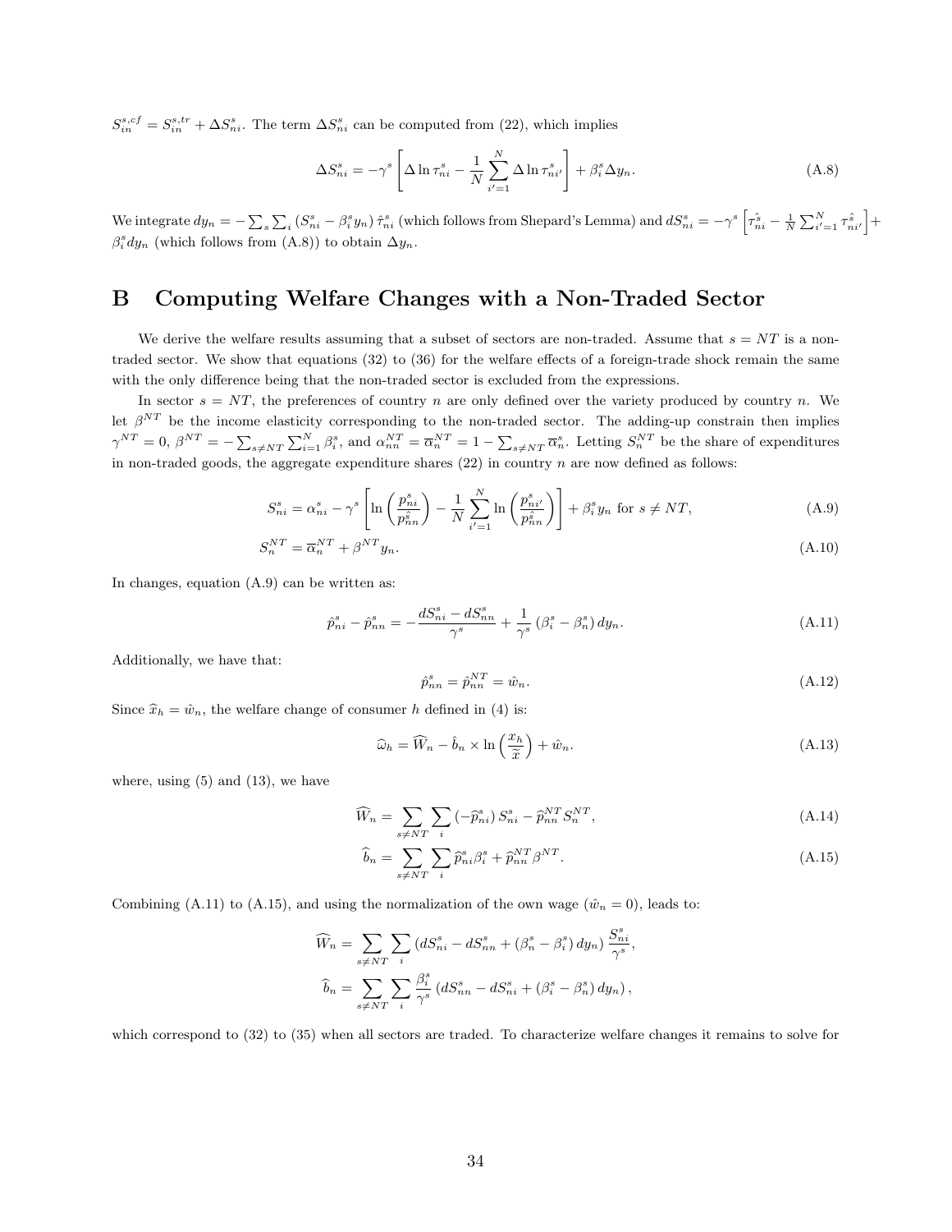$S^{s,cf}_{in} = S^{s,tr}_{in} + \Delta S^s_{ni}$. The term $\Delta S^s_{ni}$ can be computed from (22), which implies

$$\Delta S^s_{ni} = -\gamma^s \left[ \Delta \ln \tau^s_{ni} - \frac{1}{N} \sum_{i'=1}^{N} \Delta \ln \tau^s_{ni'} \right] + \beta^s_i \Delta y_n. \tag{A.8}$$

We integrate $dy_n = -\sum_s \sum_i (S^s_{ni} - \beta^s_i y_n) \hat{\tau}^s_{ni}$ (which follows from Shepard's Lemma) and $dS^s_{ni} = -\gamma^s \left[ \tau^{\hat{s}}_{ni} - \frac{1}{N} \sum_{i'=1}^{N} \tau^{\hat{s}}_{ni'} \right] + \beta^s_i dy_n$ (which follows from (A.8)) to obtain $\Delta y_n$.

# B Computing Welfare Changes with a Non-Traded Sector

We derive the welfare results assuming that a subset of sectors are non-traded. Assume that $s = NT$ is a non-traded sector. We show that equations (32) to (36) for the welfare effects of a foreign-trade shock remain the same with the only difference being that the non-traded sector is excluded from the expressions.

In sector $s = NT$, the preferences of country $n$ are only defined over the variety produced by country $n$. We let $\beta^{NT}$ be the income elasticity corresponding to the non-traded sector. The adding-up constrain then implies $\gamma^{NT} = 0$, $\beta^{NT} = -\sum_{s \neq NT} \sum_{i=1}^{N} \beta^s_i$, and $\alpha^{NT}_{nn} = \overline{\alpha}^{NT}_n = 1 - \sum_{s \neq NT} \overline{\alpha}^s_n$. Letting $S^{NT}_n$ be the share of expenditures in non-traded goods, the aggregate expenditure shares (22) in country $n$ are now defined as follows:

$$S^s_{ni} = \alpha^s_{ni} - \gamma^s \left[ \ln\left(\frac{p^s_{ni}}{p^{\hat{s}}_{nn}}\right) - \frac{1}{N} \sum_{i'=1}^{N} \ln\left(\frac{p^s_{ni'}}{p^{\hat{s}}_{nn}}\right) \right] + \beta^s_i y_n \text{ for } s \neq NT, \tag{A.9}$$

$$S^{NT}_n = \overline{\alpha}^{NT}_n + \beta^{NT} y_n. \tag{A.10}$$

In changes, equation (A.9) can be written as:

$$\hat{p}^s_{ni} - \hat{p}^s_{nn} = -\frac{dS^s_{ni} - dS^s_{nn}}{\gamma^s} + \frac{1}{\gamma^s} \left(\beta^s_i - \beta^s_n\right) dy_n. \tag{A.11}$$

Additionally, we have that:

$$\hat{p}^s_{nn} = \hat{p}^{NT}_{nn} = \hat{w}_n. \tag{A.12}$$

Since $\widehat{x}_h = \hat{w}_n$, the welfare change of consumer $h$ defined in (4) is:

$$\widehat{\omega}_h = \widehat{W}_n - \hat{b}_n \times \ln\left(\frac{x_h}{\widetilde{x}}\right) + \hat{w}_n. \tag{A.13}$$

where, using (5) and (13), we have

$$\widehat{W}_n = \sum_{s \neq NT} \sum_i \left(-\widehat{p}^s_{ni}\right) S^s_{ni} - \widehat{p}^{NT}_{nn} S^{NT}_n, \tag{A.14}$$

$$\widehat{b}_n = \sum_{s \neq NT} \sum_i \widehat{p}^s_{ni} \beta^s_i + \widehat{p}^{NT}_{nn} \beta^{NT}. \tag{A.15}$$

Combining (A.11) to (A.15), and using the normalization of the own wage ($\hat{w}_n = 0$), leads to:

$$\widehat{W}_n = \sum_{s \neq NT} \sum_i \left(dS^s_{ni} - dS^s_{nn} + \left(\beta^s_n - \beta^s_i\right) dy_n\right) \frac{S^s_{ni}}{\gamma^s},$$

$$\widehat{b}_n = \sum_{s \neq NT} \sum_i \frac{\beta^s_i}{\gamma^s} \left(dS^s_{nn} - dS^s_{ni} + \left(\beta^s_i - \beta^s_n\right) dy_n\right),$$

which correspond to (32) to (35) when all sectors are traded. To characterize welfare changes it remains to solve for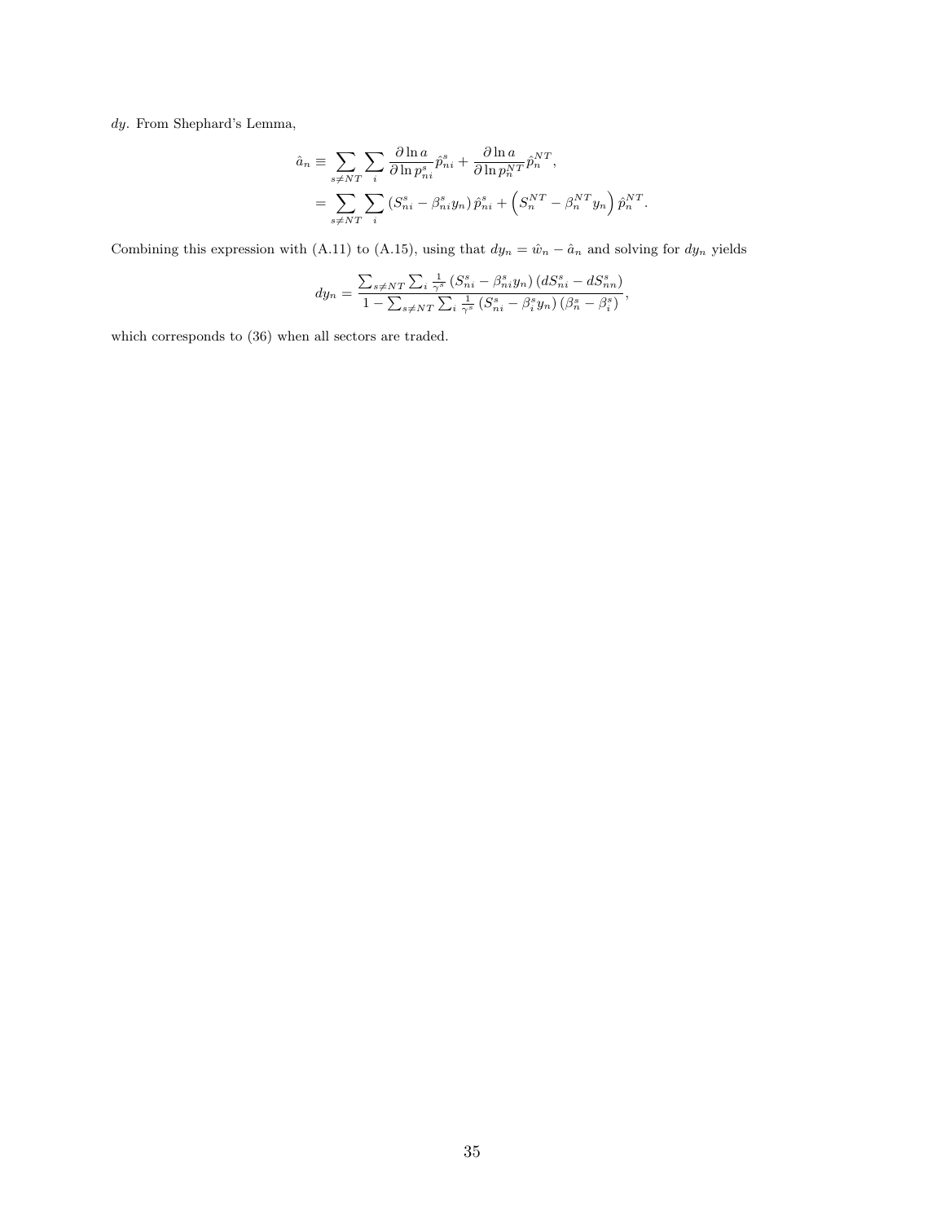$dy$. From Shephard's Lemma,

$$
\begin{aligned}
\hat{a}_n &\equiv \sum_{s \neq NT} \sum_i \frac{\partial \ln a}{\partial \ln p^s_{ni}} \hat{p}^s_{ni} + \frac{\partial \ln a}{\partial \ln p^{NT}_n} \hat{p}^{NT}_n, \\
&= \sum_{s \neq NT} \sum_i \left( S^s_{ni} - \beta^s_{ni} y_n \right) \hat{p}^s_{ni} + \left( S^{NT}_n - \beta^{NT}_n y_n \right) \hat{p}^{NT}_n.
\end{aligned}
$$

Combining this expression with (A.11) to (A.15), using that $dy_n = \hat{w}_n - \hat{a}_n$ and solving for $dy_n$ yields

$$
dy_n = \frac{\sum_{s \neq NT} \sum_i \frac{1}{\gamma^s} \left( S^s_{ni} - \beta^s_{ni} y_n \right) \left( dS^s_{ni} - dS^s_{nn} \right)}{1 - \sum_{s \neq NT} \sum_i \frac{1}{\gamma^s} \left( S^s_{ni} - \beta^s_i y_n \right) \left( \beta^s_n - \beta^s_i \right)},
$$

which corresponds to (36) when all sectors are traded.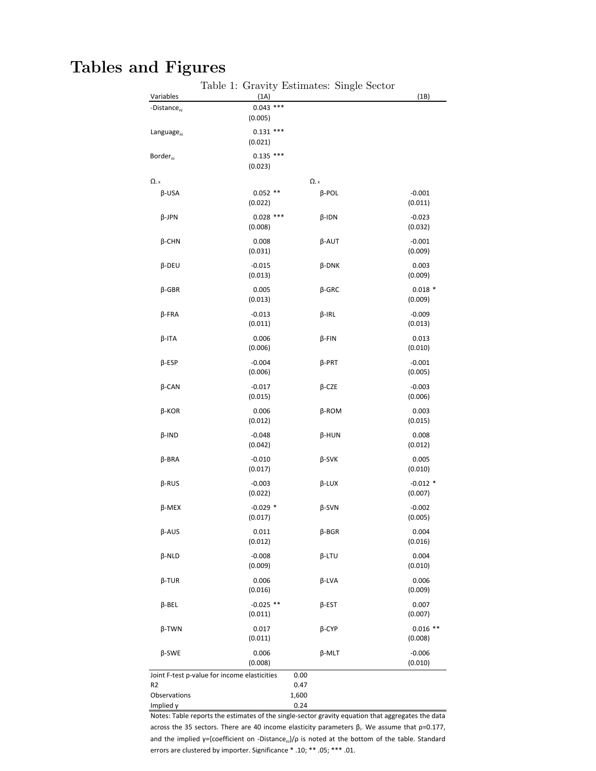# Tables and Figures

Table 1: Gravity Estimates: Single Sector

| Variables | (1A) | | (1B) |
|---|---|---|---|
| $-\text{Distance}_{ni}$ | 0.043 *** | | |
| | (0.005) | | |
| $\text{Language}_{ni}$ | 0.131 *** | | |
| | (0.021) | | |
| $\text{Border}_{ni}$ | 0.135 *** | | |
| | (0.023) | | |
| $\Omega_{,x}$ | | $\Omega_{,x}$ | |
| β-USA | 0.052 ** | β-POL | -0.001 |
| | (0.022) | | (0.011) |
| β-JPN | 0.028 *** | β-IDN | -0.023 |
| | (0.008) | | (0.032) |
| β-CHN | 0.008 | β-AUT | -0.001 |
| | (0.031) | | (0.009) |
| β-DEU | -0.015 | β-DNK | 0.003 |
| | (0.013) | | (0.009) |
| β-GBR | 0.005 | β-GRC | 0.018 * |
| | (0.013) | | (0.009) |
| β-FRA | -0.013 | β-IRL | -0.009 |
| | (0.011) | | (0.013) |
| β-ITA | 0.006 | β-FIN | 0.013 |
| | (0.006) | | (0.010) |
| β-ESP | -0.004 | β-PRT | -0.001 |
| | (0.006) | | (0.005) |
| β-CAN | -0.017 | β-CZE | -0.003 |
| | (0.015) | | (0.006) |
| β-KOR | 0.006 | β-ROM | 0.003 |
| | (0.012) | | (0.015) |
| β-IND | -0.048 | β-HUN | 0.008 |
| | (0.042) | | (0.012) |
| β-BRA | -0.010 | β-SVK | 0.005 |
| | (0.017) | | (0.010) |
| β-RUS | -0.003 | β-LUX | -0.012 * |
| | (0.022) | | (0.007) |
| β-MEX | -0.029 * | β-SVN | -0.002 |
| | (0.017) | | (0.005) |
| β-AUS | 0.011 | β-BGR | 0.004 |
| | (0.012) | | (0.016) |
| β-NLD | -0.008 | β-LTU | 0.004 |
| | (0.009) | | (0.010) |
| β-TUR | 0.006 | β-LVA | 0.006 |
| | (0.016) | | (0.009) |
| β-BEL | -0.025 ** | β-EST | 0.007 |
| | (0.011) | | (0.007) |
| β-TWN | 0.017 | β-CYP | 0.016 ** |
| | (0.011) | | (0.008) |
| β-SWE | 0.006 | β-MLT | -0.006 |
| | (0.008) | | (0.010) |
| Joint F-test p-value for income elasticities | 0.00 | | |
| $R^2$ | 0.47 | | |
| Observations | 1,600 | | |
| Implied γ | 0.24 | | |

Notes: Table reports the estimates of the single-sector gravity equation that aggregates the data across the 35 sectors. There are 40 income elasticity parameters $\beta_i$. We assume that $\rho$=0.177, and the implied $\gamma$={coefficient on $-\text{Distance}_{ni}$}/$\rho$ is noted at the bottom of the table. Standard errors are clustered by importer. Significance * .10; ** .05; *** .01.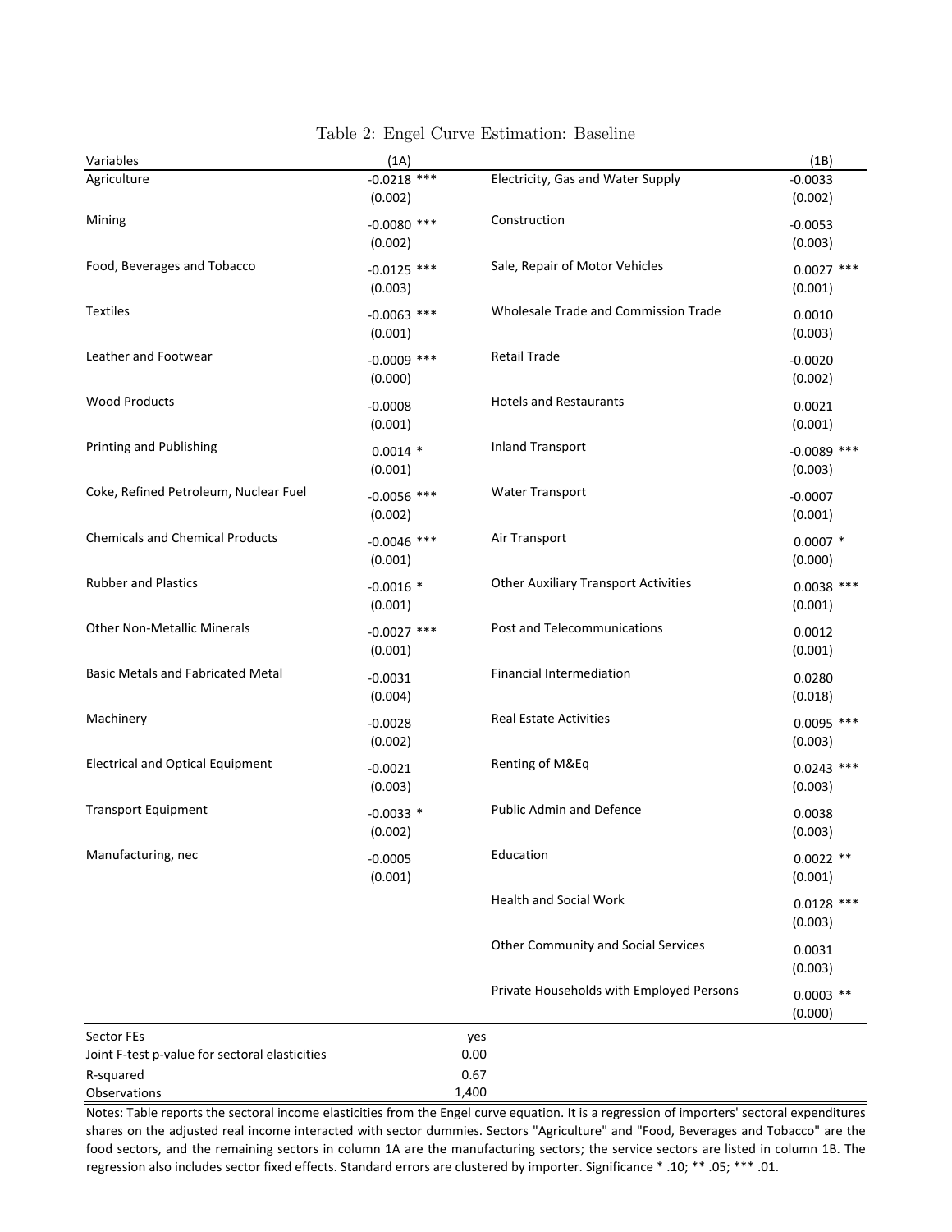Table 2: Engel Curve Estimation: Baseline

| Variables | (1A) | | (1B) |
|---|---|---|---|
| Agriculture | -0.0218 *** | Electricity, Gas and Water Supply | -0.0033 |
| | (0.002) | | (0.002) |
| Mining | -0.0080 *** | Construction | -0.0053 |
| | (0.002) | | (0.003) |
| Food, Beverages and Tobacco | -0.0125 *** | Sale, Repair of Motor Vehicles | 0.0027 *** |
| | (0.003) | | (0.001) |
| Textiles | -0.0063 *** | Wholesale Trade and Commission Trade | 0.0010 |
| | (0.001) | | (0.003) |
| Leather and Footwear | -0.0009 *** | Retail Trade | -0.0020 |
| | (0.000) | | (0.002) |
| Wood Products | -0.0008 | Hotels and Restaurants | 0.0021 |
| | (0.001) | | (0.001) |
| Printing and Publishing | 0.0014 * | Inland Transport | -0.0089 *** |
| | (0.001) | | (0.003) |
| Coke, Refined Petroleum, Nuclear Fuel | -0.0056 *** | Water Transport | -0.0007 |
| | (0.002) | | (0.001) |
| Chemicals and Chemical Products | -0.0046 *** | Air Transport | 0.0007 * |
| | (0.001) | | (0.000) |
| Rubber and Plastics | -0.0016 * | Other Auxiliary Transport Activities | 0.0038 *** |
| | (0.001) | | (0.001) |
| Other Non-Metallic Minerals | -0.0027 *** | Post and Telecommunications | 0.0012 |
| | (0.001) | | (0.001) |
| Basic Metals and Fabricated Metal | -0.0031 | Financial Intermediation | 0.0280 |
| | (0.004) | | (0.018) |
| Machinery | -0.0028 | Real Estate Activities | 0.0095 *** |
| | (0.002) | | (0.003) |
| Electrical and Optical Equipment | -0.0021 | Renting of M&Eq | 0.0243 *** |
| | (0.003) | | (0.003) |
| Transport Equipment | -0.0033 * | Public Admin and Defence | 0.0038 |
| | (0.002) | | (0.003) |
| Manufacturing, nec | -0.0005 | Education | 0.0022 ** |
| | (0.001) | | (0.001) |
| | | Health and Social Work | 0.0128 *** |
| | | | (0.003) |
| | | Other Community and Social Services | 0.0031 |
| | | | (0.003) |
| | | Private Households with Employed Persons | 0.0003 ** |
| | | | (0.000) |
| Sector FEs | yes | | |
| Joint F-test p-value for sectoral elasticities | 0.00 | | |
| R-squared | 0.67 | | |
| Observations | 1,400 | | |

Notes: Table reports the sectoral income elasticities from the Engel curve equation. It is a regression of importers' sectoral expenditures shares on the adjusted real income interacted with sector dummies. Sectors "Agriculture" and "Food, Beverages and Tobacco" are the food sectors, and the remaining sectors in column 1A are the manufacturing sectors; the service sectors are listed in column 1B. The regression also includes sector fixed effects. Standard errors are clustered by importer. Significance * .10; ** .05; *** .01.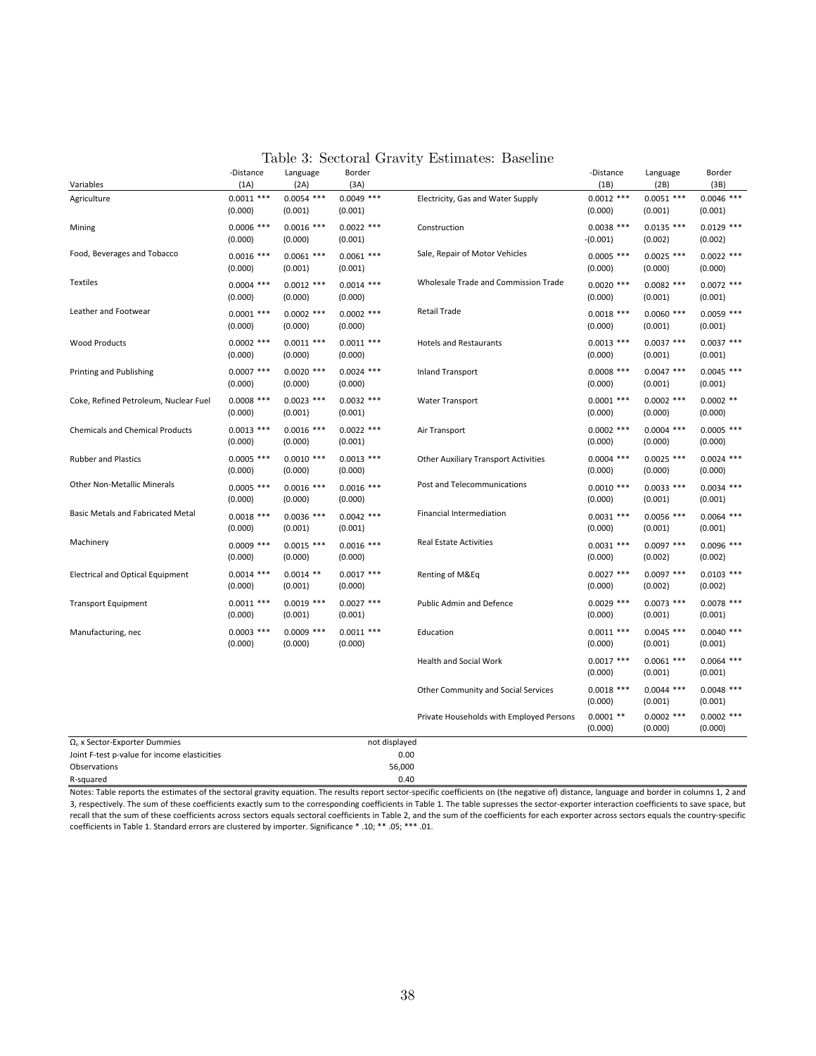# Table 3: Sectoral Gravity Estimates: Baseline

| Variables | -Distance (1A) | Language (2A) | Border (3A) | | -Distance (1B) | Language (2B) | Border (3B) |
|---|---|---|---|---|---|---|---|
| Agriculture | 0.0011 *** | 0.0054 *** | 0.0049 *** | Electricity, Gas and Water Supply | 0.0012 *** | 0.0051 *** | 0.0046 *** |
| | (0.000) | (0.001) | (0.001) | | (0.000) | (0.001) | (0.001) |
| Mining | 0.0006 *** | 0.0016 *** | 0.0022 *** | Construction | 0.0038 *** | 0.0135 *** | 0.0129 *** |
| | (0.000) | (0.000) | (0.001) | | -(0.001) | (0.002) | (0.002) |
| Food, Beverages and Tobacco | 0.0016 *** | 0.0061 *** | 0.0061 *** | Sale, Repair of Motor Vehicles | 0.0005 *** | 0.0025 *** | 0.0022 *** |
| | (0.000) | (0.001) | (0.001) | | (0.000) | (0.000) | (0.000) |
| Textiles | 0.0004 *** | 0.0012 *** | 0.0014 *** | Wholesale Trade and Commission Trade | 0.0020 *** | 0.0082 *** | 0.0072 *** |
| | (0.000) | (0.000) | (0.000) | | (0.000) | (0.001) | (0.001) |
| Leather and Footwear | 0.0001 *** | 0.0002 *** | 0.0002 *** | Retail Trade | 0.0018 *** | 0.0060 *** | 0.0059 *** |
| | (0.000) | (0.000) | (0.000) | | (0.000) | (0.001) | (0.001) |
| Wood Products | 0.0002 *** | 0.0011 *** | 0.0011 *** | Hotels and Restaurants | 0.0013 *** | 0.0037 *** | 0.0037 *** |
| | (0.000) | (0.000) | (0.000) | | (0.000) | (0.001) | (0.001) |
| Printing and Publishing | 0.0007 *** | 0.0020 *** | 0.0024 *** | Inland Transport | 0.0008 *** | 0.0047 *** | 0.0045 *** |
| | (0.000) | (0.000) | (0.000) | | (0.000) | (0.001) | (0.001) |
| Coke, Refined Petroleum, Nuclear Fuel | 0.0008 *** | 0.0023 *** | 0.0032 *** | Water Transport | 0.0001 *** | 0.0002 *** | 0.0002 ** |
| | (0.000) | (0.001) | (0.001) | | (0.000) | (0.000) | (0.000) |
| Chemicals and Chemical Products | 0.0013 *** | 0.0016 *** | 0.0022 *** | Air Transport | 0.0002 *** | 0.0004 *** | 0.0005 *** |
| | (0.000) | (0.000) | (0.001) | | (0.000) | (0.000) | (0.000) |
| Rubber and Plastics | 0.0005 *** | 0.0010 *** | 0.0013 *** | Other Auxiliary Transport Activities | 0.0004 *** | 0.0025 *** | 0.0024 *** |
| | (0.000) | (0.000) | (0.000) | | (0.000) | (0.000) | (0.000) |
| Other Non-Metallic Minerals | 0.0005 *** | 0.0016 *** | 0.0016 *** | Post and Telecommunications | 0.0010 *** | 0.0033 *** | 0.0034 *** |
| | (0.000) | (0.000) | (0.000) | | (0.000) | (0.001) | (0.001) |
| Basic Metals and Fabricated Metal | 0.0018 *** | 0.0036 *** | 0.0042 *** | Financial Intermediation | 0.0031 *** | 0.0056 *** | 0.0064 *** |
| | (0.000) | (0.001) | (0.001) | | (0.000) | (0.001) | (0.001) |
| Machinery | 0.0009 *** | 0.0015 *** | 0.0016 *** | Real Estate Activities | 0.0031 *** | 0.0097 *** | 0.0096 *** |
| | (0.000) | (0.000) | (0.000) | | (0.000) | (0.002) | (0.002) |
| Electrical and Optical Equipment | 0.0014 *** | 0.0014 ** | 0.0017 *** | Renting of M&Eq | 0.0027 *** | 0.0097 *** | 0.0103 *** |
| | (0.000) | (0.001) | (0.000) | | (0.000) | (0.002) | (0.002) |
| Transport Equipment | 0.0011 *** | 0.0019 *** | 0.0027 *** | Public Admin and Defence | 0.0029 *** | 0.0073 *** | 0.0078 *** |
| | (0.000) | (0.001) | (0.001) | | (0.000) | (0.001) | (0.001) |
| Manufacturing, nec | 0.0003 *** | 0.0009 *** | 0.0011 *** | Education | 0.0011 *** | 0.0045 *** | 0.0040 *** |
| | (0.000) | (0.000) | (0.000) | | (0.000) | (0.001) | (0.001) |
| | | | | Health and Social Work | 0.0017 *** | 0.0061 *** | 0.0064 *** |
| | | | | | (0.000) | (0.001) | (0.001) |
| | | | | Other Community and Social Services | 0.0018 *** | 0.0044 *** | 0.0048 *** |
| | | | | | (0.000) | (0.001) | (0.001) |
| | | | | Private Households with Employed Persons | 0.0001 ** | 0.0002 *** | 0.0002 *** |
| | | | | | (0.000) | (0.000) | (0.000) |
| $\Omega_n$ x Sector-Exporter Dummies | | | | not displayed | | | |
| Joint F-test p-value for income elasticities | | | | 0.00 | | | |
| Observations | | | | 56,000 | | | |
| R-squared | | | | 0.40 | | | |

Notes: Table reports the estimates of the sectoral gravity equation. The results report sector-specific coefficients on (the negative of) distance, language and border in columns 1, 2 and 3, respectively. The sum of these coefficients exactly sum to the corresponding coefficients in Table 1. The table supresses the sector-exporter interaction coefficients to save space, but recall that the sum of these coefficients across sectors equals sectoral coefficients in Table 2, and the sum of the coefficients for each exporter across sectors equals the country-specific coefficients in Table 1. Standard errors are clustered by importer. Significance * .10; ** .05; *** .01.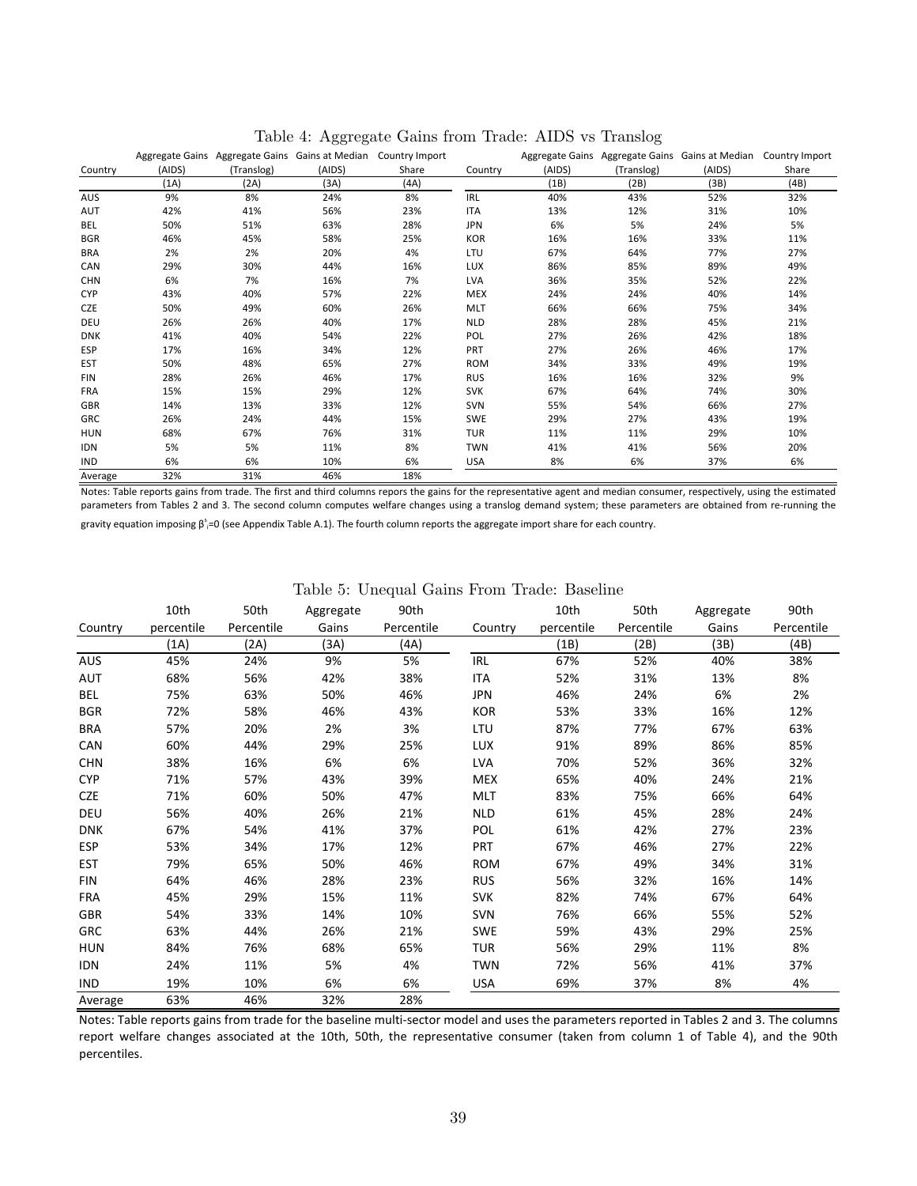Table 4: Aggregate Gains from Trade: AIDS vs Translog

| Country | Aggregate Gains (AIDS) | Aggregate Gains (Translog) | Gains at Median (AIDS) | Country Import Share | Country | Aggregate Gains (AIDS) | Aggregate Gains (Translog) | Gains at Median (AIDS) | Country Import Share |
|---|---|---|---|---|---|---|---|---|---|
| | (1A) | (2A) | (3A) | (4A) | | (1B) | (2B) | (3B) | (4B) |
| AUS | 9% | 8% | 24% | 8% | IRL | 40% | 43% | 52% | 32% |
| AUT | 42% | 41% | 56% | 23% | ITA | 13% | 12% | 31% | 10% |
| BEL | 50% | 51% | 63% | 28% | JPN | 6% | 5% | 24% | 5% |
| BGR | 46% | 45% | 58% | 25% | KOR | 16% | 16% | 33% | 11% |
| BRA | 2% | 2% | 20% | 4% | LTU | 67% | 64% | 77% | 27% |
| CAN | 29% | 30% | 44% | 16% | LUX | 86% | 85% | 89% | 49% |
| CHN | 6% | 7% | 16% | 7% | LVA | 36% | 35% | 52% | 22% |
| CYP | 43% | 40% | 57% | 22% | MEX | 24% | 24% | 40% | 14% |
| CZE | 50% | 49% | 60% | 26% | MLT | 66% | 66% | 75% | 34% |
| DEU | 26% | 26% | 40% | 17% | NLD | 28% | 28% | 45% | 21% |
| DNK | 41% | 40% | 54% | 22% | POL | 27% | 26% | 42% | 18% |
| ESP | 17% | 16% | 34% | 12% | PRT | 27% | 26% | 46% | 17% |
| EST | 50% | 48% | 65% | 27% | ROM | 34% | 33% | 49% | 19% |
| FIN | 28% | 26% | 46% | 17% | RUS | 16% | 16% | 32% | 9% |
| FRA | 15% | 15% | 29% | 12% | SVK | 67% | 64% | 74% | 30% |
| GBR | 14% | 13% | 33% | 12% | SVN | 55% | 54% | 66% | 27% |
| GRC | 26% | 24% | 44% | 15% | SWE | 29% | 27% | 43% | 19% |
| HUN | 68% | 67% | 76% | 31% | TUR | 11% | 11% | 29% | 10% |
| IDN | 5% | 5% | 11% | 8% | TWN | 41% | 41% | 56% | 20% |
| IND | 6% | 6% | 10% | 6% | USA | 8% | 6% | 37% | 6% |
| Average | 32% | 31% | 46% | 18% | | | | | |

Notes: Table reports gains from trade. The first and third columns repors the gains for the representative agent and median consumer, respectively, using the estimated parameters from Tables 2 and 3. The second column computes welfare changes using a translog demand system; these parameters are obtained from re-running the gravity equation imposing $\beta^s_i$=0 (see Appendix Table A.1). The fourth column reports the aggregate import share for each country.

Table 5: Unequal Gains From Trade: Baseline

| Country | 10th percentile | 50th Percentile | Aggregate Gains | 90th Percentile | Country | 10th percentile | 50th Percentile | Aggregate Gains | 90th Percentile |
|---|---|---|---|---|---|---|---|---|---|
| | (1A) | (2A) | (3A) | (4A) | | (1B) | (2B) | (3B) | (4B) |
| AUS | 45% | 24% | 9% | 5% | IRL | 67% | 52% | 40% | 38% |
| AUT | 68% | 56% | 42% | 38% | ITA | 52% | 31% | 13% | 8% |
| BEL | 75% | 63% | 50% | 46% | JPN | 46% | 24% | 6% | 2% |
| BGR | 72% | 58% | 46% | 43% | KOR | 53% | 33% | 16% | 12% |
| BRA | 57% | 20% | 2% | 3% | LTU | 87% | 77% | 67% | 63% |
| CAN | 60% | 44% | 29% | 25% | LUX | 91% | 89% | 86% | 85% |
| CHN | 38% | 16% | 6% | 6% | LVA | 70% | 52% | 36% | 32% |
| CYP | 71% | 57% | 43% | 39% | MEX | 65% | 40% | 24% | 21% |
| CZE | 71% | 60% | 50% | 47% | MLT | 83% | 75% | 66% | 64% |
| DEU | 56% | 40% | 26% | 21% | NLD | 61% | 45% | 28% | 24% |
| DNK | 67% | 54% | 41% | 37% | POL | 61% | 42% | 27% | 23% |
| ESP | 53% | 34% | 17% | 12% | PRT | 67% | 46% | 27% | 22% |
| EST | 79% | 65% | 50% | 46% | ROM | 67% | 49% | 34% | 31% |
| FIN | 64% | 46% | 28% | 23% | RUS | 56% | 32% | 16% | 14% |
| FRA | 45% | 29% | 15% | 11% | SVK | 82% | 74% | 67% | 64% |
| GBR | 54% | 33% | 14% | 10% | SVN | 76% | 66% | 55% | 52% |
| GRC | 63% | 44% | 26% | 21% | SWE | 59% | 43% | 29% | 25% |
| HUN | 84% | 76% | 68% | 65% | TUR | 56% | 29% | 11% | 8% |
| IDN | 24% | 11% | 5% | 4% | TWN | 72% | 56% | 41% | 37% |
| IND | 19% | 10% | 6% | 6% | USA | 69% | 37% | 8% | 4% |
| Average | 63% | 46% | 32% | 28% | | | | | |

Notes: Table reports gains from trade for the baseline multi-sector model and uses the parameters reported in Tables 2 and 3. The columns report welfare changes associated at the 10th, 50th, the representative consumer (taken from column 1 of Table 4), and the 90th percentiles.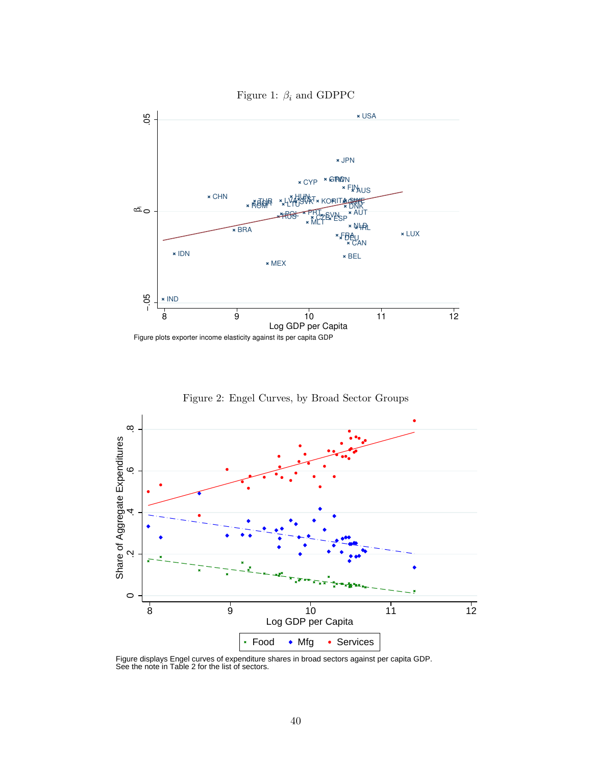Figure 1: $\beta_i$ and GDPPC

Figure plots exporter income elasticity against its per capita GDP

Figure 2: Engel Curves, by Broad Sector Groups

Figure displays Engel curves of expenditure shares in broad sectors against per capita GDP. See the note in Table 2 for the list of sectors.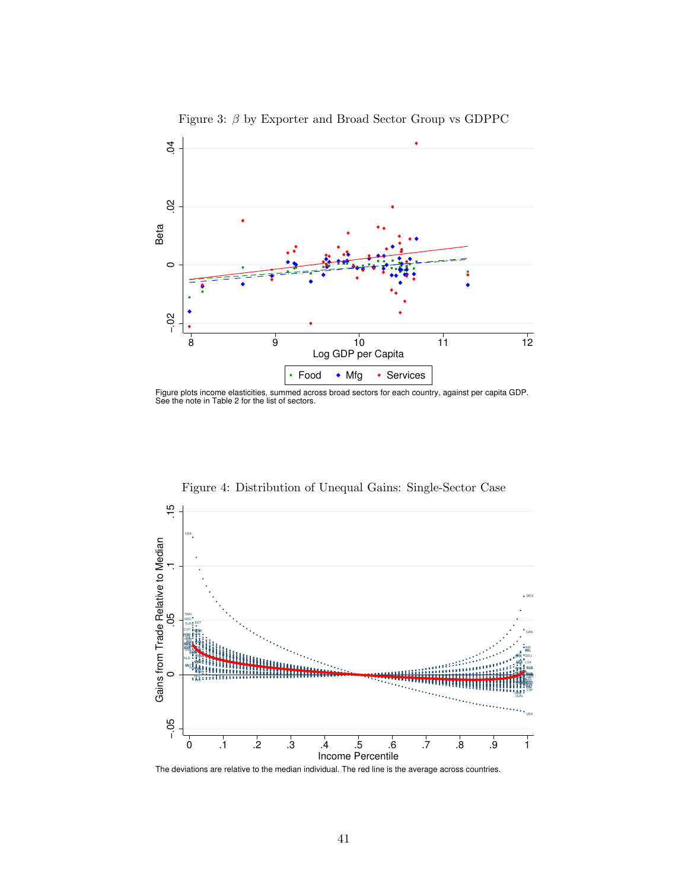Figure 3: $\beta$ by Exporter and Broad Sector Group vs GDPPC

Figure plots income elasticities, summed across broad sectors for each country, against per capita GDP. See the note in Table 2 for the list of sectors.

Figure 4: Distribution of Unequal Gains: Single-Sector Case

The deviations are relative to the median individual. The red line is the average across countries.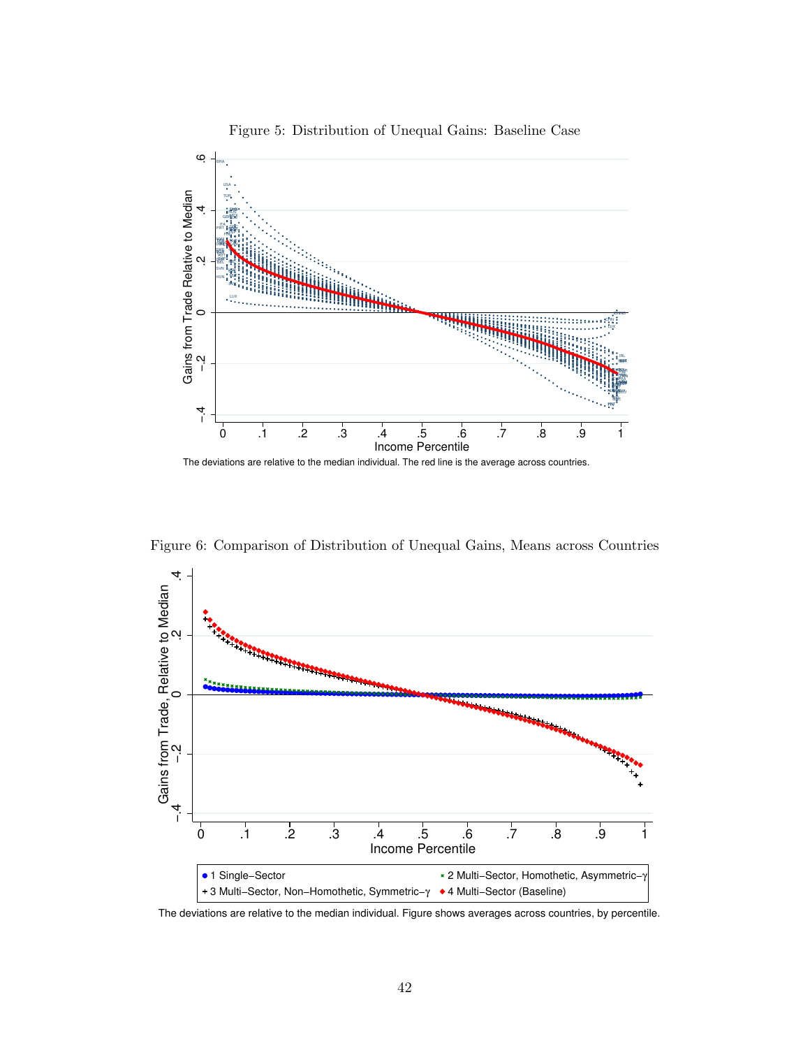Figure 5: Distribution of Unequal Gains: Baseline Case

The deviations are relative to the median individual. The red line is the average across countries.

Figure 6: Comparison of Distribution of Unequal Gains, Means across Countries

The deviations are relative to the median individual. Figure shows averages across countries, by percentile.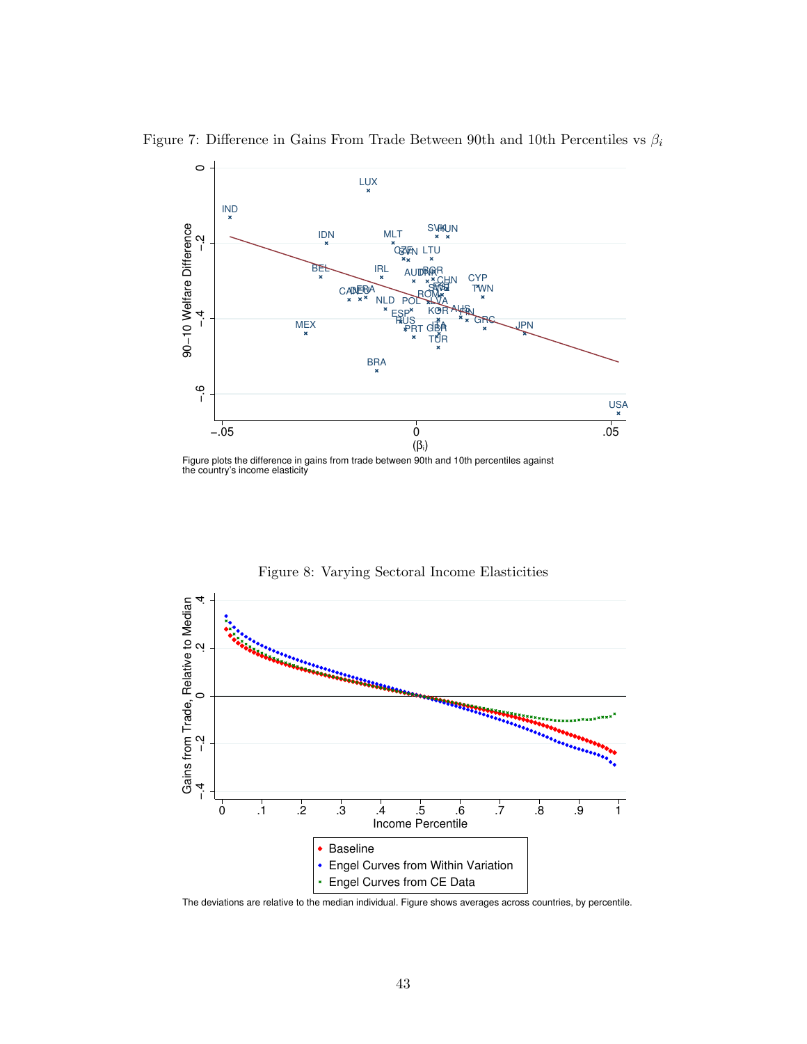Figure 7: Difference in Gains From Trade Between 90th and 10th Percentiles vs $\beta_i$

Figure plots the difference in gains from trade between 90th and 10th percentiles against the country's income elasticity

Figure 8: Varying Sectoral Income Elasticities

The deviations are relative to the median individual. Figure shows averages across countries, by percentile.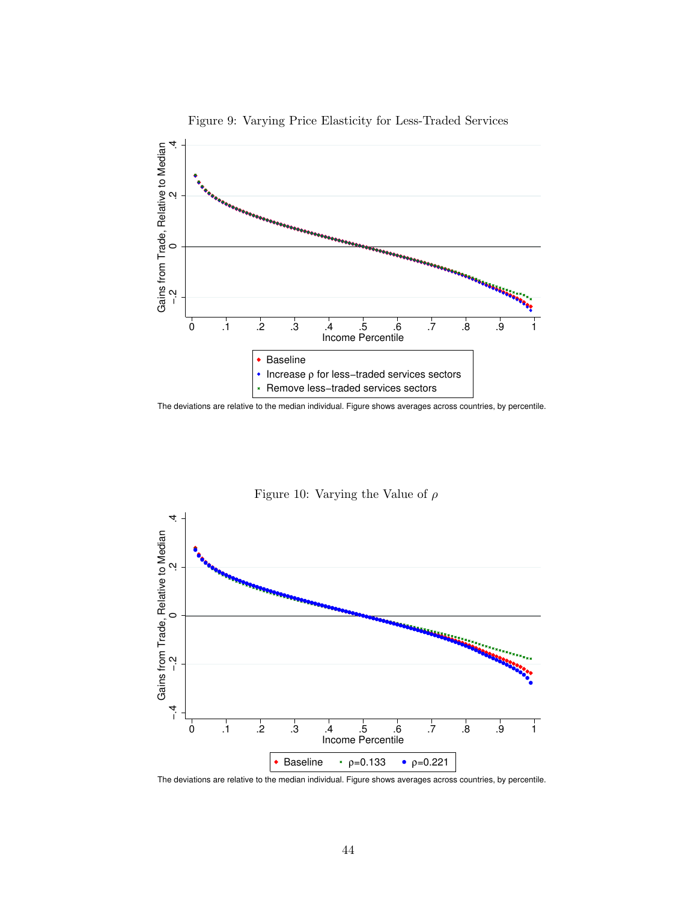Figure 9: Varying Price Elasticity for Less-Traded Services

The deviations are relative to the median individual. Figure shows averages across countries, by percentile.

Figure 10: Varying the Value of $\rho$

The deviations are relative to the median individual. Figure shows averages across countries, by percentile.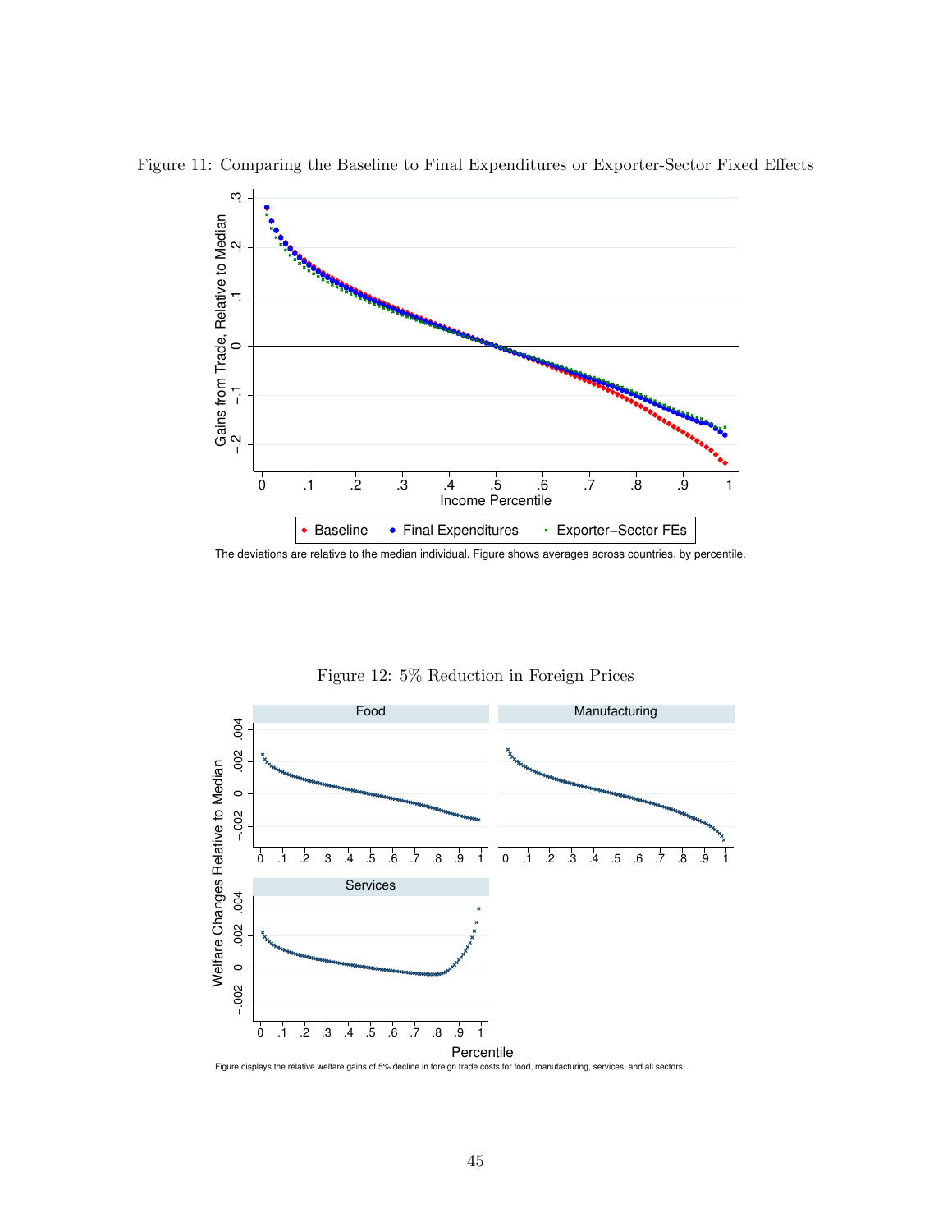Figure 11: Comparing the Baseline to Final Expenditures or Exporter-Sector Fixed Effects

The deviations are relative to the median individual. Figure shows averages across countries, by percentile.

Figure 12: 5% Reduction in Foreign Prices

Figure displays the relative welfare gains of 5% decline in foreign trade costs for food, manufacturing, services, and all sectors.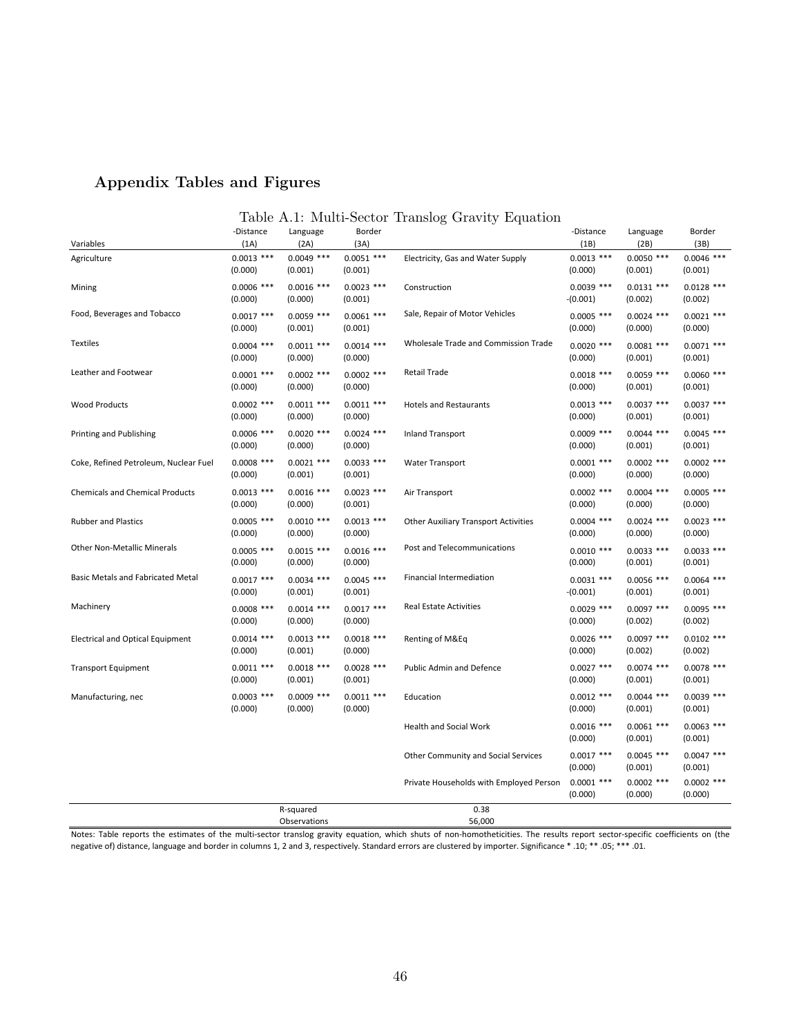## Appendix Tables and Figures

Table A.1: Multi-Sector Translog Gravity Equation

| Variables | -Distance (1A) | Language (2A) | Border (3A) | | -Distance (1B) | Language (2B) | Border (3B) |
|---|---|---|---|---|---|---|---|
| Agriculture | 0.0013 *** | 0.0049 *** | 0.0051 *** | Electricity, Gas and Water Supply | 0.0013 *** | 0.0050 *** | 0.0046 *** |
| | (0.000) | (0.001) | (0.001) | | (0.000) | (0.001) | (0.001) |
| Mining | 0.0006 *** | 0.0016 *** | 0.0023 *** | Construction | 0.0039 *** | 0.0131 *** | 0.0128 *** |
| | (0.000) | (0.000) | (0.001) | | -(0.001) | (0.002) | (0.002) |
| Food, Beverages and Tobacco | 0.0017 *** | 0.0059 *** | 0.0061 *** | Sale, Repair of Motor Vehicles | 0.0005 *** | 0.0024 *** | 0.0021 *** |
| | (0.000) | (0.001) | (0.001) | | (0.000) | (0.000) | (0.000) |
| Textiles | 0.0004 *** | 0.0011 *** | 0.0014 *** | Wholesale Trade and Commission Trade | 0.0020 *** | 0.0081 *** | 0.0071 *** |
| | (0.000) | (0.000) | (0.000) | | (0.000) | (0.001) | (0.001) |
| Leather and Footwear | 0.0001 *** | 0.0002 *** | 0.0002 *** | Retail Trade | 0.0018 *** | 0.0059 *** | 0.0060 *** |
| | (0.000) | (0.000) | (0.000) | | (0.000) | (0.001) | (0.001) |
| Wood Products | 0.0002 *** | 0.0011 *** | 0.0011 *** | Hotels and Restaurants | 0.0013 *** | 0.0037 *** | 0.0037 *** |
| | (0.000) | (0.000) | (0.000) | | (0.000) | (0.001) | (0.001) |
| Printing and Publishing | 0.0006 *** | 0.0020 *** | 0.0024 *** | Inland Transport | 0.0009 *** | 0.0044 *** | 0.0045 *** |
| | (0.000) | (0.000) | (0.000) | | (0.000) | (0.001) | (0.001) |
| Coke, Refined Petroleum, Nuclear Fuel | 0.0008 *** | 0.0021 *** | 0.0033 *** | Water Transport | 0.0001 *** | 0.0002 *** | 0.0002 *** |
| | (0.000) | (0.001) | (0.001) | | (0.000) | (0.000) | (0.000) |
| Chemicals and Chemical Products | 0.0013 *** | 0.0016 *** | 0.0023 *** | Air Transport | 0.0002 *** | 0.0004 *** | 0.0005 *** |
| | (0.000) | (0.000) | (0.001) | | (0.000) | (0.000) | (0.000) |
| Rubber and Plastics | 0.0005 *** | 0.0010 *** | 0.0013 *** | Other Auxiliary Transport Activities | 0.0004 *** | 0.0024 *** | 0.0023 *** |
| | (0.000) | (0.000) | (0.000) | | (0.000) | (0.000) | (0.000) |
| Other Non-Metallic Minerals | 0.0005 *** | 0.0015 *** | 0.0016 *** | Post and Telecommunications | 0.0010 *** | 0.0033 *** | 0.0033 *** |
| | (0.000) | (0.000) | (0.000) | | (0.000) | (0.001) | (0.001) |
| Basic Metals and Fabricated Metal | 0.0017 *** | 0.0034 *** | 0.0045 *** | Financial Intermediation | 0.0031 *** | 0.0056 *** | 0.0064 *** |
| | (0.000) | (0.001) | (0.001) | | -(0.001) | (0.001) | (0.001) |
| Machinery | 0.0008 *** | 0.0014 *** | 0.0017 *** | Real Estate Activities | 0.0029 *** | 0.0097 *** | 0.0095 *** |
| | (0.000) | (0.000) | (0.000) | | (0.000) | (0.002) | (0.002) |
| Electrical and Optical Equipment | 0.0014 *** | 0.0013 *** | 0.0018 *** | Renting of M&Eq | 0.0026 *** | 0.0097 *** | 0.0102 *** |
| | (0.000) | (0.001) | (0.000) | | (0.000) | (0.002) | (0.002) |
| Transport Equipment | 0.0011 *** | 0.0018 *** | 0.0028 *** | Public Admin and Defence | 0.0027 *** | 0.0074 *** | 0.0078 *** |
| | (0.000) | (0.001) | (0.001) | | (0.000) | (0.001) | (0.001) |
| Manufacturing, nec | 0.0003 *** | 0.0009 *** | 0.0011 *** | Education | 0.0012 *** | 0.0044 *** | 0.0039 *** |
| | (0.000) | (0.000) | (0.000) | | (0.000) | (0.001) | (0.001) |
| | | | | Health and Social Work | 0.0016 *** | 0.0061 *** | 0.0063 *** |
| | | | | | (0.000) | (0.001) | (0.001) |
| | | | | Other Community and Social Services | 0.0017 *** | 0.0045 *** | 0.0047 *** |
| | | | | | (0.000) | (0.001) | (0.001) |
| | | | | Private Households with Employed Person | 0.0001 *** | 0.0002 *** | 0.0002 *** |
| | | | | | (0.000) | (0.000) | (0.000) |
| | | R-squared | | 0.38 | | | |
| | | Observations | | 56,000 | | | |

Notes: Table reports the estimates of the multi-sector translog gravity equation, which shuts of non-homotheticities. The results report sector-specific coefficients on (the negative of) distance, language and border in columns 1, 2 and 3, respectively. Standard errors are clustered by importer. Significance * .10; ** .05; *** .01.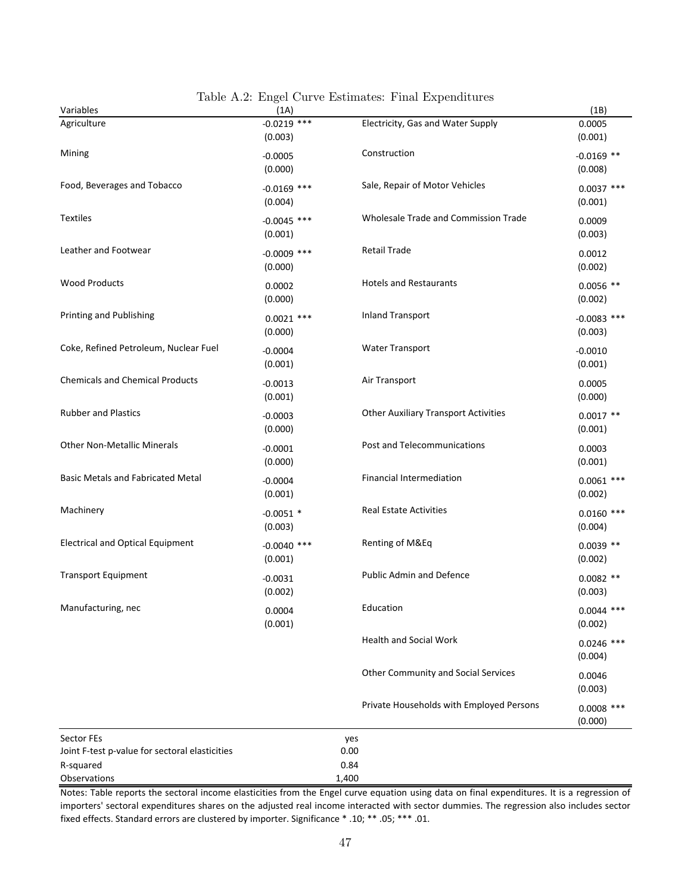Table A.2: Engel Curve Estimates: Final Expenditures

| Variables | (1A) | | (1B) |
|---|---|---|---|
| Agriculture | -0.0219 *** | Electricity, Gas and Water Supply | 0.0005 |
| | (0.003) | | (0.001) |
| Mining | -0.0005 | Construction | -0.0169 ** |
| | (0.000) | | (0.008) |
| Food, Beverages and Tobacco | -0.0169 *** | Sale, Repair of Motor Vehicles | 0.0037 *** |
| | (0.004) | | (0.001) |
| Textiles | -0.0045 *** | Wholesale Trade and Commission Trade | 0.0009 |
| | (0.001) | | (0.003) |
| Leather and Footwear | -0.0009 *** | Retail Trade | 0.0012 |
| | (0.000) | | (0.002) |
| Wood Products | 0.0002 | Hotels and Restaurants | 0.0056 ** |
| | (0.000) | | (0.002) |
| Printing and Publishing | 0.0021 *** | Inland Transport | -0.0083 *** |
| | (0.000) | | (0.003) |
| Coke, Refined Petroleum, Nuclear Fuel | -0.0004 | Water Transport | -0.0010 |
| | (0.001) | | (0.001) |
| Chemicals and Chemical Products | -0.0013 | Air Transport | 0.0005 |
| | (0.001) | | (0.000) |
| Rubber and Plastics | -0.0003 | Other Auxiliary Transport Activities | 0.0017 ** |
| | (0.000) | | (0.001) |
| Other Non-Metallic Minerals | -0.0001 | Post and Telecommunications | 0.0003 |
| | (0.000) | | (0.001) |
| Basic Metals and Fabricated Metal | -0.0004 | Financial Intermediation | 0.0061 *** |
| | (0.001) | | (0.002) |
| Machinery | -0.0051 * | Real Estate Activities | 0.0160 *** |
| | (0.003) | | (0.004) |
| Electrical and Optical Equipment | -0.0040 *** | Renting of M&Eq | 0.0039 ** |
| | (0.001) | | (0.002) |
| Transport Equipment | -0.0031 | Public Admin and Defence | 0.0082 ** |
| | (0.002) | | (0.003) |
| Manufacturing, nec | 0.0004 | Education | 0.0044 *** |
| | (0.001) | | (0.002) |
| | | Health and Social Work | 0.0246 *** |
| | | | (0.004) |
| | | Other Community and Social Services | 0.0046 |
| | | | (0.003) |
| | | Private Households with Employed Persons | 0.0008 *** |
| | | | (0.000) |
| Sector FEs | yes | | |
| Joint F-test p-value for sectoral elasticities | 0.00 | | |
| R-squared | 0.84 | | |
| Observations | 1,400 | | |

Notes: Table reports the sectoral income elasticities from the Engel curve equation using data on final expenditures. It is a regression of importers' sectoral expenditures shares on the adjusted real income interacted with sector dummies. The regression also includes sector fixed effects. Standard errors are clustered by importer. Significance * .10; ** .05; *** .01.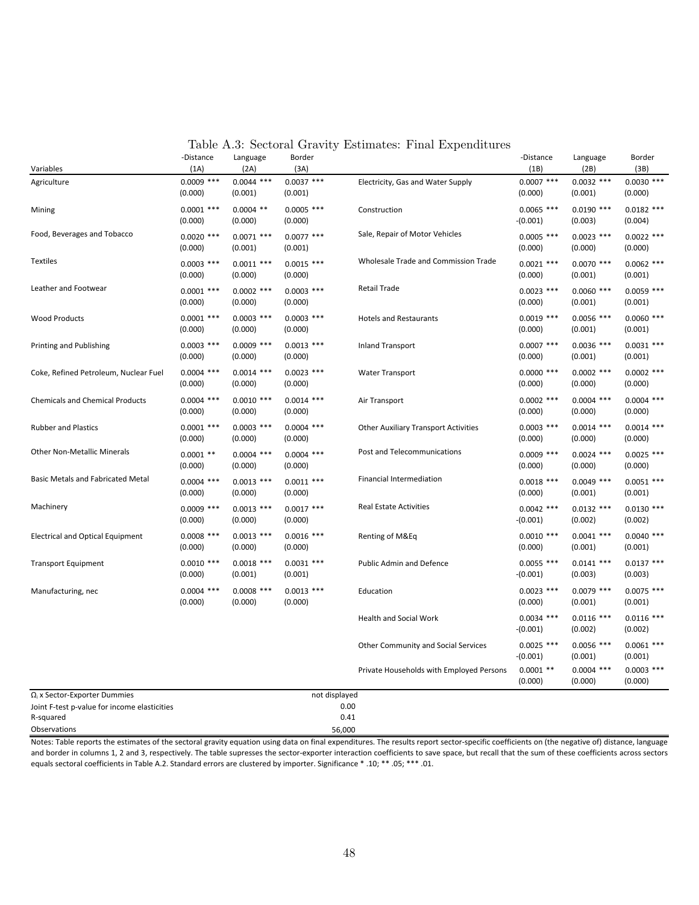Table A.3: Sectoral Gravity Estimates: Final Expenditures

| Variables | -Distance (1A) | Language (2A) | Border (3A) | | -Distance (1B) | Language (2B) | Border (3B) |
|---|---|---|---|---|---|---|---|
| Agriculture | 0.0009 *** | 0.0044 *** | 0.0037 *** | Electricity, Gas and Water Supply | 0.0007 *** | 0.0032 *** | 0.0030 *** |
| | (0.000) | (0.001) | (0.001) | | (0.000) | (0.001) | (0.000) |
| Mining | 0.0001 *** | 0.0004 ** | 0.0005 *** | Construction | 0.0065 *** | 0.0190 *** | 0.0182 *** |
| | (0.000) | (0.000) | (0.000) | | -(0.001) | (0.003) | (0.004) |
| Food, Beverages and Tobacco | 0.0020 *** | 0.0071 *** | 0.0077 *** | Sale, Repair of Motor Vehicles | 0.0005 *** | 0.0023 *** | 0.0022 *** |
| | (0.000) | (0.001) | (0.001) | | (0.000) | (0.000) | (0.000) |
| Textiles | 0.0003 *** | 0.0011 *** | 0.0015 *** | Wholesale Trade and Commission Trade | 0.0021 *** | 0.0070 *** | 0.0062 *** |
| | (0.000) | (0.000) | (0.000) | | (0.000) | (0.001) | (0.001) |
| Leather and Footwear | 0.0001 *** | 0.0002 *** | 0.0003 *** | Retail Trade | 0.0023 *** | 0.0060 *** | 0.0059 *** |
| | (0.000) | (0.000) | (0.000) | | (0.000) | (0.001) | (0.001) |
| Wood Products | 0.0001 *** | 0.0003 *** | 0.0003 *** | Hotels and Restaurants | 0.0019 *** | 0.0056 *** | 0.0060 *** |
| | (0.000) | (0.000) | (0.000) | | (0.000) | (0.001) | (0.001) |
| Printing and Publishing | 0.0003 *** | 0.0009 *** | 0.0013 *** | Inland Transport | 0.0007 *** | 0.0036 *** | 0.0031 *** |
| | (0.000) | (0.000) | (0.000) | | (0.000) | (0.001) | (0.001) |
| Coke, Refined Petroleum, Nuclear Fuel | 0.0004 *** | 0.0014 *** | 0.0023 *** | Water Transport | 0.0000 *** | 0.0002 *** | 0.0002 *** |
| | (0.000) | (0.000) | (0.000) | | (0.000) | (0.000) | (0.000) |
| Chemicals and Chemical Products | 0.0004 *** | 0.0010 *** | 0.0014 *** | Air Transport | 0.0002 *** | 0.0004 *** | 0.0004 *** |
| | (0.000) | (0.000) | (0.000) | | (0.000) | (0.000) | (0.000) |
| Rubber and Plastics | 0.0001 *** | 0.0003 *** | 0.0004 *** | Other Auxiliary Transport Activities | 0.0003 *** | 0.0014 *** | 0.0014 *** |
| | (0.000) | (0.000) | (0.000) | | (0.000) | (0.000) | (0.000) |
| Other Non-Metallic Minerals | 0.0001 ** | 0.0004 *** | 0.0004 *** | Post and Telecommunications | 0.0009 *** | 0.0024 *** | 0.0025 *** |
| | (0.000) | (0.000) | (0.000) | | (0.000) | (0.000) | (0.000) |
| Basic Metals and Fabricated Metal | 0.0004 *** | 0.0013 *** | 0.0011 *** | Financial Intermediation | 0.0018 *** | 0.0049 *** | 0.0051 *** |
| | (0.000) | (0.000) | (0.000) | | (0.000) | (0.001) | (0.001) |
| Machinery | 0.0009 *** | 0.0013 *** | 0.0017 *** | Real Estate Activities | 0.0042 *** | 0.0132 *** | 0.0130 *** |
| | (0.000) | (0.000) | (0.000) | | -(0.001) | (0.002) | (0.002) |
| Electrical and Optical Equipment | 0.0008 *** | 0.0013 *** | 0.0016 *** | Renting of M&Eq | 0.0010 *** | 0.0041 *** | 0.0040 *** |
| | (0.000) | (0.000) | (0.000) | | (0.000) | (0.001) | (0.001) |
| Transport Equipment | 0.0010 *** | 0.0018 *** | 0.0031 *** | Public Admin and Defence | 0.0055 *** | 0.0141 *** | 0.0137 *** |
| | (0.000) | (0.001) | (0.001) | | -(0.001) | (0.003) | (0.003) |
| Manufacturing, nec | 0.0004 *** | 0.0008 *** | 0.0013 *** | Education | 0.0023 *** | 0.0079 *** | 0.0075 *** |
| | (0.000) | (0.000) | (0.000) | | (0.000) | (0.001) | (0.001) |
| | | | | Health and Social Work | 0.0034 *** | 0.0116 *** | 0.0116 *** |
| | | | | | -(0.001) | (0.002) | (0.002) |
| | | | | Other Community and Social Services | 0.0025 *** | 0.0056 *** | 0.0061 *** |
| | | | | | -(0.001) | (0.001) | (0.001) |
| | | | | Private Households with Employed Persons | 0.0001 ** | 0.0004 *** | 0.0003 *** |
| | | | | | (0.000) | (0.000) | (0.000) |
| $\Omega_i$ x Sector-Exporter Dummies | | | not displayed | | | | |
| Joint F-test p-value for income elasticities | | | 0.00 | | | | |
| R-squared | | | 0.41 | | | | |
| Observations | | | 56,000 | | | | |

Notes: Table reports the estimates of the sectoral gravity equation using data on final expenditures. The results report sector-specific coefficients on (the negative of) distance, language and border in columns 1, 2 and 3, respectively. The table supresses the sector-exporter interaction coefficients to save space, but recall that the sum of these coefficients across sectors equals sectoral coefficients in Table A.2. Standard errors are clustered by importer. Significance * .10; ** .05; *** .01.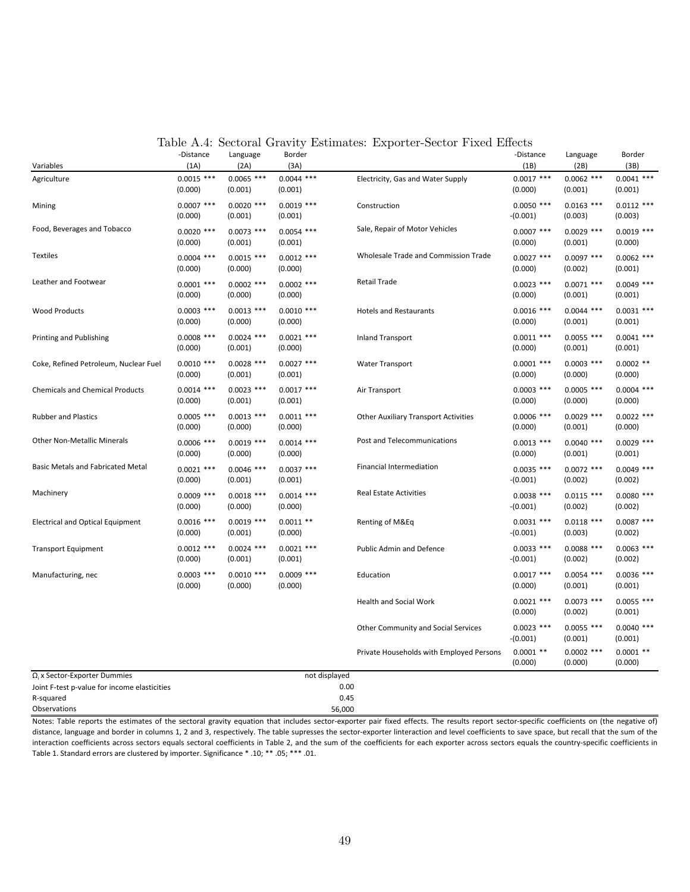Table A.4: Sectoral Gravity Estimates: Exporter-Sector Fixed Effects

| Variables | -Distance (1A) | Language (2A) | Border (3A) | | -Distance (1B) | Language (2B) | Border (3B) |
|---|---|---|---|---|---|---|---|
| Agriculture | 0.0015 *** | 0.0065 *** | 0.0044 *** | Electricity, Gas and Water Supply | 0.0017 *** | 0.0062 *** | 0.0041 *** |
| | (0.000) | (0.001) | (0.001) | | (0.000) | (0.001) | (0.001) |
| Mining | 0.0007 *** | 0.0020 *** | 0.0019 *** | Construction | 0.0050 *** | 0.0163 *** | 0.0112 *** |
| | (0.000) | (0.001) | (0.001) | | -(0.001) | (0.003) | (0.003) |
| Food, Beverages and Tobacco | 0.0020 *** | 0.0073 *** | 0.0054 *** | Sale, Repair of Motor Vehicles | 0.0007 *** | 0.0029 *** | 0.0019 *** |
| | (0.000) | (0.001) | (0.001) | | (0.000) | (0.001) | (0.000) |
| Textiles | 0.0004 *** | 0.0015 *** | 0.0012 *** | Wholesale Trade and Commission Trade | 0.0027 *** | 0.0097 *** | 0.0062 *** |
| | (0.000) | (0.000) | (0.000) | | (0.000) | (0.002) | (0.001) |
| Leather and Footwear | 0.0001 *** | 0.0002 *** | 0.0002 *** | Retail Trade | 0.0023 *** | 0.0071 *** | 0.0049 *** |
| | (0.000) | (0.000) | (0.000) | | (0.000) | (0.001) | (0.001) |
| Wood Products | 0.0003 *** | 0.0013 *** | 0.0010 *** | Hotels and Restaurants | 0.0016 *** | 0.0044 *** | 0.0031 *** |
| | (0.000) | (0.000) | (0.000) | | (0.000) | (0.001) | (0.001) |
| Printing and Publishing | 0.0008 *** | 0.0024 *** | 0.0021 *** | Inland Transport | 0.0011 *** | 0.0055 *** | 0.0041 *** |
| | (0.000) | (0.001) | (0.000) | | (0.000) | (0.001) | (0.001) |
| Coke, Refined Petroleum, Nuclear Fuel | 0.0010 *** | 0.0028 *** | 0.0027 *** | Water Transport | 0.0001 *** | 0.0003 *** | 0.0002 ** |
| | (0.000) | (0.001) | (0.001) | | (0.000) | (0.000) | (0.000) |
| Chemicals and Chemical Products | 0.0014 *** | 0.0023 *** | 0.0017 *** | Air Transport | 0.0003 *** | 0.0005 *** | 0.0004 *** |
| | (0.000) | (0.001) | (0.001) | | (0.000) | (0.000) | (0.000) |
| Rubber and Plastics | 0.0005 *** | 0.0013 *** | 0.0011 *** | Other Auxiliary Transport Activities | 0.0006 *** | 0.0029 *** | 0.0022 *** |
| | (0.000) | (0.000) | (0.000) | | (0.000) | (0.001) | (0.000) |
| Other Non-Metallic Minerals | 0.0006 *** | 0.0019 *** | 0.0014 *** | Post and Telecommunications | 0.0013 *** | 0.0040 *** | 0.0029 *** |
| | (0.000) | (0.000) | (0.000) | | (0.000) | (0.001) | (0.001) |
| Basic Metals and Fabricated Metal | 0.0021 *** | 0.0046 *** | 0.0037 *** | Financial Intermediation | 0.0035 *** | 0.0072 *** | 0.0049 *** |
| | (0.000) | (0.001) | (0.001) | | -(0.001) | (0.002) | (0.002) |
| Machinery | 0.0009 *** | 0.0018 *** | 0.0014 *** | Real Estate Activities | 0.0038 *** | 0.0115 *** | 0.0080 *** |
| | (0.000) | (0.000) | (0.000) | | -(0.001) | (0.002) | (0.002) |
| Electrical and Optical Equipment | 0.0016 *** | 0.0019 *** | 0.0011 ** | Renting of M&Eq | 0.0031 *** | 0.0118 *** | 0.0087 *** |
| | (0.000) | (0.001) | (0.000) | | -(0.001) | (0.003) | (0.002) |
| Transport Equipment | 0.0012 *** | 0.0024 *** | 0.0021 *** | Public Admin and Defence | 0.0033 *** | 0.0088 *** | 0.0063 *** |
| | (0.000) | (0.001) | (0.001) | | -(0.001) | (0.002) | (0.002) |
| Manufacturing, nec | 0.0003 *** | 0.0010 *** | 0.0009 *** | Education | 0.0017 *** | 0.0054 *** | 0.0036 *** |
| | (0.000) | (0.000) | (0.000) | | (0.000) | (0.001) | (0.001) |
| | | | | Health and Social Work | 0.0021 *** | 0.0073 *** | 0.0055 *** |
| | | | | | (0.000) | (0.002) | (0.001) |
| | | | | Other Community and Social Services | 0.0023 *** | 0.0055 *** | 0.0040 *** |
| | | | | | -(0.001) | (0.001) | (0.001) |
| | | | | Private Households with Employed Persons | 0.0001 ** | 0.0002 *** | 0.0001 ** |
| | | | | | (0.000) | (0.000) | (0.000) |
| $\Omega_i$ x Sector-Exporter Dummies | | | not displayed | | | | |
| Joint F-test p-value for income elasticities | | | 0.00 | | | | |
| R-squared | | | 0.45 | | | | |
| Observations | | | 56,000 | | | | |

Notes: Table reports the estimates of the sectoral gravity equation that includes sector-exporter pair fixed effects. The results report sector-specific coefficients on (the negative of) distance, language and border in columns 1, 2 and 3, respectively. The table supresses the sector-exporter linteraction and level coefficients to save space, but recall that the sum of the interaction coefficients across sectors equals sectoral coefficients in Table 2, and the sum of the coefficients for each exporter across sectors equals the country-specific coefficients in Table 1. Standard errors are clustered by importer. Significance * .10; ** .05; *** .01.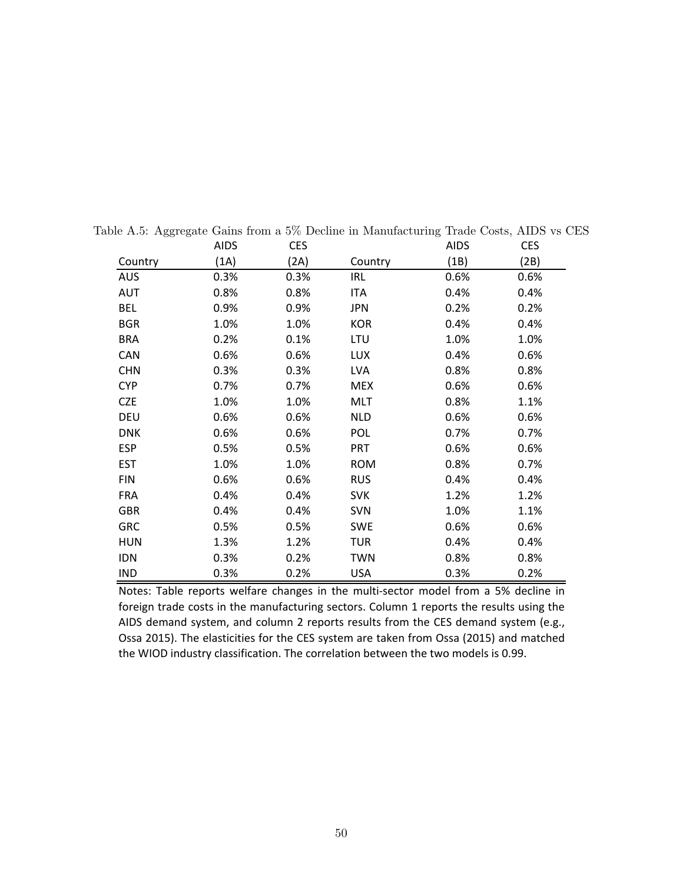Table A.5: Aggregate Gains from a 5% Decline in Manufacturing Trade Costs, AIDS vs CES

| Country | AIDS (1A) | CES (2A) | Country | AIDS (1B) | CES (2B) |
|---|---|---|---|---|---|
| AUS | 0.3% | 0.3% | IRL | 0.6% | 0.6% |
| AUT | 0.8% | 0.8% | ITA | 0.4% | 0.4% |
| BEL | 0.9% | 0.9% | JPN | 0.2% | 0.2% |
| BGR | 1.0% | 1.0% | KOR | 0.4% | 0.4% |
| BRA | 0.2% | 0.1% | LTU | 1.0% | 1.0% |
| CAN | 0.6% | 0.6% | LUX | 0.4% | 0.6% |
| CHN | 0.3% | 0.3% | LVA | 0.8% | 0.8% |
| CYP | 0.7% | 0.7% | MEX | 0.6% | 0.6% |
| CZE | 1.0% | 1.0% | MLT | 0.8% | 1.1% |
| DEU | 0.6% | 0.6% | NLD | 0.6% | 0.6% |
| DNK | 0.6% | 0.6% | POL | 0.7% | 0.7% |
| ESP | 0.5% | 0.5% | PRT | 0.6% | 0.6% |
| EST | 1.0% | 1.0% | ROM | 0.8% | 0.7% |
| FIN | 0.6% | 0.6% | RUS | 0.4% | 0.4% |
| FRA | 0.4% | 0.4% | SVK | 1.2% | 1.2% |
| GBR | 0.4% | 0.4% | SVN | 1.0% | 1.1% |
| GRC | 0.5% | 0.5% | SWE | 0.6% | 0.6% |
| HUN | 1.3% | 1.2% | TUR | 0.4% | 0.4% |
| IDN | 0.3% | 0.2% | TWN | 0.8% | 0.8% |
| IND | 0.3% | 0.2% | USA | 0.3% | 0.2% |

Notes: Table reports welfare changes in the multi-sector model from a 5% decline in foreign trade costs in the manufacturing sectors. Column 1 reports the results using the AIDS demand system, and column 2 reports results from the CES demand system (e.g., Ossa 2015). The elasticities for the CES system are taken from Ossa (2015) and matched the WIOD industry classification. The correlation between the two models is 0.99.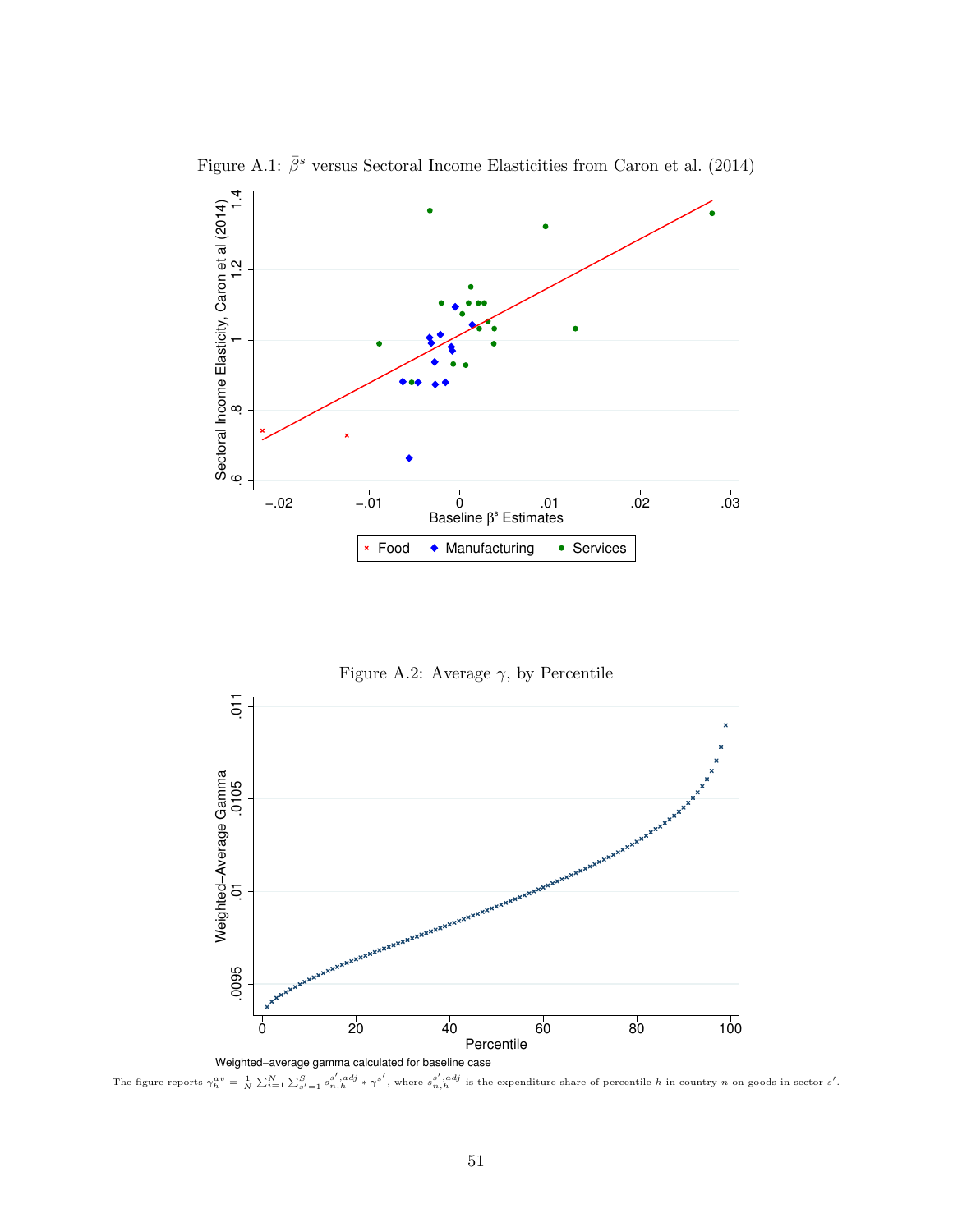Figure A.1: $\bar{\beta}^s$ versus Sectoral Income Elasticities from Caron et al. (2014)

Sectoral Income Elasticity, Caron et al (2014)

1.4
1.2
1
.8
.6

−.02 −.01 0 .01 .02 .03

Baseline $\beta^s$ Estimates

Food Manufacturing Services

Figure A.2: Average $\gamma$, by Percentile

Weighted−Average Gamma

.011
.0105
.01
.0095

0 20 40 60 80 100

Percentile

Weighted−average gamma calculated for baseline case

The figure reports $\gamma_h^{av} = \frac{1}{N}\sum_{i=1}^{N}\sum_{s'=1}^{S} s_{n,h}^{s',adj} * \gamma^{s'}$, where $s_{n,h}^{s',adj}$ is the expenditure share of percentile $h$ in country $n$ on goods in sector $s'$.